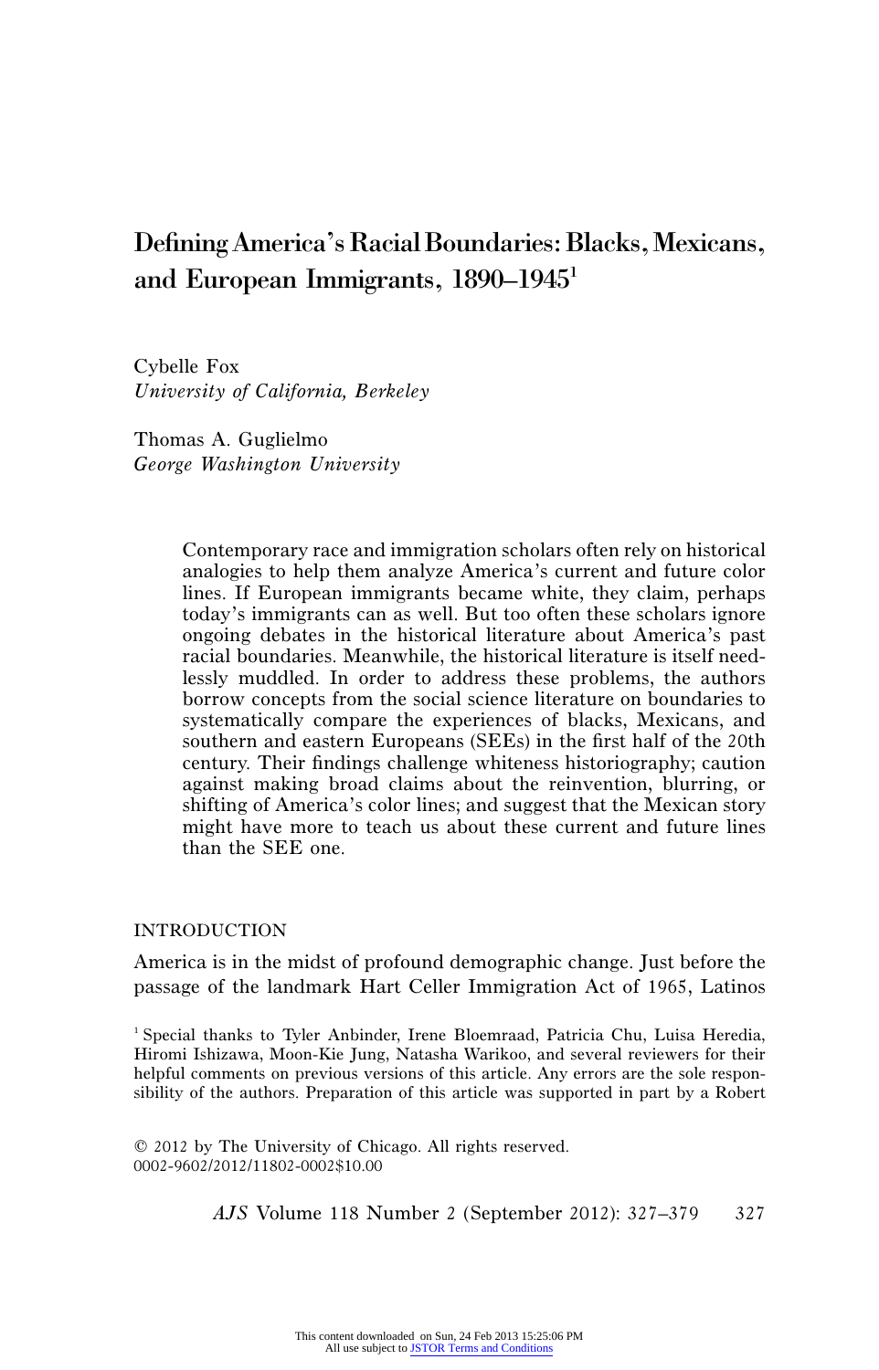# Defining America's Racial Boundaries: Blacks, Mexicans, and European Immigrants, 1890–1945[1]

Cybelle Fox
*University of California, Berkeley*

Thomas A. Guglielmo
*George Washington University*

> Contemporary race and immigration scholars often rely on historical analogies to help them analyze America's current and future color lines. If European immigrants became white, they claim, perhaps today's immigrants can as well. But too often these scholars ignore ongoing debates in the historical literature about America's past racial boundaries. Meanwhile, the historical literature is itself needlessly muddled. In order to address these problems, the authors borrow concepts from the social science literature on boundaries to systematically compare the experiences of blacks, Mexicans, and southern and eastern Europeans (SEEs) in the first half of the 20th century. Their findings challenge whiteness historiography; caution against making broad claims about the reinvention, blurring, or shifting of America's color lines; and suggest that the Mexican story might have more to teach us about these current and future lines than the SEE one.

## INTRODUCTION

America is in the midst of profound demographic change. Just before the passage of the landmark Hart Celler Immigration Act of 1965, Latinos

[1] Special thanks to Tyler Anbinder, Irene Bloemraad, Patricia Chu, Luisa Heredia, Hiromi Ishizawa, Moon-Kie Jung, Natasha Warikoo, and several reviewers for their helpful comments on previous versions of this article. Any errors are the sole responsibility of the authors. Preparation of this article was supported in part by a Robert

© 2012 by The University of Chicago. All rights reserved.
0002-9602/2012/11802-0002$10.00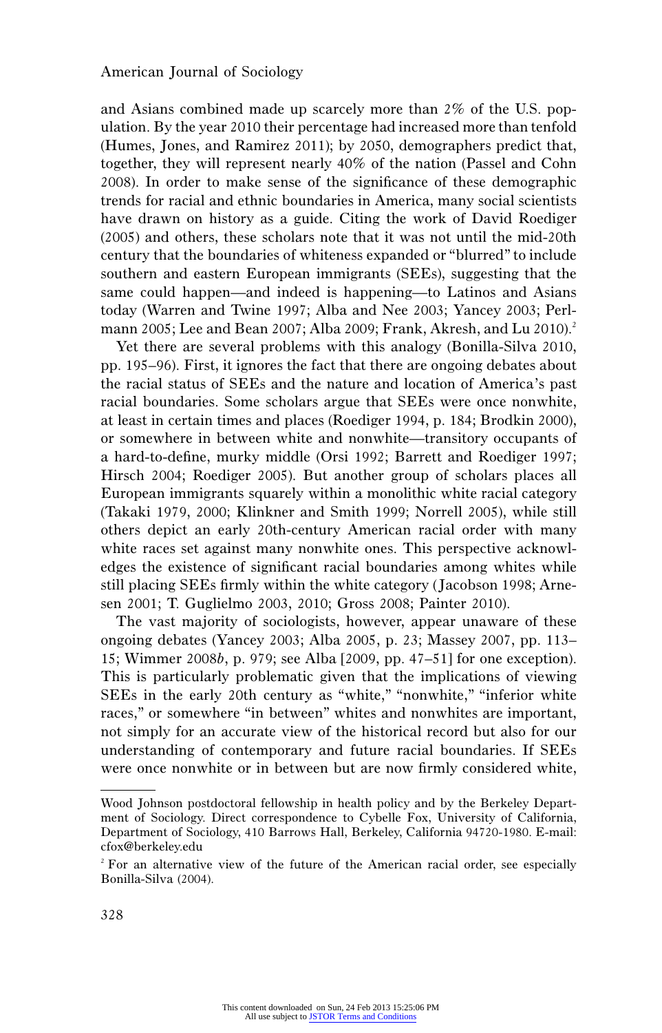and Asians combined made up scarcely more than 2% of the U.S. population. By the year 2010 their percentage had increased more than tenfold (Humes, Jones, and Ramirez 2011); by 2050, demographers predict that, together, they will represent nearly 40% of the nation (Passel and Cohn 2008). In order to make sense of the significance of these demographic trends for racial and ethnic boundaries in America, many social scientists have drawn on history as a guide. Citing the work of David Roediger (2005) and others, these scholars note that it was not until the mid-20th century that the boundaries of whiteness expanded or "blurred" to include southern and eastern European immigrants (SEEs), suggesting that the same could happen—and indeed is happening—to Latinos and Asians today (Warren and Twine 1997; Alba and Nee 2003; Yancey 2003; Perlmann 2005; Lee and Bean 2007; Alba 2009; Frank, Akresh, and Lu 2010).[2]

Yet there are several problems with this analogy (Bonilla-Silva 2010, pp. 195–96). First, it ignores the fact that there are ongoing debates about the racial status of SEEs and the nature and location of America's past racial boundaries. Some scholars argue that SEEs were once nonwhite, at least in certain times and places (Roediger 1994, p. 184; Brodkin 2000), or somewhere in between white and nonwhite—transitory occupants of a hard-to-define, murky middle (Orsi 1992; Barrett and Roediger 1997; Hirsch 2004; Roediger 2005). But another group of scholars places all European immigrants squarely within a monolithic white racial category (Takaki 1979, 2000; Klinkner and Smith 1999; Norrell 2005), while still others depict an early 20th-century American racial order with many white races set against many nonwhite ones. This perspective acknowledges the existence of significant racial boundaries among whites while still placing SEEs firmly within the white category (Jacobson 1998; Arnesen 2001; T. Guglielmo 2003, 2010; Gross 2008; Painter 2010).

The vast majority of sociologists, however, appear unaware of these ongoing debates (Yancey 2003; Alba 2005, p. 23; Massey 2007, pp. 113–15; Wimmer 2008*b*, p. 979; see Alba [2009, pp. 47–51] for one exception). This is particularly problematic given that the implications of viewing SEEs in the early 20th century as "white," "nonwhite," "inferior white races," or somewhere "in between" whites and nonwhites are important, not simply for an accurate view of the historical record but also for our understanding of contemporary and future racial boundaries. If SEEs were once nonwhite or in between but are now firmly considered white,

---

Wood Johnson postdoctoral fellowship in health policy and by the Berkeley Department of Sociology. Direct correspondence to Cybelle Fox, University of California, Department of Sociology, 410 Barrows Hall, Berkeley, California 94720-1980. E-mail: cfox@berkeley.edu

[2] For an alternative view of the future of the American racial order, see especially Bonilla-Silva (2004).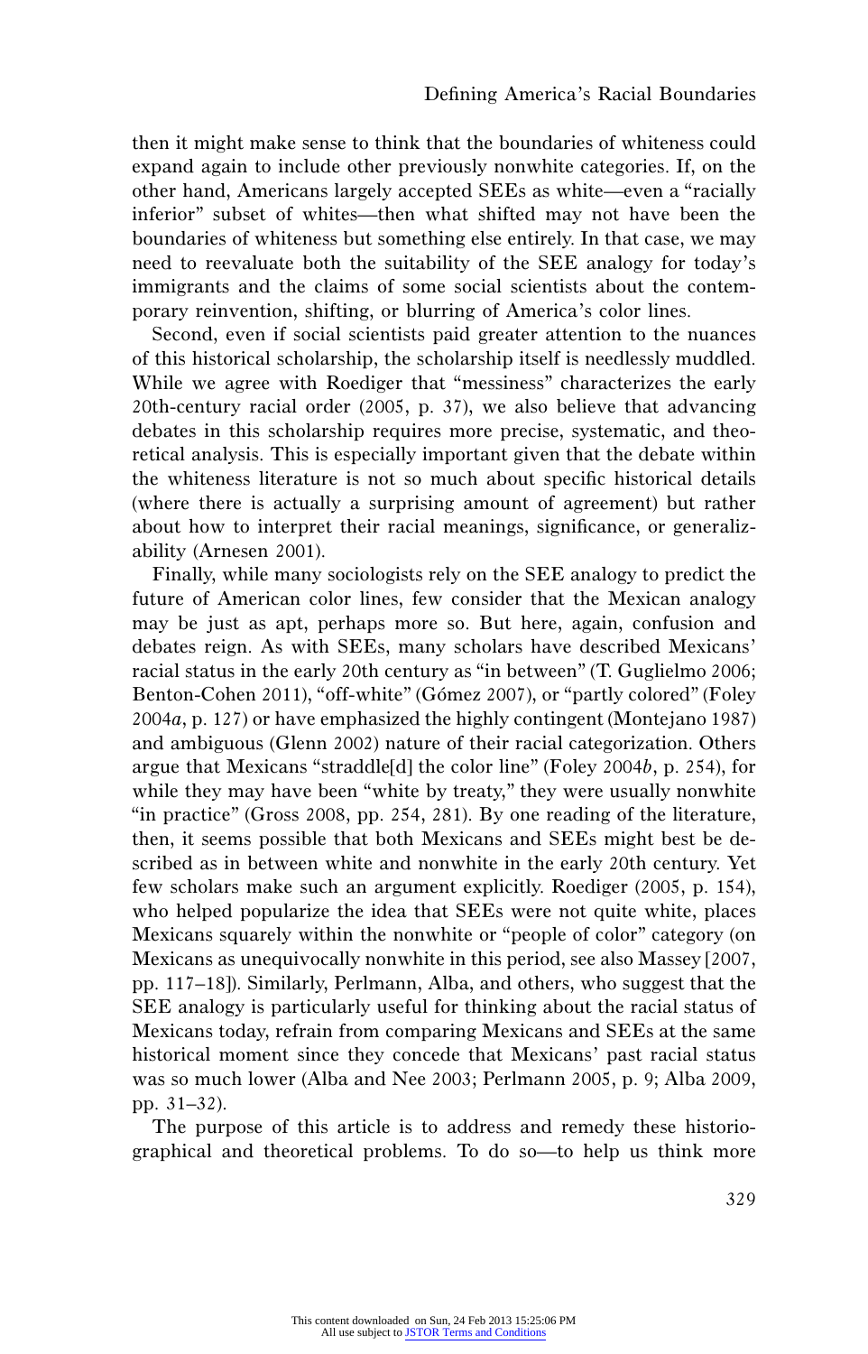then it might make sense to think that the boundaries of whiteness could expand again to include other previously nonwhite categories. If, on the other hand, Americans largely accepted SEEs as white—even a "racially inferior" subset of whites—then what shifted may not have been the boundaries of whiteness but something else entirely. In that case, we may need to reevaluate both the suitability of the SEE analogy for today's immigrants and the claims of some social scientists about the contemporary reinvention, shifting, or blurring of America's color lines.

Second, even if social scientists paid greater attention to the nuances of this historical scholarship, the scholarship itself is needlessly muddled. While we agree with Roediger that "messiness" characterizes the early 20th-century racial order (2005, p. 37), we also believe that advancing debates in this scholarship requires more precise, systematic, and theoretical analysis. This is especially important given that the debate within the whiteness literature is not so much about specific historical details (where there is actually a surprising amount of agreement) but rather about how to interpret their racial meanings, significance, or generalizability (Arnesen 2001).

Finally, while many sociologists rely on the SEE analogy to predict the future of American color lines, few consider that the Mexican analogy may be just as apt, perhaps more so. But here, again, confusion and debates reign. As with SEEs, many scholars have described Mexicans' racial status in the early 20th century as "in between" (T. Guglielmo 2006; Benton-Cohen 2011), "off-white" (Gómez 2007), or "partly colored" (Foley 2004*a*, p. 127) or have emphasized the highly contingent (Montejano 1987) and ambiguous (Glenn 2002) nature of their racial categorization. Others argue that Mexicans "straddle[d] the color line" (Foley 2004*b*, p. 254), for while they may have been "white by treaty," they were usually nonwhite "in practice" (Gross 2008, pp. 254, 281). By one reading of the literature, then, it seems possible that both Mexicans and SEEs might best be described as in between white and nonwhite in the early 20th century. Yet few scholars make such an argument explicitly. Roediger (2005, p. 154), who helped popularize the idea that SEEs were not quite white, places Mexicans squarely within the nonwhite or "people of color" category (on Mexicans as unequivocally nonwhite in this period, see also Massey [2007, pp. 117–18]). Similarly, Perlmann, Alba, and others, who suggest that the SEE analogy is particularly useful for thinking about the racial status of Mexicans today, refrain from comparing Mexicans and SEEs at the same historical moment since they concede that Mexicans' past racial status was so much lower (Alba and Nee 2003; Perlmann 2005, p. 9; Alba 2009, pp. 31–32).

The purpose of this article is to address and remedy these historiographical and theoretical problems. To do so—to help us think more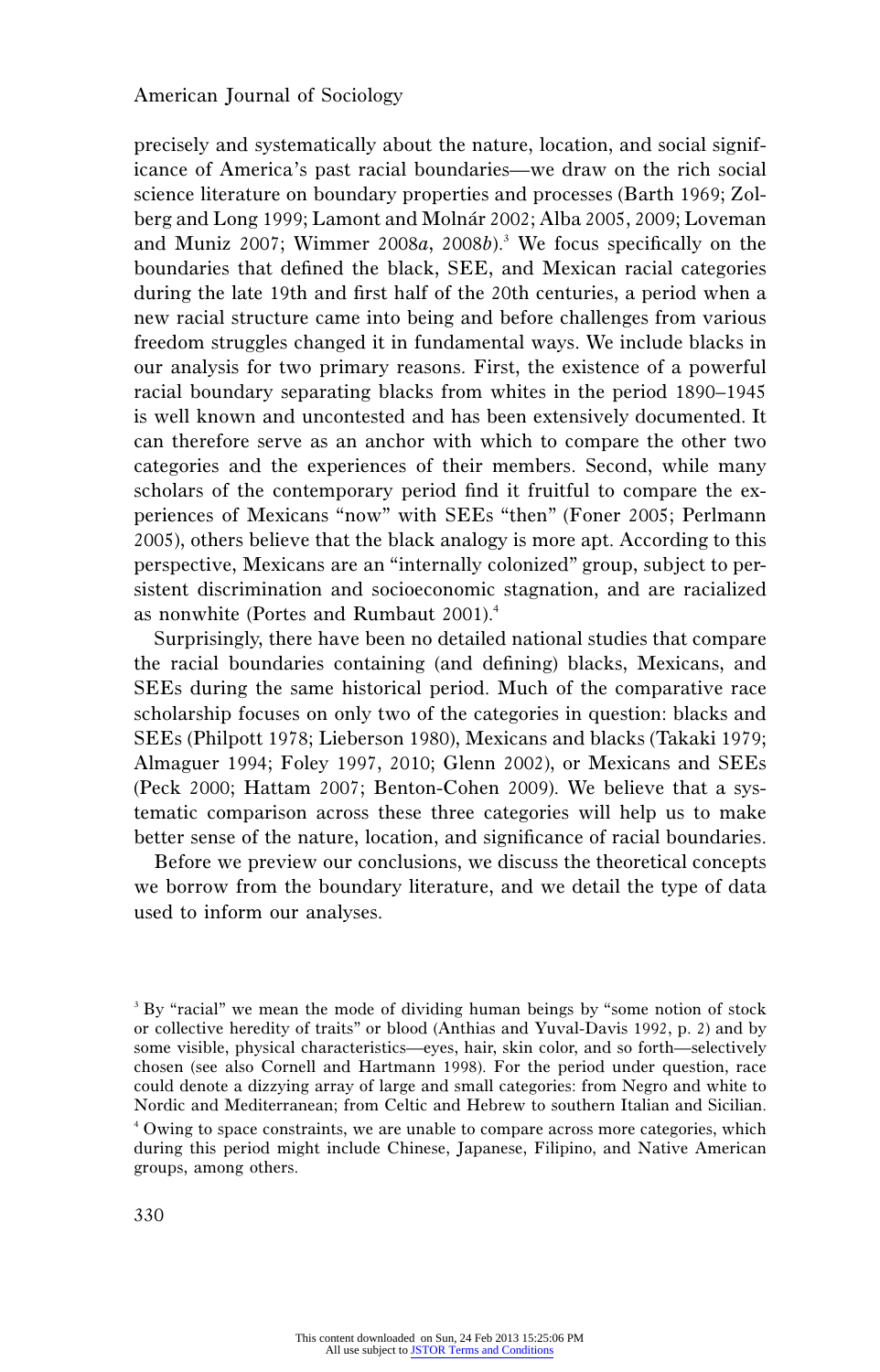precisely and systematically about the nature, location, and social significance of America's past racial boundaries—we draw on the rich social science literature on boundary properties and processes (Barth 1969; Zolberg and Long 1999; Lamont and Molnár 2002; Alba 2005, 2009; Loveman and Muniz 2007; Wimmer 2008*a*, 2008*b*).[3] We focus specifically on the boundaries that defined the black, SEE, and Mexican racial categories during the late 19th and first half of the 20th centuries, a period when a new racial structure came into being and before challenges from various freedom struggles changed it in fundamental ways. We include blacks in our analysis for two primary reasons. First, the existence of a powerful racial boundary separating blacks from whites in the period 1890–1945 is well known and uncontested and has been extensively documented. It can therefore serve as an anchor with which to compare the other two categories and the experiences of their members. Second, while many scholars of the contemporary period find it fruitful to compare the experiences of Mexicans "now" with SEEs "then" (Foner 2005; Perlmann 2005), others believe that the black analogy is more apt. According to this perspective, Mexicans are an "internally colonized" group, subject to persistent discrimination and socioeconomic stagnation, and are racialized as nonwhite (Portes and Rumbaut 2001).[4]

Surprisingly, there have been no detailed national studies that compare the racial boundaries containing (and defining) blacks, Mexicans, and SEEs during the same historical period. Much of the comparative race scholarship focuses on only two of the categories in question: blacks and SEEs (Philpott 1978; Lieberson 1980), Mexicans and blacks (Takaki 1979; Almaguer 1994; Foley 1997, 2010; Glenn 2002), or Mexicans and SEEs (Peck 2000; Hattam 2007; Benton-Cohen 2009). We believe that a systematic comparison across these three categories will help us to make better sense of the nature, location, and significance of racial boundaries.

Before we preview our conclusions, we discuss the theoretical concepts we borrow from the boundary literature, and we detail the type of data used to inform our analyses.

[3] By "racial" we mean the mode of dividing human beings by "some notion of stock or collective heredity of traits" or blood (Anthias and Yuval-Davis 1992, p. 2) and by some visible, physical characteristics—eyes, hair, skin color, and so forth—selectively chosen (see also Cornell and Hartmann 1998). For the period under question, race could denote a dizzying array of large and small categories: from Negro and white to Nordic and Mediterranean; from Celtic and Hebrew to southern Italian and Sicilian.

[4] Owing to space constraints, we are unable to compare across more categories, which during this period might include Chinese, Japanese, Filipino, and Native American groups, among others.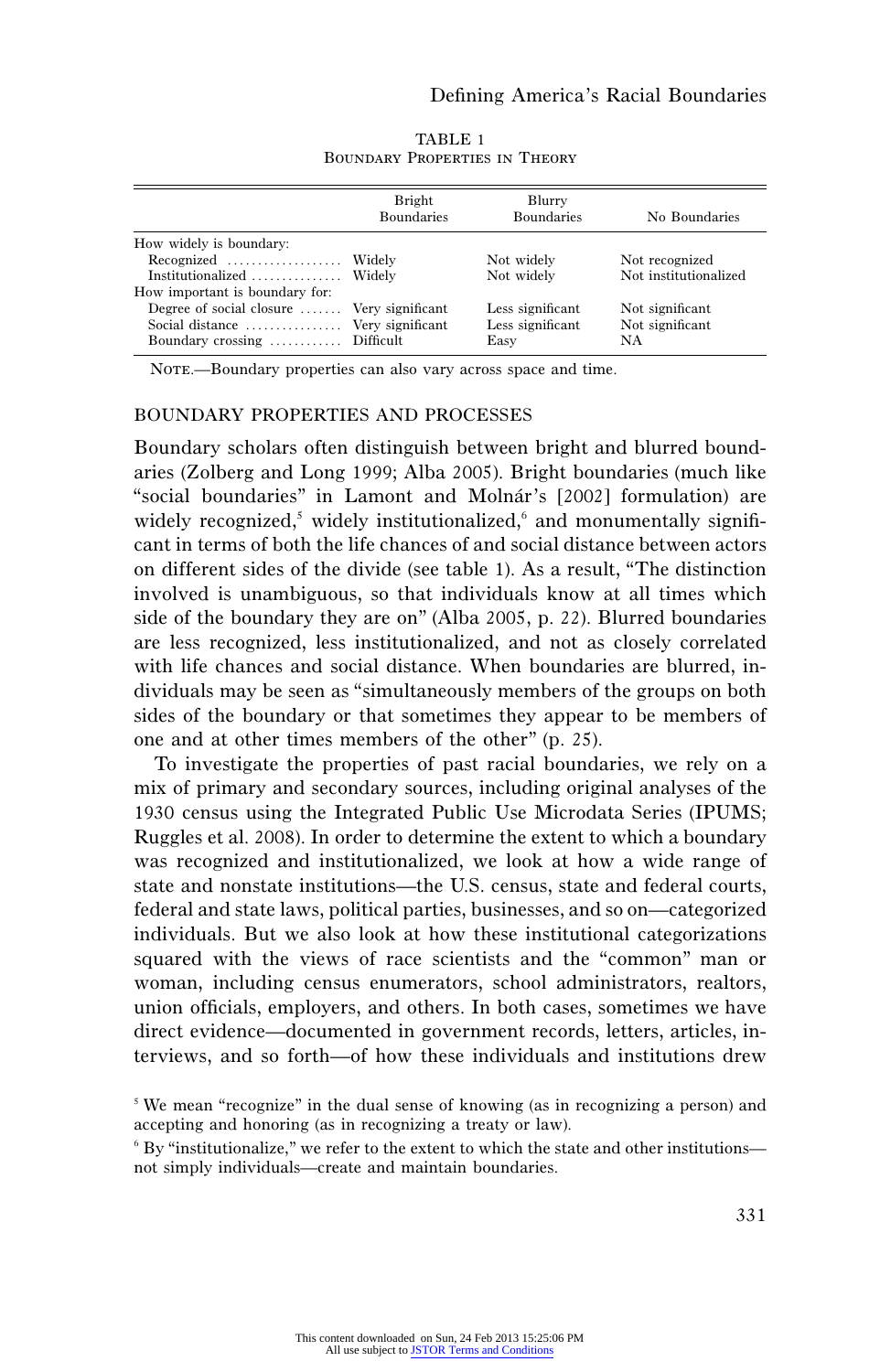TABLE 1
BOUNDARY PROPERTIES IN THEORY

| | Bright Boundaries | Blurry Boundaries | No Boundaries |
|---|---|---|---|
| How widely is boundary: | | | |
| Recognized | Widely | Not widely | Not recognized |
| Institutionalized | Widely | Not widely | Not institutionalized |
| How important is boundary for: | | | |
| Degree of social closure | Very significant | Less significant | Not significant |
| Social distance | Very significant | Less significant | Not significant |
| Boundary crossing | Difficult | Easy | NA |

NOTE.—Boundary properties can also vary across space and time.

## BOUNDARY PROPERTIES AND PROCESSES

Boundary scholars often distinguish between bright and blurred boundaries (Zolberg and Long 1999; Alba 2005). Bright boundaries (much like "social boundaries" in Lamont and Molnár's [2002] formulation) are widely recognized,[5] widely institutionalized,[6] and monumentally significant in terms of both the life chances of and social distance between actors on different sides of the divide (see table 1). As a result, "The distinction involved is unambiguous, so that individuals know at all times which side of the boundary they are on" (Alba 2005, p. 22). Blurred boundaries are less recognized, less institutionalized, and not as closely correlated with life chances and social distance. When boundaries are blurred, individuals may be seen as "simultaneously members of the groups on both sides of the boundary or that sometimes they appear to be members of one and at other times members of the other" (p. 25).

To investigate the properties of past racial boundaries, we rely on a mix of primary and secondary sources, including original analyses of the 1930 census using the Integrated Public Use Microdata Series (IPUMS; Ruggles et al. 2008). In order to determine the extent to which a boundary was recognized and institutionalized, we look at how a wide range of state and nonstate institutions—the U.S. census, state and federal courts, federal and state laws, political parties, businesses, and so on—categorized individuals. But we also look at how these institutional categorizations squared with the views of race scientists and the "common" man or woman, including census enumerators, school administrators, realtors, union officials, employers, and others. In both cases, sometimes we have direct evidence—documented in government records, letters, articles, interviews, and so forth—of how these individuals and institutions drew

[5] We mean "recognize" in the dual sense of knowing (as in recognizing a person) and accepting and honoring (as in recognizing a treaty or law).

[6] By "institutionalize," we refer to the extent to which the state and other institutions—not simply individuals—create and maintain boundaries.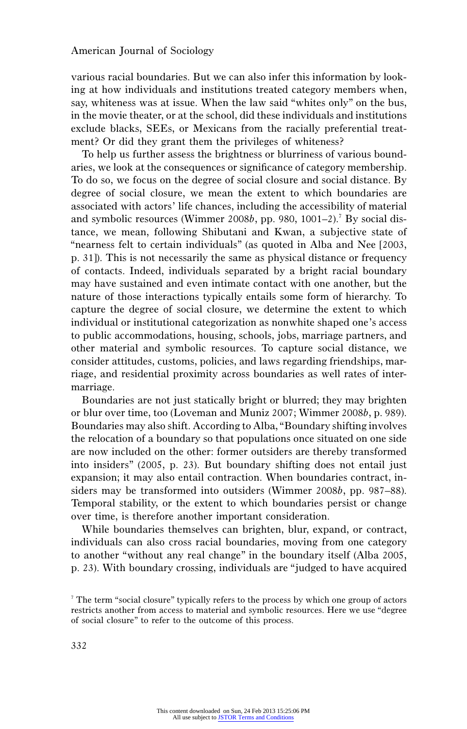various racial boundaries. But we can also infer this information by looking at how individuals and institutions treated category members when, say, whiteness was at issue. When the law said "whites only" on the bus, in the movie theater, or at the school, did these individuals and institutions exclude blacks, SEEs, or Mexicans from the racially preferential treatment? Or did they grant them the privileges of whiteness?

To help us further assess the brightness or blurriness of various boundaries, we look at the consequences or significance of category membership. To do so, we focus on the degree of social closure and social distance. By degree of social closure, we mean the extent to which boundaries are associated with actors' life chances, including the accessibility of material and symbolic resources (Wimmer 2008*b*, pp. 980, 1001–2).[7] By social distance, we mean, following Shibutani and Kwan, a subjective state of "nearness felt to certain individuals" (as quoted in Alba and Nee [2003, p. 31]). This is not necessarily the same as physical distance or frequency of contacts. Indeed, individuals separated by a bright racial boundary may have sustained and even intimate contact with one another, but the nature of those interactions typically entails some form of hierarchy. To capture the degree of social closure, we determine the extent to which individual or institutional categorization as nonwhite shaped one's access to public accommodations, housing, schools, jobs, marriage partners, and other material and symbolic resources. To capture social distance, we consider attitudes, customs, policies, and laws regarding friendships, marriage, and residential proximity across boundaries as well rates of intermarriage.

Boundaries are not just statically bright or blurred; they may brighten or blur over time, too (Loveman and Muniz 2007; Wimmer 2008*b*, p. 989). Boundaries may also shift. According to Alba, "Boundary shifting involves the relocation of a boundary so that populations once situated on one side are now included on the other: former outsiders are thereby transformed into insiders" (2005, p. 23). But boundary shifting does not entail just expansion; it may also entail contraction. When boundaries contract, insiders may be transformed into outsiders (Wimmer 2008*b*, pp. 987–88). Temporal stability, or the extent to which boundaries persist or change over time, is therefore another important consideration.

While boundaries themselves can brighten, blur, expand, or contract, individuals can also cross racial boundaries, moving from one category to another "without any real change" in the boundary itself (Alba 2005, p. 23). With boundary crossing, individuals are "judged to have acquired

[7] The term "social closure" typically refers to the process by which one group of actors restricts another from access to material and symbolic resources. Here we use "degree of social closure" to refer to the outcome of this process.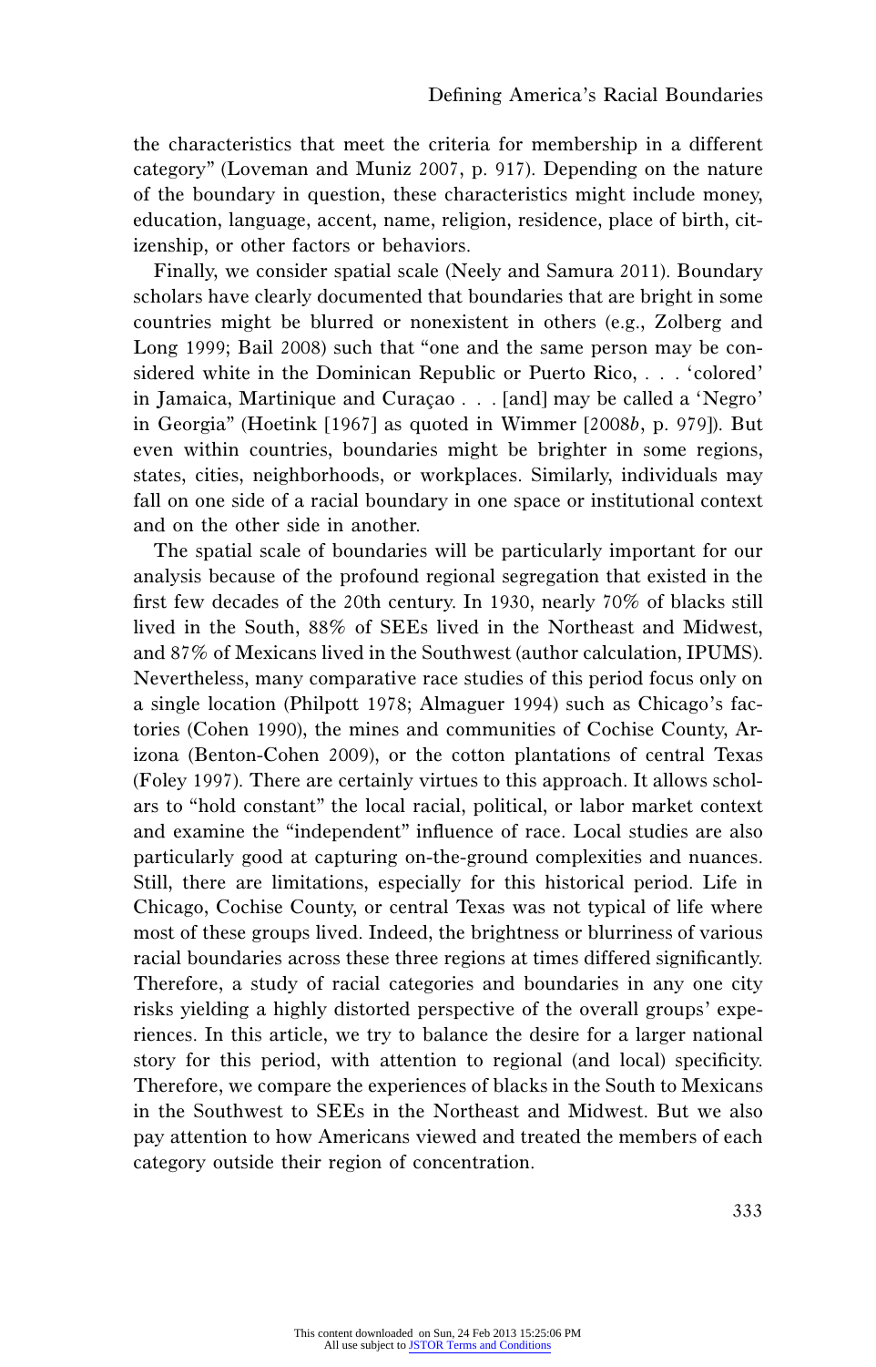the characteristics that meet the criteria for membership in a different category" (Loveman and Muniz 2007, p. 917). Depending on the nature of the boundary in question, these characteristics might include money, education, language, accent, name, religion, residence, place of birth, citizenship, or other factors or behaviors.

Finally, we consider spatial scale (Neely and Samura 2011). Boundary scholars have clearly documented that boundaries that are bright in some countries might be blurred or nonexistent in others (e.g., Zolberg and Long 1999; Bail 2008) such that "one and the same person may be considered white in the Dominican Republic or Puerto Rico, . . . 'colored' in Jamaica, Martinique and Curaçao . . . [and] may be called a 'Negro' in Georgia" (Hoetink [1967] as quoted in Wimmer [2008*b*, p. 979]). But even within countries, boundaries might be brighter in some regions, states, cities, neighborhoods, or workplaces. Similarly, individuals may fall on one side of a racial boundary in one space or institutional context and on the other side in another.

The spatial scale of boundaries will be particularly important for our analysis because of the profound regional segregation that existed in the first few decades of the 20th century. In 1930, nearly 70% of blacks still lived in the South, 88% of SEEs lived in the Northeast and Midwest, and 87% of Mexicans lived in the Southwest (author calculation, IPUMS). Nevertheless, many comparative race studies of this period focus only on a single location (Philpott 1978; Almaguer 1994) such as Chicago's factories (Cohen 1990), the mines and communities of Cochise County, Arizona (Benton-Cohen 2009), or the cotton plantations of central Texas (Foley 1997). There are certainly virtues to this approach. It allows scholars to "hold constant" the local racial, political, or labor market context and examine the "independent" influence of race. Local studies are also particularly good at capturing on-the-ground complexities and nuances. Still, there are limitations, especially for this historical period. Life in Chicago, Cochise County, or central Texas was not typical of life where most of these groups lived. Indeed, the brightness or blurriness of various racial boundaries across these three regions at times differed significantly. Therefore, a study of racial categories and boundaries in any one city risks yielding a highly distorted perspective of the overall groups' experiences. In this article, we try to balance the desire for a larger national story for this period, with attention to regional (and local) specificity. Therefore, we compare the experiences of blacks in the South to Mexicans in the Southwest to SEEs in the Northeast and Midwest. But we also pay attention to how Americans viewed and treated the members of each category outside their region of concentration.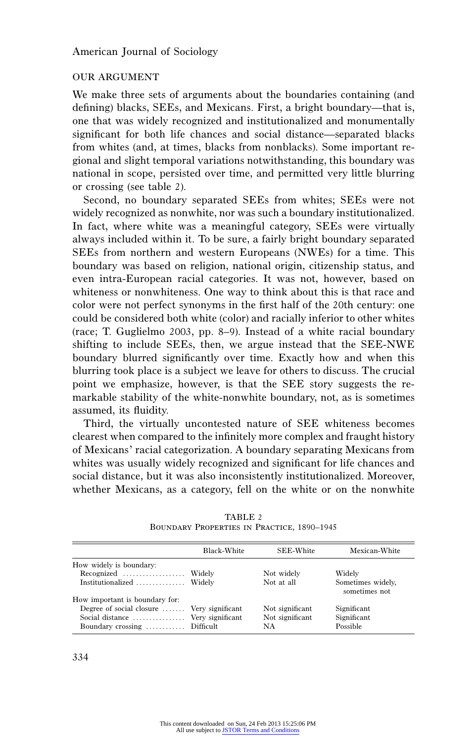## OUR ARGUMENT

We make three sets of arguments about the boundaries containing (and defining) blacks, SEEs, and Mexicans. First, a bright boundary—that is, one that was widely recognized and institutionalized and monumentally significant for both life chances and social distance—separated blacks from whites (and, at times, blacks from nonblacks). Some important regional and slight temporal variations notwithstanding, this boundary was national in scope, persisted over time, and permitted very little blurring or crossing (see table 2).

Second, no boundary separated SEEs from whites; SEEs were not widely recognized as nonwhite, nor was such a boundary institutionalized. In fact, where white was a meaningful category, SEEs were virtually always included within it. To be sure, a fairly bright boundary separated SEEs from northern and western Europeans (NWEs) for a time. This boundary was based on religion, national origin, citizenship status, and even intra-European racial categories. It was not, however, based on whiteness or nonwhiteness. One way to think about this is that race and color were not perfect synonyms in the first half of the 20th century: one could be considered both white (color) and racially inferior to other whites (race; T. Guglielmo 2003, pp. 8–9). Instead of a white racial boundary shifting to include SEEs, then, we argue instead that the SEE-NWE boundary blurred significantly over time. Exactly how and when this blurring took place is a subject we leave for others to discuss. The crucial point we emphasize, however, is that the SEE story suggests the remarkable stability of the white-nonwhite boundary, not, as is sometimes assumed, its fluidity.

Third, the virtually uncontested nature of SEE whiteness becomes clearest when compared to the infinitely more complex and fraught history of Mexicans' racial categorization. A boundary separating Mexicans from whites was usually widely recognized and significant for life chances and social distance, but it was also inconsistently institutionalized. Moreover, whether Mexicans, as a category, fell on the white or on the nonwhite

TABLE 2
Boundary Properties in Practice, 1890–1945

| | Black-White | SEE-White | Mexican-White |
|---|---|---|---|
| How widely is boundary: | | | |
| Recognized | Widely | Not widely | Widely |
| Institutionalized | Widely | Not at all | Sometimes widely, sometimes not |
| How important is boundary for: | | | |
| Degree of social closure | Very significant | Not significant | Significant |
| Social distance | Very significant | Not significant | Significant |
| Boundary crossing | Difficult | NA | Possible |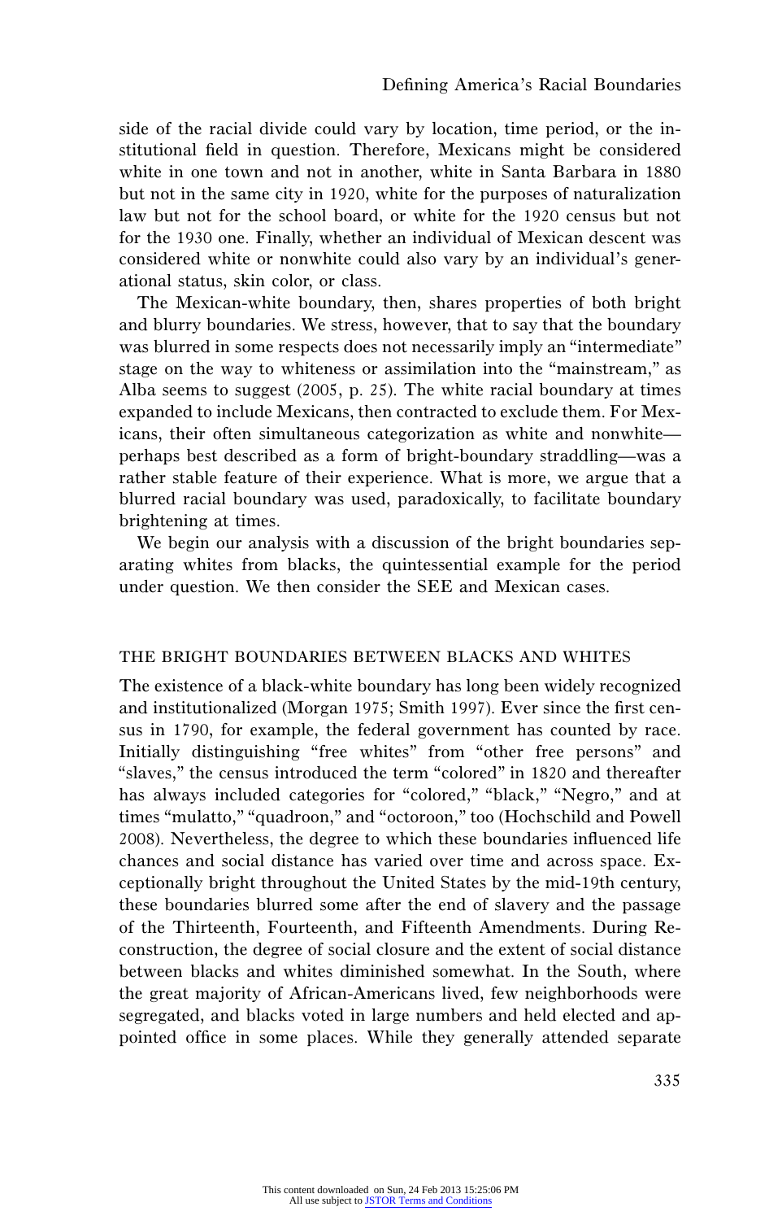side of the racial divide could vary by location, time period, or the institutional field in question. Therefore, Mexicans might be considered white in one town and not in another, white in Santa Barbara in 1880 but not in the same city in 1920, white for the purposes of naturalization law but not for the school board, or white for the 1920 census but not for the 1930 one. Finally, whether an individual of Mexican descent was considered white or nonwhite could also vary by an individual's generational status, skin color, or class.

The Mexican-white boundary, then, shares properties of both bright and blurry boundaries. We stress, however, that to say that the boundary was blurred in some respects does not necessarily imply an "intermediate" stage on the way to whiteness or assimilation into the "mainstream," as Alba seems to suggest (2005, p. 25). The white racial boundary at times expanded to include Mexicans, then contracted to exclude them. For Mexicans, their often simultaneous categorization as white and nonwhite—perhaps best described as a form of bright-boundary straddling—was a rather stable feature of their experience. What is more, we argue that a blurred racial boundary was used, paradoxically, to facilitate boundary brightening at times.

We begin our analysis with a discussion of the bright boundaries separating whites from blacks, the quintessential example for the period under question. We then consider the SEE and Mexican cases.

## THE BRIGHT BOUNDARIES BETWEEN BLACKS AND WHITES

The existence of a black-white boundary has long been widely recognized and institutionalized (Morgan 1975; Smith 1997). Ever since the first census in 1790, for example, the federal government has counted by race. Initially distinguishing "free whites" from "other free persons" and "slaves," the census introduced the term "colored" in 1820 and thereafter has always included categories for "colored," "black," "Negro," and at times "mulatto," "quadroon," and "octoroon," too (Hochschild and Powell 2008). Nevertheless, the degree to which these boundaries influenced life chances and social distance has varied over time and across space. Exceptionally bright throughout the United States by the mid-19th century, these boundaries blurred some after the end of slavery and the passage of the Thirteenth, Fourteenth, and Fifteenth Amendments. During Reconstruction, the degree of social closure and the extent of social distance between blacks and whites diminished somewhat. In the South, where the great majority of African-Americans lived, few neighborhoods were segregated, and blacks voted in large numbers and held elected and appointed office in some places. While they generally attended separate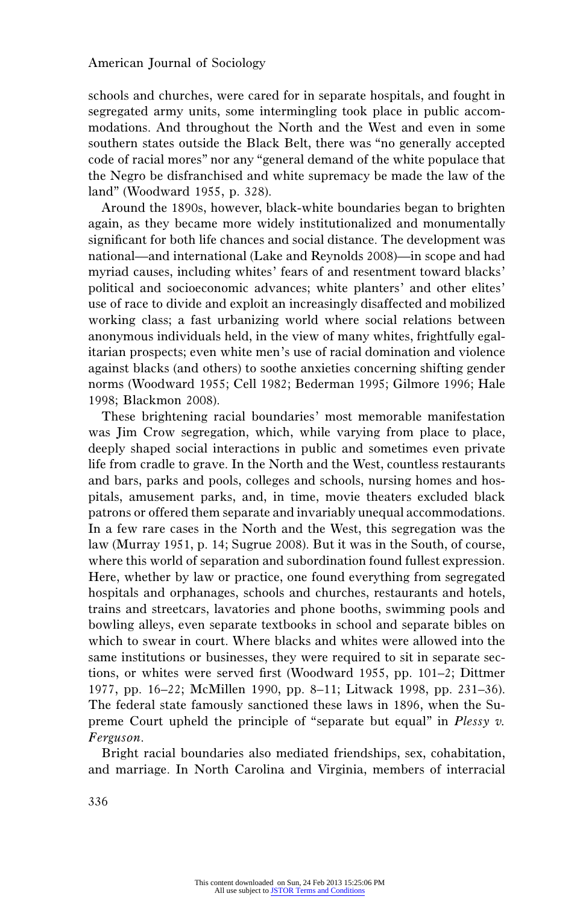schools and churches, were cared for in separate hospitals, and fought in segregated army units, some intermingling took place in public accommodations. And throughout the North and the West and even in some southern states outside the Black Belt, there was "no generally accepted code of racial mores" nor any "general demand of the white populace that the Negro be disfranchised and white supremacy be made the law of the land" (Woodward 1955, p. 328).

Around the 1890s, however, black-white boundaries began to brighten again, as they became more widely institutionalized and monumentally significant for both life chances and social distance. The development was national—and international (Lake and Reynolds 2008)—in scope and had myriad causes, including whites' fears of and resentment toward blacks' political and socioeconomic advances; white planters' and other elites' use of race to divide and exploit an increasingly disaffected and mobilized working class; a fast urbanizing world where social relations between anonymous individuals held, in the view of many whites, frightfully egalitarian prospects; even white men's use of racial domination and violence against blacks (and others) to soothe anxieties concerning shifting gender norms (Woodward 1955; Cell 1982; Bederman 1995; Gilmore 1996; Hale 1998; Blackmon 2008).

These brightening racial boundaries' most memorable manifestation was Jim Crow segregation, which, while varying from place to place, deeply shaped social interactions in public and sometimes even private life from cradle to grave. In the North and the West, countless restaurants and bars, parks and pools, colleges and schools, nursing homes and hospitals, amusement parks, and, in time, movie theaters excluded black patrons or offered them separate and invariably unequal accommodations. In a few rare cases in the North and the West, this segregation was the law (Murray 1951, p. 14; Sugrue 2008). But it was in the South, of course, where this world of separation and subordination found fullest expression. Here, whether by law or practice, one found everything from segregated hospitals and orphanages, schools and churches, restaurants and hotels, trains and streetcars, lavatories and phone booths, swimming pools and bowling alleys, even separate textbooks in school and separate bibles on which to swear in court. Where blacks and whites were allowed into the same institutions or businesses, they were required to sit in separate sections, or whites were served first (Woodward 1955, pp. 101–2; Dittmer 1977, pp. 16–22; McMillen 1990, pp. 8–11; Litwack 1998, pp. 231–36). The federal state famously sanctioned these laws in 1896, when the Supreme Court upheld the principle of "separate but equal" in *Plessy v. Ferguson*.

Bright racial boundaries also mediated friendships, sex, cohabitation, and marriage. In North Carolina and Virginia, members of interracial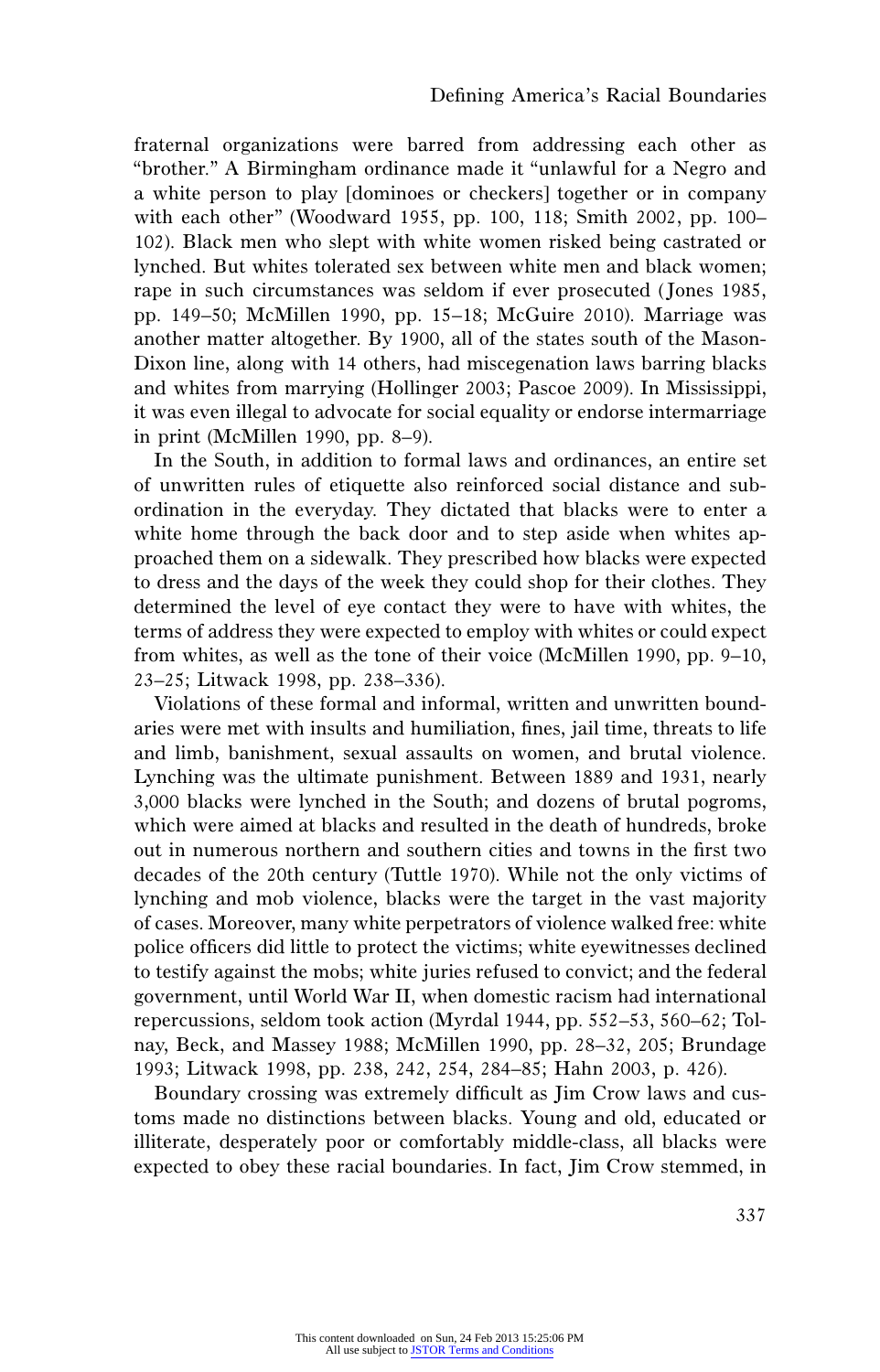fraternal organizations were barred from addressing each other as "brother." A Birmingham ordinance made it "unlawful for a Negro and a white person to play [dominoes or checkers] together or in company with each other" (Woodward 1955, pp. 100, 118; Smith 2002, pp. 100–102). Black men who slept with white women risked being castrated or lynched. But whites tolerated sex between white men and black women; rape in such circumstances was seldom if ever prosecuted (Jones 1985, pp. 149–50; McMillen 1990, pp. 15–18; McGuire 2010). Marriage was another matter altogether. By 1900, all of the states south of the Mason-Dixon line, along with 14 others, had miscegenation laws barring blacks and whites from marrying (Hollinger 2003; Pascoe 2009). In Mississippi, it was even illegal to advocate for social equality or endorse intermarriage in print (McMillen 1990, pp. 8–9).

In the South, in addition to formal laws and ordinances, an entire set of unwritten rules of etiquette also reinforced social distance and subordination in the everyday. They dictated that blacks were to enter a white home through the back door and to step aside when whites approached them on a sidewalk. They prescribed how blacks were expected to dress and the days of the week they could shop for their clothes. They determined the level of eye contact they were to have with whites, the terms of address they were expected to employ with whites or could expect from whites, as well as the tone of their voice (McMillen 1990, pp. 9–10, 23–25; Litwack 1998, pp. 238–336).

Violations of these formal and informal, written and unwritten boundaries were met with insults and humiliation, fines, jail time, threats to life and limb, banishment, sexual assaults on women, and brutal violence. Lynching was the ultimate punishment. Between 1889 and 1931, nearly 3,000 blacks were lynched in the South; and dozens of brutal pogroms, which were aimed at blacks and resulted in the death of hundreds, broke out in numerous northern and southern cities and towns in the first two decades of the 20th century (Tuttle 1970). While not the only victims of lynching and mob violence, blacks were the target in the vast majority of cases. Moreover, many white perpetrators of violence walked free: white police officers did little to protect the victims; white eyewitnesses declined to testify against the mobs; white juries refused to convict; and the federal government, until World War II, when domestic racism had international repercussions, seldom took action (Myrdal 1944, pp. 552–53, 560–62; Tolnay, Beck, and Massey 1988; McMillen 1990, pp. 28–32, 205; Brundage 1993; Litwack 1998, pp. 238, 242, 254, 284–85; Hahn 2003, p. 426).

Boundary crossing was extremely difficult as Jim Crow laws and customs made no distinctions between blacks. Young and old, educated or illiterate, desperately poor or comfortably middle-class, all blacks were expected to obey these racial boundaries. In fact, Jim Crow stemmed, in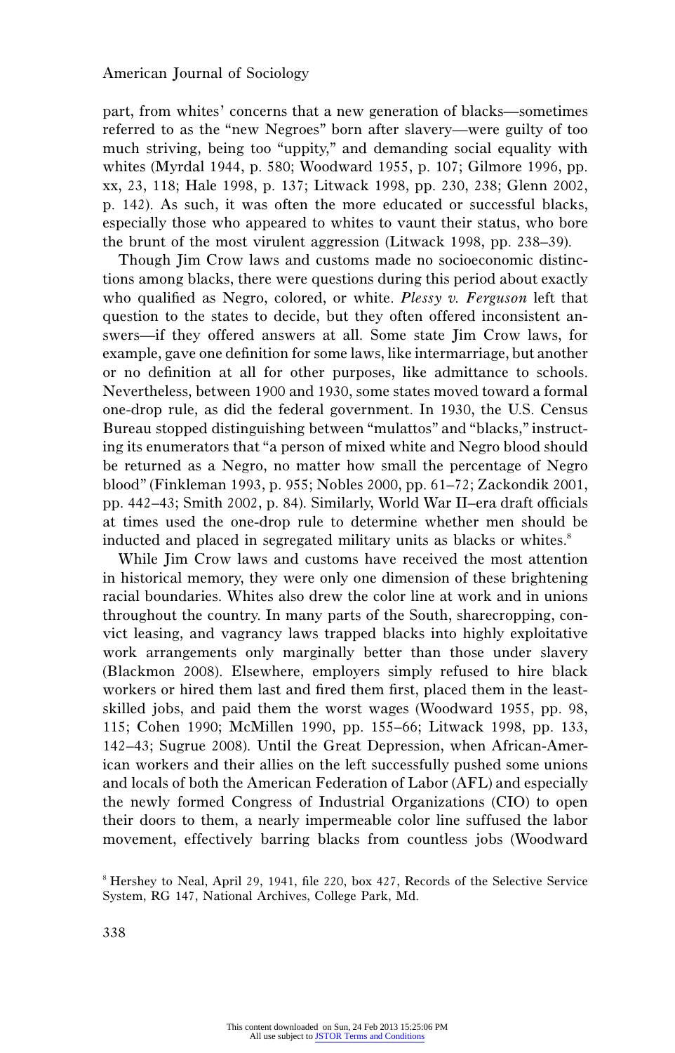part, from whites' concerns that a new generation of blacks—sometimes referred to as the "new Negroes" born after slavery—were guilty of too much striving, being too "uppity," and demanding social equality with whites (Myrdal 1944, p. 580; Woodward 1955, p. 107; Gilmore 1996, pp. xx, 23, 118; Hale 1998, p. 137; Litwack 1998, pp. 230, 238; Glenn 2002, p. 142). As such, it was often the more educated or successful blacks, especially those who appeared to whites to vaunt their status, who bore the brunt of the most virulent aggression (Litwack 1998, pp. 238–39).

Though Jim Crow laws and customs made no socioeconomic distinctions among blacks, there were questions during this period about exactly who qualified as Negro, colored, or white. *Plessy v. Ferguson* left that question to the states to decide, but they often offered inconsistent answers—if they offered answers at all. Some state Jim Crow laws, for example, gave one definition for some laws, like intermarriage, but another or no definition at all for other purposes, like admittance to schools. Nevertheless, between 1900 and 1930, some states moved toward a formal one-drop rule, as did the federal government. In 1930, the U.S. Census Bureau stopped distinguishing between "mulattos" and "blacks," instructing its enumerators that "a person of mixed white and Negro blood should be returned as a Negro, no matter how small the percentage of Negro blood" (Finkleman 1993, p. 955; Nobles 2000, pp. 61–72; Zackondik 2001, pp. 442–43; Smith 2002, p. 84). Similarly, World War II–era draft officials at times used the one-drop rule to determine whether men should be inducted and placed in segregated military units as blacks or whites.[8]

While Jim Crow laws and customs have received the most attention in historical memory, they were only one dimension of these brightening racial boundaries. Whites also drew the color line at work and in unions throughout the country. In many parts of the South, sharecropping, convict leasing, and vagrancy laws trapped blacks into highly exploitative work arrangements only marginally better than those under slavery (Blackmon 2008). Elsewhere, employers simply refused to hire black workers or hired them last and fired them first, placed them in the least-skilled jobs, and paid them the worst wages (Woodward 1955, pp. 98, 115; Cohen 1990; McMillen 1990, pp. 155–66; Litwack 1998, pp. 133, 142–43; Sugrue 2008). Until the Great Depression, when African-American workers and their allies on the left successfully pushed some unions and locals of both the American Federation of Labor (AFL) and especially the newly formed Congress of Industrial Organizations (CIO) to open their doors to them, a nearly impermeable color line suffused the labor movement, effectively barring blacks from countless jobs (Woodward

[8] Hershey to Neal, April 29, 1941, file 220, box 427, Records of the Selective Service System, RG 147, National Archives, College Park, Md.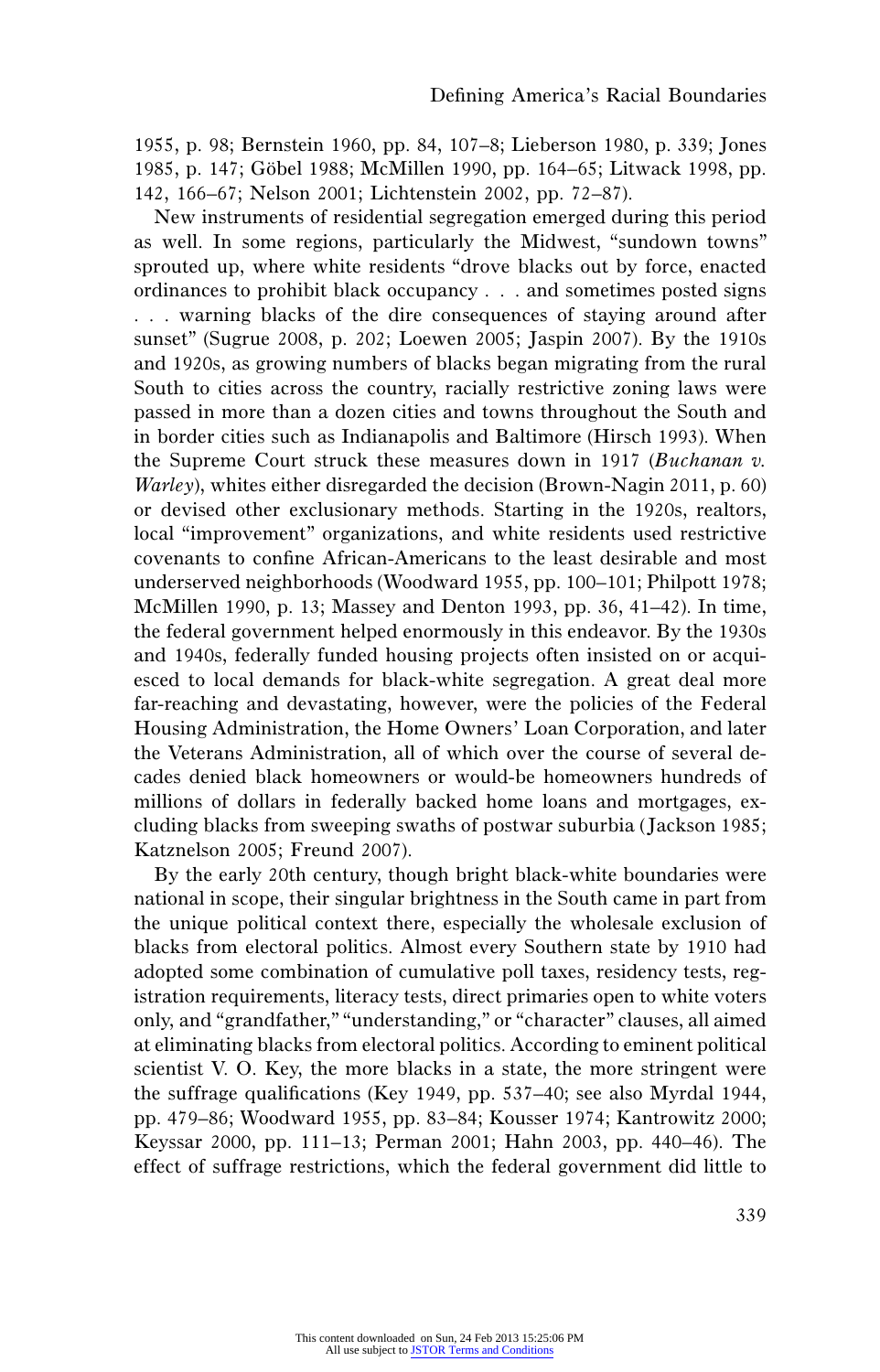1955, p. 98; Bernstein 1960, pp. 84, 107–8; Lieberson 1980, p. 339; Jones 1985, p. 147; Göbel 1988; McMillen 1990, pp. 164–65; Litwack 1998, pp. 142, 166–67; Nelson 2001; Lichtenstein 2002, pp. 72–87).

New instruments of residential segregation emerged during this period as well. In some regions, particularly the Midwest, "sundown towns" sprouted up, where white residents "drove blacks out by force, enacted ordinances to prohibit black occupancy . . . and sometimes posted signs . . . warning blacks of the dire consequences of staying around after sunset" (Sugrue 2008, p. 202; Loewen 2005; Jaspin 2007). By the 1910s and 1920s, as growing numbers of blacks began migrating from the rural South to cities across the country, racially restrictive zoning laws were passed in more than a dozen cities and towns throughout the South and in border cities such as Indianapolis and Baltimore (Hirsch 1993). When the Supreme Court struck these measures down in 1917 (*Buchanan v. Warley*), whites either disregarded the decision (Brown-Nagin 2011, p. 60) or devised other exclusionary methods. Starting in the 1920s, realtors, local "improvement" organizations, and white residents used restrictive covenants to confine African-Americans to the least desirable and most underserved neighborhoods (Woodward 1955, pp. 100–101; Philpott 1978; McMillen 1990, p. 13; Massey and Denton 1993, pp. 36, 41–42). In time, the federal government helped enormously in this endeavor. By the 1930s and 1940s, federally funded housing projects often insisted on or acquiesced to local demands for black-white segregation. A great deal more far-reaching and devastating, however, were the policies of the Federal Housing Administration, the Home Owners' Loan Corporation, and later the Veterans Administration, all of which over the course of several decades denied black homeowners or would-be homeowners hundreds of millions of dollars in federally backed home loans and mortgages, excluding blacks from sweeping swaths of postwar suburbia (Jackson 1985; Katznelson 2005; Freund 2007).

By the early 20th century, though bright black-white boundaries were national in scope, their singular brightness in the South came in part from the unique political context there, especially the wholesale exclusion of blacks from electoral politics. Almost every Southern state by 1910 had adopted some combination of cumulative poll taxes, residency tests, registration requirements, literacy tests, direct primaries open to white voters only, and "grandfather," "understanding," or "character" clauses, all aimed at eliminating blacks from electoral politics. According to eminent political scientist V. O. Key, the more blacks in a state, the more stringent were the suffrage qualifications (Key 1949, pp. 537–40; see also Myrdal 1944, pp. 479–86; Woodward 1955, pp. 83–84; Kousser 1974; Kantrowitz 2000; Keyssar 2000, pp. 111–13; Perman 2001; Hahn 2003, pp. 440–46). The effect of suffrage restrictions, which the federal government did little to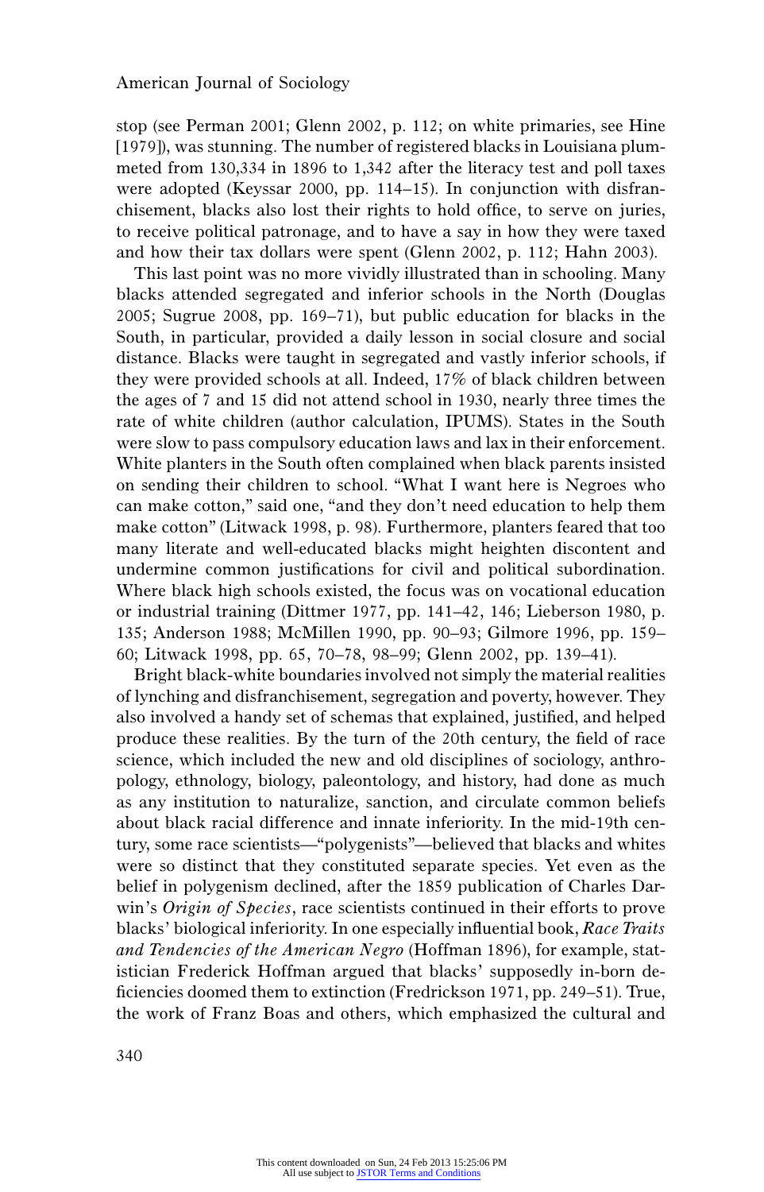stop (see Perman 2001; Glenn 2002, p. 112; on white primaries, see Hine [1979]), was stunning. The number of registered blacks in Louisiana plummeted from 130,334 in 1896 to 1,342 after the literacy test and poll taxes were adopted (Keyssar 2000, pp. 114–15). In conjunction with disfranchisement, blacks also lost their rights to hold office, to serve on juries, to receive political patronage, and to have a say in how they were taxed and how their tax dollars were spent (Glenn 2002, p. 112; Hahn 2003).

This last point was no more vividly illustrated than in schooling. Many blacks attended segregated and inferior schools in the North (Douglas 2005; Sugrue 2008, pp. 169–71), but public education for blacks in the South, in particular, provided a daily lesson in social closure and social distance. Blacks were taught in segregated and vastly inferior schools, if they were provided schools at all. Indeed, 17% of black children between the ages of 7 and 15 did not attend school in 1930, nearly three times the rate of white children (author calculation, IPUMS). States in the South were slow to pass compulsory education laws and lax in their enforcement. White planters in the South often complained when black parents insisted on sending their children to school. "What I want here is Negroes who can make cotton," said one, "and they don't need education to help them make cotton" (Litwack 1998, p. 98). Furthermore, planters feared that too many literate and well-educated blacks might heighten discontent and undermine common justifications for civil and political subordination. Where black high schools existed, the focus was on vocational education or industrial training (Dittmer 1977, pp. 141–42, 146; Lieberson 1980, p. 135; Anderson 1988; McMillen 1990, pp. 90–93; Gilmore 1996, pp. 159–60; Litwack 1998, pp. 65, 70–78, 98–99; Glenn 2002, pp. 139–41).

Bright black-white boundaries involved not simply the material realities of lynching and disfranchisement, segregation and poverty, however. They also involved a handy set of schemas that explained, justified, and helped produce these realities. By the turn of the 20th century, the field of race science, which included the new and old disciplines of sociology, anthropology, ethnology, biology, paleontology, and history, had done as much as any institution to naturalize, sanction, and circulate common beliefs about black racial difference and innate inferiority. In the mid-19th century, some race scientists—"polygenists"—believed that blacks and whites were so distinct that they constituted separate species. Yet even as the belief in polygenism declined, after the 1859 publication of Charles Darwin's *Origin of Species*, race scientists continued in their efforts to prove blacks' biological inferiority. In one especially influential book, *Race Traits and Tendencies of the American Negro* (Hoffman 1896), for example, statistician Frederick Hoffman argued that blacks' supposedly in-born deficiencies doomed them to extinction (Fredrickson 1971, pp. 249–51). True, the work of Franz Boas and others, which emphasized the cultural and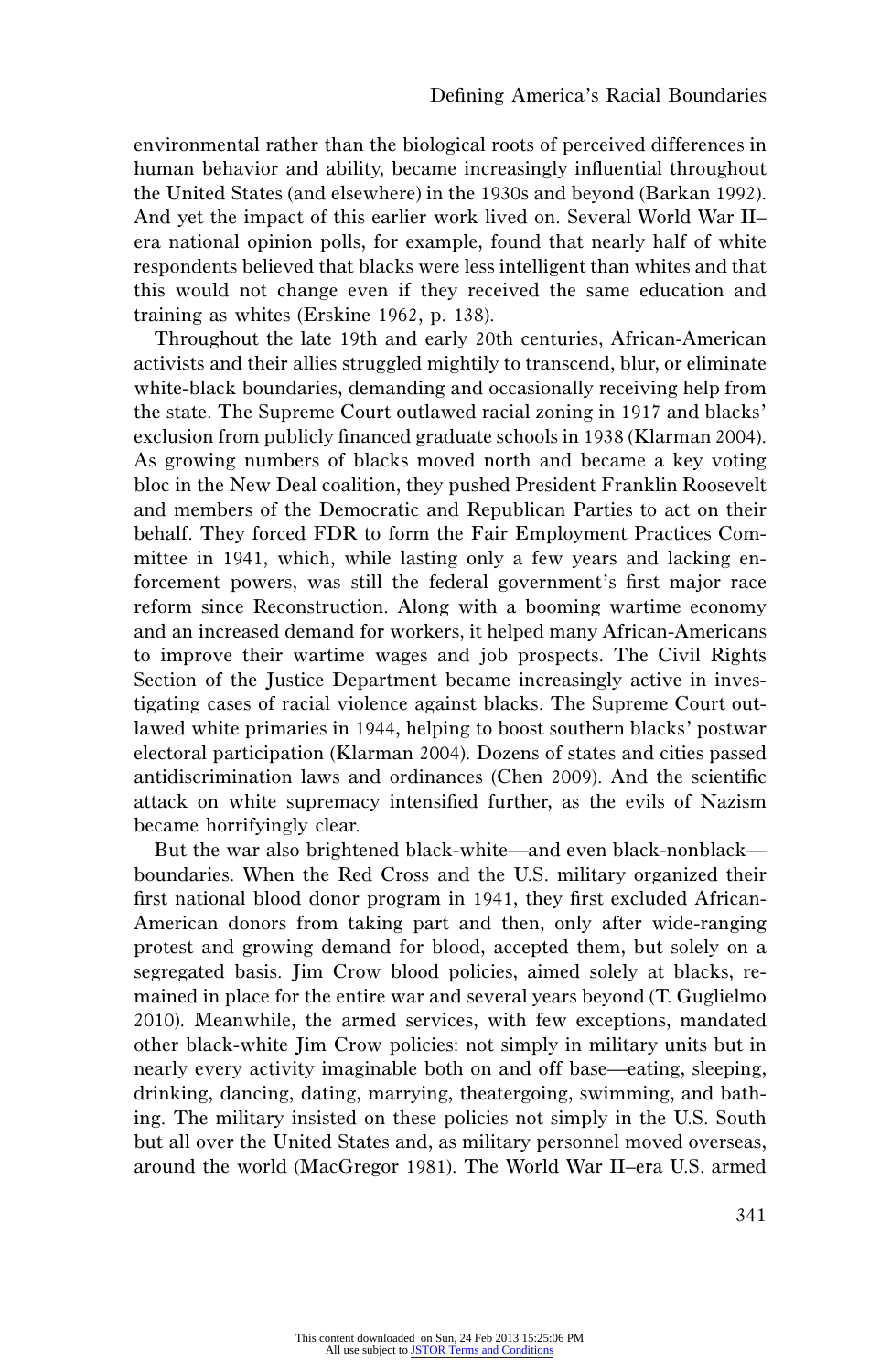environmental rather than the biological roots of perceived differences in human behavior and ability, became increasingly influential throughout the United States (and elsewhere) in the 1930s and beyond (Barkan 1992). And yet the impact of this earlier work lived on. Several World War II–era national opinion polls, for example, found that nearly half of white respondents believed that blacks were less intelligent than whites and that this would not change even if they received the same education and training as whites (Erskine 1962, p. 138).

Throughout the late 19th and early 20th centuries, African-American activists and their allies struggled mightily to transcend, blur, or eliminate white-black boundaries, demanding and occasionally receiving help from the state. The Supreme Court outlawed racial zoning in 1917 and blacks' exclusion from publicly financed graduate schools in 1938 (Klarman 2004). As growing numbers of blacks moved north and became a key voting bloc in the New Deal coalition, they pushed President Franklin Roosevelt and members of the Democratic and Republican Parties to act on their behalf. They forced FDR to form the Fair Employment Practices Committee in 1941, which, while lasting only a few years and lacking enforcement powers, was still the federal government's first major race reform since Reconstruction. Along with a booming wartime economy and an increased demand for workers, it helped many African-Americans to improve their wartime wages and job prospects. The Civil Rights Section of the Justice Department became increasingly active in investigating cases of racial violence against blacks. The Supreme Court outlawed white primaries in 1944, helping to boost southern blacks' postwar electoral participation (Klarman 2004). Dozens of states and cities passed antidiscrimination laws and ordinances (Chen 2009). And the scientific attack on white supremacy intensified further, as the evils of Nazism became horrifyingly clear.

But the war also brightened black-white—and even black-nonblack—boundaries. When the Red Cross and the U.S. military organized their first national blood donor program in 1941, they first excluded African-American donors from taking part and then, only after wide-ranging protest and growing demand for blood, accepted them, but solely on a segregated basis. Jim Crow blood policies, aimed solely at blacks, remained in place for the entire war and several years beyond (T. Guglielmo 2010). Meanwhile, the armed services, with few exceptions, mandated other black-white Jim Crow policies: not simply in military units but in nearly every activity imaginable both on and off base—eating, sleeping, drinking, dancing, dating, marrying, theatergoing, swimming, and bathing. The military insisted on these policies not simply in the U.S. South but all over the United States and, as military personnel moved overseas, around the world (MacGregor 1981). The World War II–era U.S. armed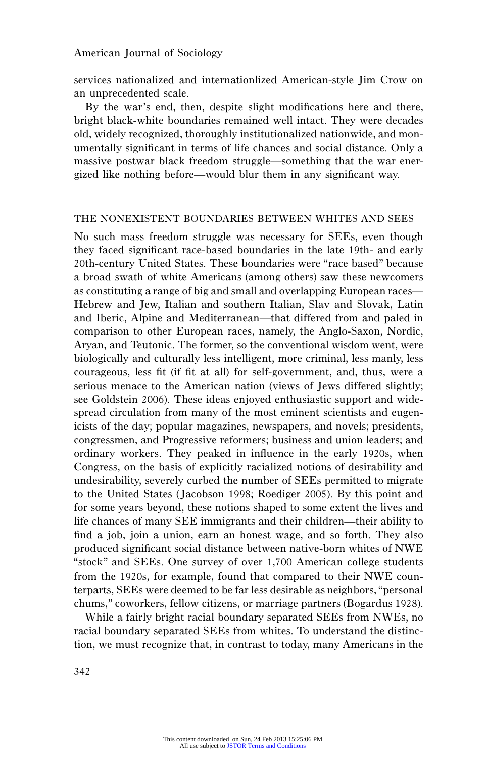services nationalized and internationlized American-style Jim Crow on an unprecedented scale.

By the war's end, then, despite slight modifications here and there, bright black-white boundaries remained well intact. They were decades old, widely recognized, thoroughly institutionalized nationwide, and monumentally significant in terms of life chances and social distance. Only a massive postwar black freedom struggle—something that the war energized like nothing before—would blur them in any significant way.

## THE NONEXISTENT BOUNDARIES BETWEEN WHITES AND SEES

No such mass freedom struggle was necessary for SEEs, even though they faced significant race-based boundaries in the late 19th- and early 20th-century United States. These boundaries were "race based" because a broad swath of white Americans (among others) saw these newcomers as constituting a range of big and small and overlapping European races—Hebrew and Jew, Italian and southern Italian, Slav and Slovak, Latin and Iberic, Alpine and Mediterranean—that differed from and paled in comparison to other European races, namely, the Anglo-Saxon, Nordic, Aryan, and Teutonic. The former, so the conventional wisdom went, were biologically and culturally less intelligent, more criminal, less manly, less courageous, less fit (if fit at all) for self-government, and, thus, were a serious menace to the American nation (views of Jews differed slightly; see Goldstein 2006). These ideas enjoyed enthusiastic support and widespread circulation from many of the most eminent scientists and eugenicists of the day; popular magazines, newspapers, and novels; presidents, congressmen, and Progressive reformers; business and union leaders; and ordinary workers. They peaked in influence in the early 1920s, when Congress, on the basis of explicitly racialized notions of desirability and undesirability, severely curbed the number of SEEs permitted to migrate to the United States (Jacobson 1998; Roediger 2005). By this point and for some years beyond, these notions shaped to some extent the lives and life chances of many SEE immigrants and their children—their ability to find a job, join a union, earn an honest wage, and so forth. They also produced significant social distance between native-born whites of NWE "stock" and SEEs. One survey of over 1,700 American college students from the 1920s, for example, found that compared to their NWE counterparts, SEEs were deemed to be far less desirable as neighbors, "personal chums," coworkers, fellow citizens, or marriage partners (Bogardus 1928).

While a fairly bright racial boundary separated SEEs from NWEs, no racial boundary separated SEEs from whites. To understand the distinction, we must recognize that, in contrast to today, many Americans in the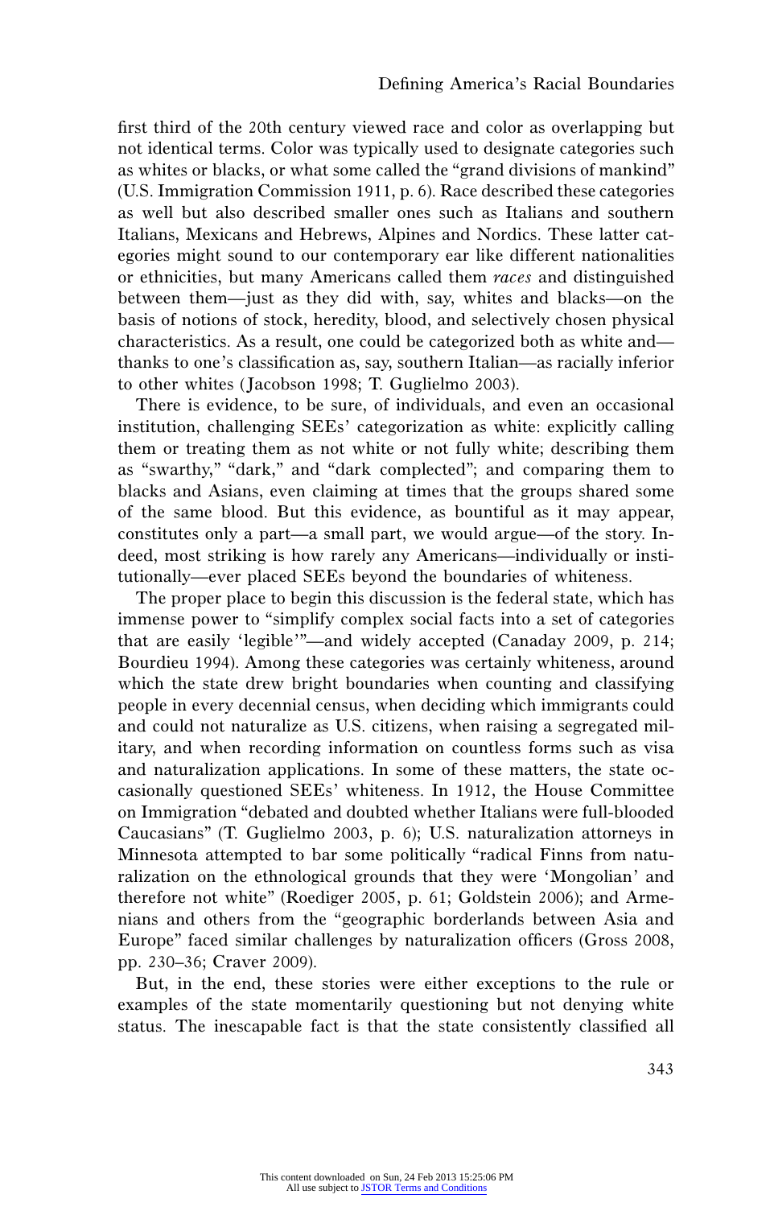first third of the 20th century viewed race and color as overlapping but not identical terms. Color was typically used to designate categories such as whites or blacks, or what some called the "grand divisions of mankind" (U.S. Immigration Commission 1911, p. 6). Race described these categories as well but also described smaller ones such as Italians and southern Italians, Mexicans and Hebrews, Alpines and Nordics. These latter categories might sound to our contemporary ear like different nationalities or ethnicities, but many Americans called them *races* and distinguished between them—just as they did with, say, whites and blacks—on the basis of notions of stock, heredity, blood, and selectively chosen physical characteristics. As a result, one could be categorized both as white and—thanks to one's classification as, say, southern Italian—as racially inferior to other whites (Jacobson 1998; T. Guglielmo 2003).

There is evidence, to be sure, of individuals, and even an occasional institution, challenging SEEs' categorization as white: explicitly calling them or treating them as not white or not fully white; describing them as "swarthy," "dark," and "dark complected"; and comparing them to blacks and Asians, even claiming at times that the groups shared some of the same blood. But this evidence, as bountiful as it may appear, constitutes only a part—a small part, we would argue—of the story. Indeed, most striking is how rarely any Americans—individually or institutionally—ever placed SEEs beyond the boundaries of whiteness.

The proper place to begin this discussion is the federal state, which has immense power to "simplify complex social facts into a set of categories that are easily 'legible'"—and widely accepted (Canaday 2009, p. 214; Bourdieu 1994). Among these categories was certainly whiteness, around which the state drew bright boundaries when counting and classifying people in every decennial census, when deciding which immigrants could and could not naturalize as U.S. citizens, when raising a segregated military, and when recording information on countless forms such as visa and naturalization applications. In some of these matters, the state occasionally questioned SEEs' whiteness. In 1912, the House Committee on Immigration "debated and doubted whether Italians were full-blooded Caucasians" (T. Guglielmo 2003, p. 6); U.S. naturalization attorneys in Minnesota attempted to bar some politically "radical Finns from naturalization on the ethnological grounds that they were 'Mongolian' and therefore not white" (Roediger 2005, p. 61; Goldstein 2006); and Armenians and others from the "geographic borderlands between Asia and Europe" faced similar challenges by naturalization officers (Gross 2008, pp. 230–36; Craver 2009).

But, in the end, these stories were either exceptions to the rule or examples of the state momentarily questioning but not denying white status. The inescapable fact is that the state consistently classified all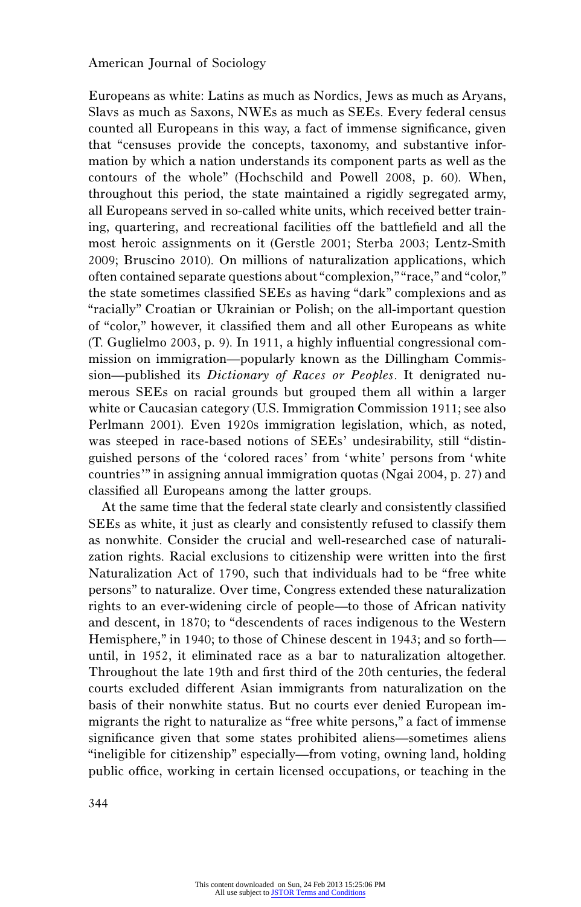Europeans as white: Latins as much as Nordics, Jews as much as Aryans, Slavs as much as Saxons, NWEs as much as SEEs. Every federal census counted all Europeans in this way, a fact of immense significance, given that "censuses provide the concepts, taxonomy, and substantive information by which a nation understands its component parts as well as the contours of the whole" (Hochschild and Powell 2008, p. 60). When, throughout this period, the state maintained a rigidly segregated army, all Europeans served in so-called white units, which received better training, quartering, and recreational facilities off the battlefield and all the most heroic assignments on it (Gerstle 2001; Sterba 2003; Lentz-Smith 2009; Bruscino 2010). On millions of naturalization applications, which often contained separate questions about "complexion," "race," and "color," the state sometimes classified SEEs as having "dark" complexions and as "racially" Croatian or Ukrainian or Polish; on the all-important question of "color," however, it classified them and all other Europeans as white (T. Guglielmo 2003, p. 9). In 1911, a highly influential congressional commission on immigration—popularly known as the Dillingham Commission—published its *Dictionary of Races or Peoples*. It denigrated numerous SEEs on racial grounds but grouped them all within a larger white or Caucasian category (U.S. Immigration Commission 1911; see also Perlmann 2001). Even 1920s immigration legislation, which, as noted, was steeped in race-based notions of SEEs' undesirability, still "distinguished persons of the 'colored races' from 'white' persons from 'white countries'" in assigning annual immigration quotas (Ngai 2004, p. 27) and classified all Europeans among the latter groups.

At the same time that the federal state clearly and consistently classified SEEs as white, it just as clearly and consistently refused to classify them as nonwhite. Consider the crucial and well-researched case of naturalization rights. Racial exclusions to citizenship were written into the first Naturalization Act of 1790, such that individuals had to be "free white persons" to naturalize. Over time, Congress extended these naturalization rights to an ever-widening circle of people—to those of African nativity and descent, in 1870; to "descendents of races indigenous to the Western Hemisphere," in 1940; to those of Chinese descent in 1943; and so forth—until, in 1952, it eliminated race as a bar to naturalization altogether. Throughout the late 19th and first third of the 20th centuries, the federal courts excluded different Asian immigrants from naturalization on the basis of their nonwhite status. But no courts ever denied European immigrants the right to naturalize as "free white persons," a fact of immense significance given that some states prohibited aliens—sometimes aliens "ineligible for citizenship" especially—from voting, owning land, holding public office, working in certain licensed occupations, or teaching in the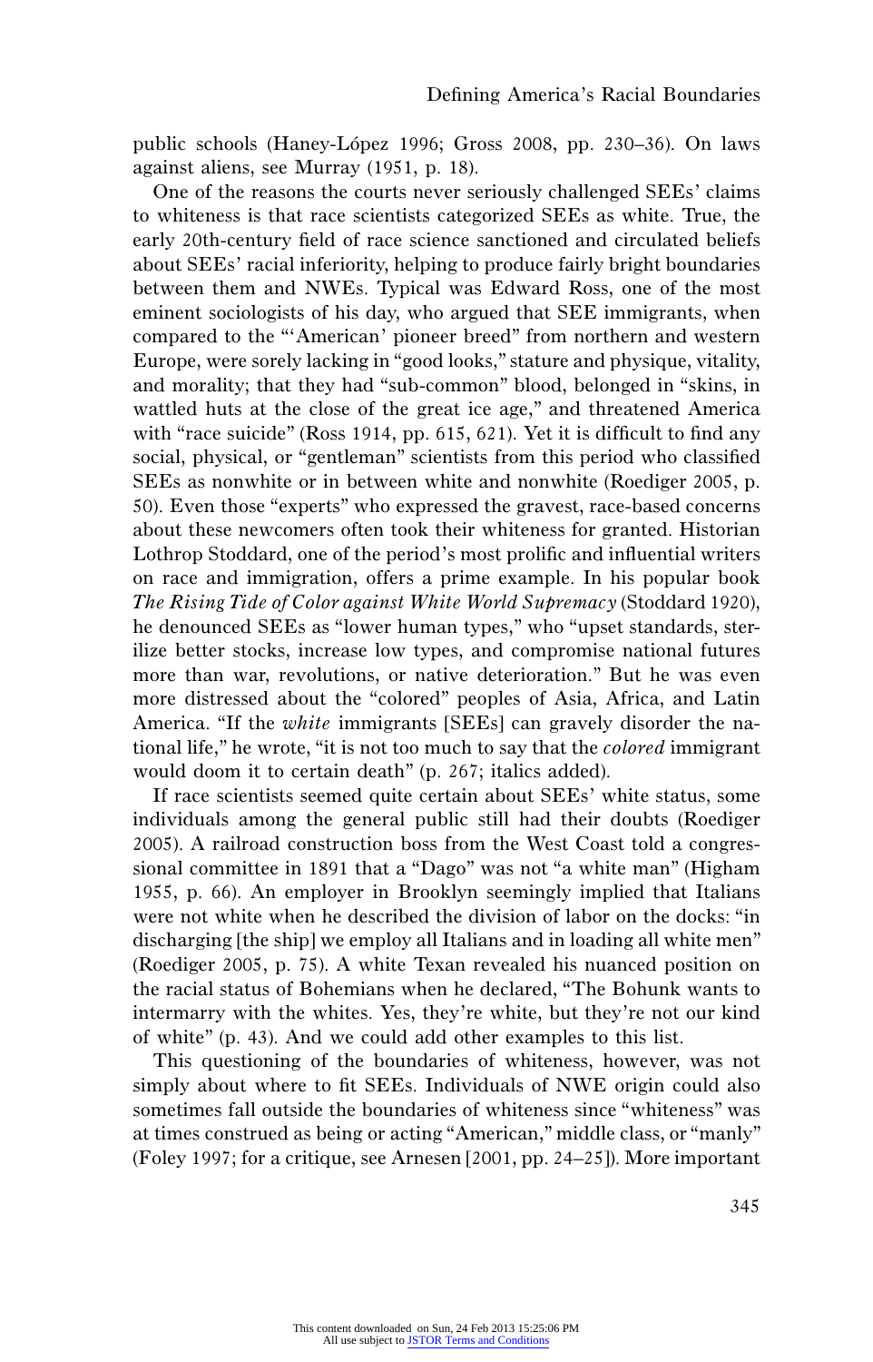public schools (Haney-López 1996; Gross 2008, pp. 230–36). On laws against aliens, see Murray (1951, p. 18).

One of the reasons the courts never seriously challenged SEEs' claims to whiteness is that race scientists categorized SEEs as white. True, the early 20th-century field of race science sanctioned and circulated beliefs about SEEs' racial inferiority, helping to produce fairly bright boundaries between them and NWEs. Typical was Edward Ross, one of the most eminent sociologists of his day, who argued that SEE immigrants, when compared to the "'American' pioneer breed" from northern and western Europe, were sorely lacking in "good looks," stature and physique, vitality, and morality; that they had "sub-common" blood, belonged in "skins, in wattled huts at the close of the great ice age," and threatened America with "race suicide" (Ross 1914, pp. 615, 621). Yet it is difficult to find any social, physical, or "gentleman" scientists from this period who classified SEEs as nonwhite or in between white and nonwhite (Roediger 2005, p. 50). Even those "experts" who expressed the gravest, race-based concerns about these newcomers often took their whiteness for granted. Historian Lothrop Stoddard, one of the period's most prolific and influential writers on race and immigration, offers a prime example. In his popular book *The Rising Tide of Color against White World Supremacy* (Stoddard 1920), he denounced SEEs as "lower human types," who "upset standards, sterilize better stocks, increase low types, and compromise national futures more than war, revolutions, or native deterioration." But he was even more distressed about the "colored" peoples of Asia, Africa, and Latin America. "If the *white* immigrants [SEEs] can gravely disorder the national life," he wrote, "it is not too much to say that the *colored* immigrant would doom it to certain death" (p. 267; italics added).

If race scientists seemed quite certain about SEEs' white status, some individuals among the general public still had their doubts (Roediger 2005). A railroad construction boss from the West Coast told a congressional committee in 1891 that a "Dago" was not "a white man" (Higham 1955, p. 66). An employer in Brooklyn seemingly implied that Italians were not white when he described the division of labor on the docks: "in discharging [the ship] we employ all Italians and in loading all white men" (Roediger 2005, p. 75). A white Texan revealed his nuanced position on the racial status of Bohemians when he declared, "The Bohunk wants to intermarry with the whites. Yes, they're white, but they're not our kind of white" (p. 43). And we could add other examples to this list.

This questioning of the boundaries of whiteness, however, was not simply about where to fit SEEs. Individuals of NWE origin could also sometimes fall outside the boundaries of whiteness since "whiteness" was at times construed as being or acting "American," middle class, or "manly" (Foley 1997; for a critique, see Arnesen [2001, pp. 24–25]). More important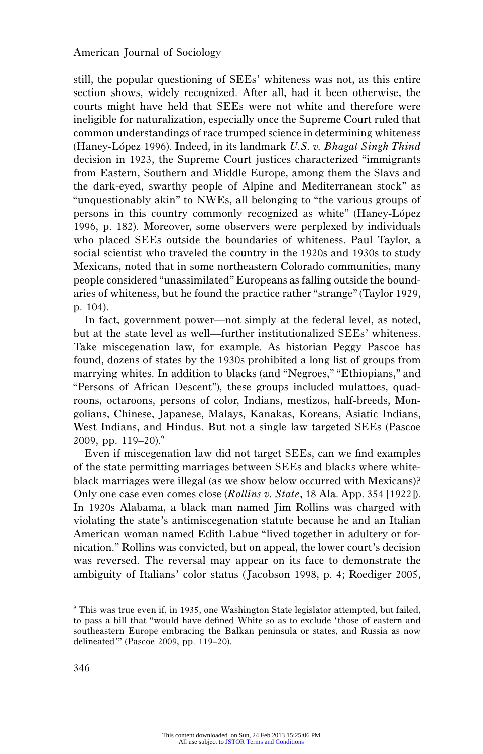still, the popular questioning of SEEs' whiteness was not, as this entire section shows, widely recognized. After all, had it been otherwise, the courts might have held that SEEs were not white and therefore were ineligible for naturalization, especially once the Supreme Court ruled that common understandings of race trumped science in determining whiteness (Haney-López 1996). Indeed, in its landmark *U.S. v. Bhagat Singh Thind* decision in 1923, the Supreme Court justices characterized "immigrants from Eastern, Southern and Middle Europe, among them the Slavs and the dark-eyed, swarthy people of Alpine and Mediterranean stock" as "unquestionably akin" to NWEs, all belonging to "the various groups of persons in this country commonly recognized as white" (Haney-López 1996, p. 182). Moreover, some observers were perplexed by individuals who placed SEEs outside the boundaries of whiteness. Paul Taylor, a social scientist who traveled the country in the 1920s and 1930s to study Mexicans, noted that in some northeastern Colorado communities, many people considered "unassimilated" Europeans as falling outside the boundaries of whiteness, but he found the practice rather "strange" (Taylor 1929, p. 104).

In fact, government power—not simply at the federal level, as noted, but at the state level as well—further institutionalized SEEs' whiteness. Take miscegenation law, for example. As historian Peggy Pascoe has found, dozens of states by the 1930s prohibited a long list of groups from marrying whites. In addition to blacks (and "Negroes," "Ethiopians," and "Persons of African Descent"), these groups included mulattoes, quadroons, octaroons, persons of color, Indians, mestizos, half-breeds, Mongolians, Chinese, Japanese, Malays, Kanakas, Koreans, Asiatic Indians, West Indians, and Hindus. But not a single law targeted SEEs (Pascoe 2009, pp. 119–20).[9]

Even if miscegenation law did not target SEEs, can we find examples of the state permitting marriages between SEEs and blacks where white-black marriages were illegal (as we show below occurred with Mexicans)? Only one case even comes close (*Rollins v. State*, 18 Ala. App. 354 [1922]). In 1920s Alabama, a black man named Jim Rollins was charged with violating the state's antimiscegenation statute because he and an Italian American woman named Edith Labue "lived together in adultery or fornication." Rollins was convicted, but on appeal, the lower court's decision was reversed. The reversal may appear on its face to demonstrate the ambiguity of Italians' color status (Jacobson 1998, p. 4; Roediger 2005,

[9] This was true even if, in 1935, one Washington State legislator attempted, but failed, to pass a bill that "would have defined White so as to exclude 'those of eastern and southeastern Europe embracing the Balkan peninsula or states, and Russia as now delineated'" (Pascoe 2009, pp. 119–20).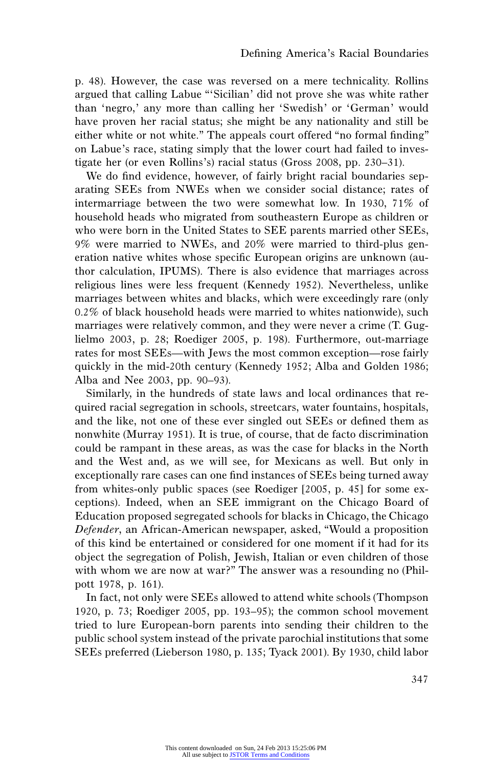p. 48). However, the case was reversed on a mere technicality. Rollins argued that calling Labue "'Sicilian' did not prove she was white rather than 'negro,' any more than calling her 'Swedish' or 'German' would have proven her racial status; she might be any nationality and still be either white or not white." The appeals court offered "no formal finding" on Labue's race, stating simply that the lower court had failed to investigate her (or even Rollins's) racial status (Gross 2008, pp. 230–31).

We do find evidence, however, of fairly bright racial boundaries separating SEEs from NWEs when we consider social distance; rates of intermarriage between the two were somewhat low. In 1930, 71% of household heads who migrated from southeastern Europe as children or who were born in the United States to SEE parents married other SEEs, 9% were married to NWEs, and 20% were married to third-plus generation native whites whose specific European origins are unknown (author calculation, IPUMS). There is also evidence that marriages across religious lines were less frequent (Kennedy 1952). Nevertheless, unlike marriages between whites and blacks, which were exceedingly rare (only 0.2% of black household heads were married to whites nationwide), such marriages were relatively common, and they were never a crime (T. Guglielmo 2003, p. 28; Roediger 2005, p. 198). Furthermore, out-marriage rates for most SEEs—with Jews the most common exception—rose fairly quickly in the mid-20th century (Kennedy 1952; Alba and Golden 1986; Alba and Nee 2003, pp. 90–93).

Similarly, in the hundreds of state laws and local ordinances that required racial segregation in schools, streetcars, water fountains, hospitals, and the like, not one of these ever singled out SEEs or defined them as nonwhite (Murray 1951). It is true, of course, that de facto discrimination could be rampant in these areas, as was the case for blacks in the North and the West and, as we will see, for Mexicans as well. But only in exceptionally rare cases can one find instances of SEEs being turned away from whites-only public spaces (see Roediger [2005, p. 45] for some exceptions). Indeed, when an SEE immigrant on the Chicago Board of Education proposed segregated schools for blacks in Chicago, the Chicago *Defender*, an African-American newspaper, asked, "Would a proposition of this kind be entertained or considered for one moment if it had for its object the segregation of Polish, Jewish, Italian or even children of those with whom we are now at war?" The answer was a resounding no (Philpott 1978, p. 161).

In fact, not only were SEEs allowed to attend white schools (Thompson 1920, p. 73; Roediger 2005, pp. 193–95); the common school movement tried to lure European-born parents into sending their children to the public school system instead of the private parochial institutions that some SEEs preferred (Lieberson 1980, p. 135; Tyack 2001). By 1930, child labor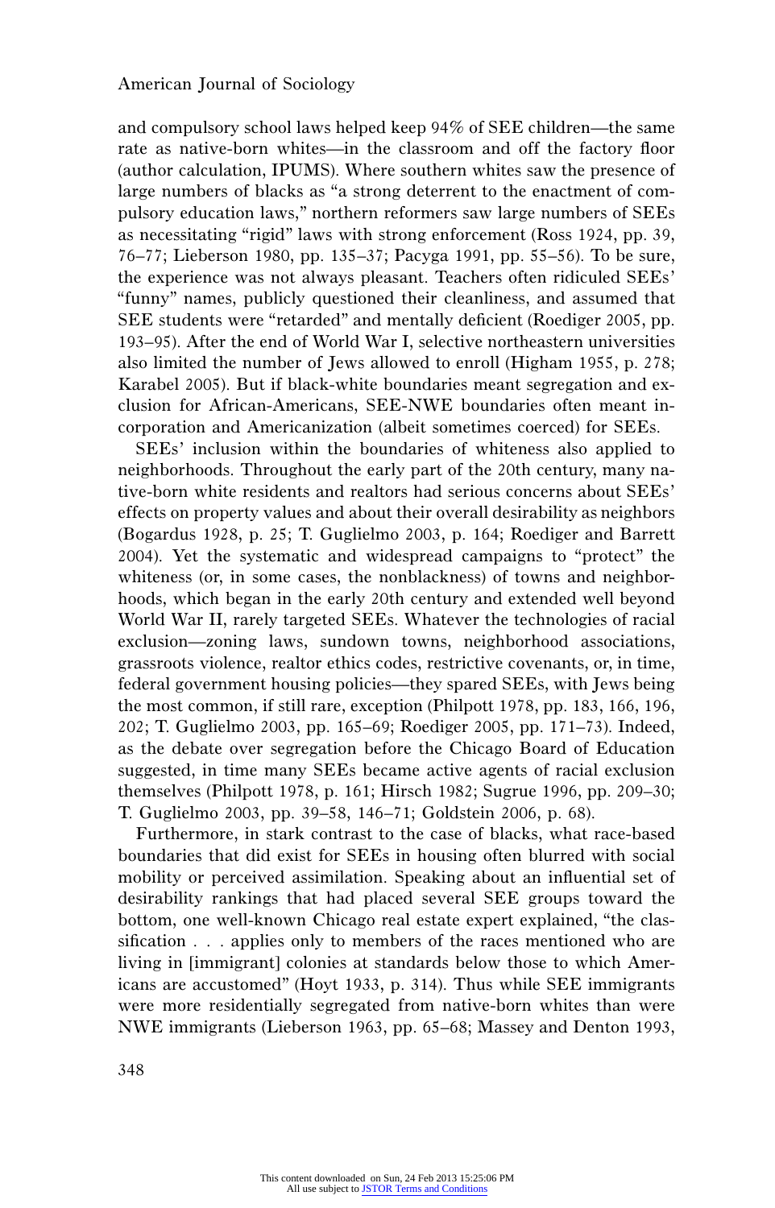and compulsory school laws helped keep 94% of SEE children—the same rate as native-born whites—in the classroom and off the factory floor (author calculation, IPUMS). Where southern whites saw the presence of large numbers of blacks as "a strong deterrent to the enactment of compulsory education laws," northern reformers saw large numbers of SEEs as necessitating "rigid" laws with strong enforcement (Ross 1924, pp. 39, 76–77; Lieberson 1980, pp. 135–37; Pacyga 1991, pp. 55–56). To be sure, the experience was not always pleasant. Teachers often ridiculed SEEs' "funny" names, publicly questioned their cleanliness, and assumed that SEE students were "retarded" and mentally deficient (Roediger 2005, pp. 193–95). After the end of World War I, selective northeastern universities also limited the number of Jews allowed to enroll (Higham 1955, p. 278; Karabel 2005). But if black-white boundaries meant segregation and exclusion for African-Americans, SEE-NWE boundaries often meant incorporation and Americanization (albeit sometimes coerced) for SEEs.

SEEs' inclusion within the boundaries of whiteness also applied to neighborhoods. Throughout the early part of the 20th century, many native-born white residents and realtors had serious concerns about SEEs' effects on property values and about their overall desirability as neighbors (Bogardus 1928, p. 25; T. Guglielmo 2003, p. 164; Roediger and Barrett 2004). Yet the systematic and widespread campaigns to "protect" the whiteness (or, in some cases, the nonblackness) of towns and neighborhoods, which began in the early 20th century and extended well beyond World War II, rarely targeted SEEs. Whatever the technologies of racial exclusion—zoning laws, sundown towns, neighborhood associations, grassroots violence, realtor ethics codes, restrictive covenants, or, in time, federal government housing policies—they spared SEEs, with Jews being the most common, if still rare, exception (Philpott 1978, pp. 183, 166, 196, 202; T. Guglielmo 2003, pp. 165–69; Roediger 2005, pp. 171–73). Indeed, as the debate over segregation before the Chicago Board of Education suggested, in time many SEEs became active agents of racial exclusion themselves (Philpott 1978, p. 161; Hirsch 1982; Sugrue 1996, pp. 209–30; T. Guglielmo 2003, pp. 39–58, 146–71; Goldstein 2006, p. 68).

Furthermore, in stark contrast to the case of blacks, what race-based boundaries that did exist for SEEs in housing often blurred with social mobility or perceived assimilation. Speaking about an influential set of desirability rankings that had placed several SEE groups toward the bottom, one well-known Chicago real estate expert explained, "the classification . . . applies only to members of the races mentioned who are living in [immigrant] colonies at standards below those to which Americans are accustomed" (Hoyt 1933, p. 314). Thus while SEE immigrants were more residentially segregated from native-born whites than were NWE immigrants (Lieberson 1963, pp. 65–68; Massey and Denton 1993,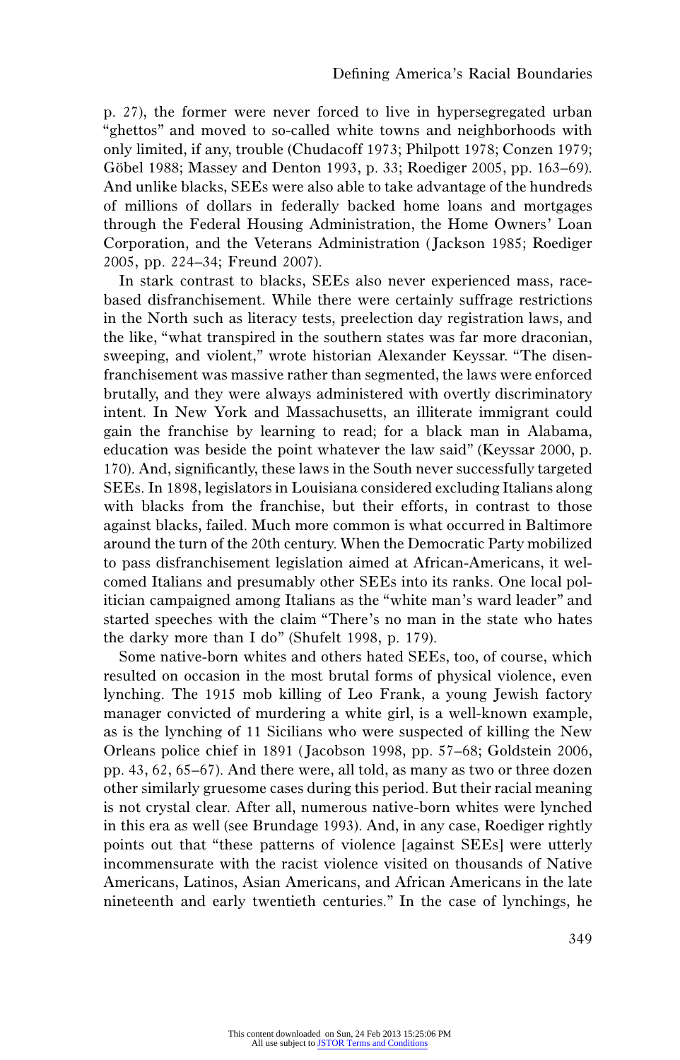p. 27), the former were never forced to live in hypersegregated urban "ghettos" and moved to so-called white towns and neighborhoods with only limited, if any, trouble (Chudacoff 1973; Philpott 1978; Conzen 1979; Göbel 1988; Massey and Denton 1993, p. 33; Roediger 2005, pp. 163–69). And unlike blacks, SEEs were also able to take advantage of the hundreds of millions of dollars in federally backed home loans and mortgages through the Federal Housing Administration, the Home Owners' Loan Corporation, and the Veterans Administration (Jackson 1985; Roediger 2005, pp. 224–34; Freund 2007).

In stark contrast to blacks, SEEs also never experienced mass, race-based disfranchisement. While there were certainly suffrage restrictions in the North such as literacy tests, preelection day registration laws, and the like, "what transpired in the southern states was far more draconian, sweeping, and violent," wrote historian Alexander Keyssar. "The disenfranchisement was massive rather than segmented, the laws were enforced brutally, and they were always administered with overtly discriminatory intent. In New York and Massachusetts, an illiterate immigrant could gain the franchise by learning to read; for a black man in Alabama, education was beside the point whatever the law said" (Keyssar 2000, p. 170). And, significantly, these laws in the South never successfully targeted SEEs. In 1898, legislators in Louisiana considered excluding Italians along with blacks from the franchise, but their efforts, in contrast to those against blacks, failed. Much more common is what occurred in Baltimore around the turn of the 20th century. When the Democratic Party mobilized to pass disfranchisement legislation aimed at African-Americans, it welcomed Italians and presumably other SEEs into its ranks. One local politician campaigned among Italians as the "white man's ward leader" and started speeches with the claim "There's no man in the state who hates the darky more than I do" (Shufelt 1998, p. 179).

Some native-born whites and others hated SEEs, too, of course, which resulted on occasion in the most brutal forms of physical violence, even lynching. The 1915 mob killing of Leo Frank, a young Jewish factory manager convicted of murdering a white girl, is a well-known example, as is the lynching of 11 Sicilians who were suspected of killing the New Orleans police chief in 1891 (Jacobson 1998, pp. 57–68; Goldstein 2006, pp. 43, 62, 65–67). And there were, all told, as many as two or three dozen other similarly gruesome cases during this period. But their racial meaning is not crystal clear. After all, numerous native-born whites were lynched in this era as well (see Brundage 1993). And, in any case, Roediger rightly points out that "these patterns of violence [against SEEs] were utterly incommensurate with the racist violence visited on thousands of Native Americans, Latinos, Asian Americans, and African Americans in the late nineteenth and early twentieth centuries." In the case of lynchings, he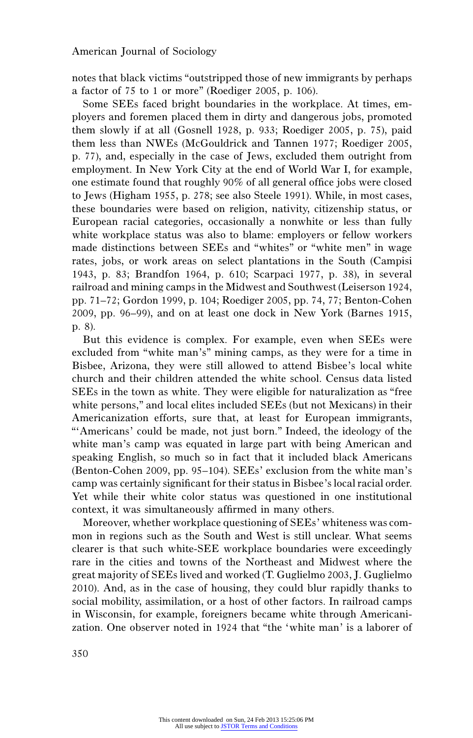notes that black victims "outstripped those of new immigrants by perhaps a factor of 75 to 1 or more" (Roediger 2005, p. 106).

Some SEEs faced bright boundaries in the workplace. At times, employers and foremen placed them in dirty and dangerous jobs, promoted them slowly if at all (Gosnell 1928, p. 933; Roediger 2005, p. 75), paid them less than NWEs (McGouldrick and Tannen 1977; Roediger 2005, p. 77), and, especially in the case of Jews, excluded them outright from employment. In New York City at the end of World War I, for example, one estimate found that roughly 90% of all general office jobs were closed to Jews (Higham 1955, p. 278; see also Steele 1991). While, in most cases, these boundaries were based on religion, nativity, citizenship status, or European racial categories, occasionally a nonwhite or less than fully white workplace status was also to blame: employers or fellow workers made distinctions between SEEs and "whites" or "white men" in wage rates, jobs, or work areas on select plantations in the South (Campisi 1943, p. 83; Brandfon 1964, p. 610; Scarpaci 1977, p. 38), in several railroad and mining camps in the Midwest and Southwest (Leiserson 1924, pp. 71–72; Gordon 1999, p. 104; Roediger 2005, pp. 74, 77; Benton-Cohen 2009, pp. 96–99), and on at least one dock in New York (Barnes 1915, p. 8).

But this evidence is complex. For example, even when SEEs were excluded from "white man's" mining camps, as they were for a time in Bisbee, Arizona, they were still allowed to attend Bisbee's local white church and their children attended the white school. Census data listed SEEs in the town as white. They were eligible for naturalization as "free white persons," and local elites included SEEs (but not Mexicans) in their Americanization efforts, sure that, at least for European immigrants, "'Americans' could be made, not just born." Indeed, the ideology of the white man's camp was equated in large part with being American and speaking English, so much so in fact that it included black Americans (Benton-Cohen 2009, pp. 95–104). SEEs' exclusion from the white man's camp was certainly significant for their status in Bisbee's local racial order. Yet while their white color status was questioned in one institutional context, it was simultaneously affirmed in many others.

Moreover, whether workplace questioning of SEEs' whiteness was common in regions such as the South and West is still unclear. What seems clearer is that such white-SEE workplace boundaries were exceedingly rare in the cities and towns of the Northeast and Midwest where the great majority of SEEs lived and worked (T. Guglielmo 2003, J. Guglielmo 2010). And, as in the case of housing, they could blur rapidly thanks to social mobility, assimilation, or a host of other factors. In railroad camps in Wisconsin, for example, foreigners became white through Americanization. One observer noted in 1924 that "the 'white man' is a laborer of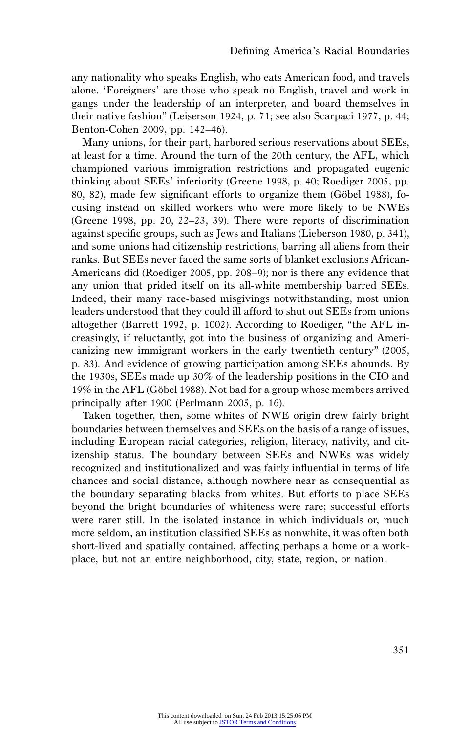any nationality who speaks English, who eats American food, and travels alone. 'Foreigners' are those who speak no English, travel and work in gangs under the leadership of an interpreter, and board themselves in their native fashion" (Leiserson 1924, p. 71; see also Scarpaci 1977, p. 44; Benton-Cohen 2009, pp. 142–46).

Many unions, for their part, harbored serious reservations about SEEs, at least for a time. Around the turn of the 20th century, the AFL, which championed various immigration restrictions and propagated eugenic thinking about SEEs' inferiority (Greene 1998, p. 40; Roediger 2005, pp. 80, 82), made few significant efforts to organize them (Göbel 1988), focusing instead on skilled workers who were more likely to be NWEs (Greene 1998, pp. 20, 22–23, 39). There were reports of discrimination against specific groups, such as Jews and Italians (Lieberson 1980, p. 341), and some unions had citizenship restrictions, barring all aliens from their ranks. But SEEs never faced the same sorts of blanket exclusions African-Americans did (Roediger 2005, pp. 208–9); nor is there any evidence that any union that prided itself on its all-white membership barred SEEs. Indeed, their many race-based misgivings notwithstanding, most union leaders understood that they could ill afford to shut out SEEs from unions altogether (Barrett 1992, p. 1002). According to Roediger, "the AFL increasingly, if reluctantly, got into the business of organizing and Americanizing new immigrant workers in the early twentieth century" (2005, p. 83). And evidence of growing participation among SEEs abounds. By the 1930s, SEEs made up 30% of the leadership positions in the CIO and 19% in the AFL (Göbel 1988). Not bad for a group whose members arrived principally after 1900 (Perlmann 2005, p. 16).

Taken together, then, some whites of NWE origin drew fairly bright boundaries between themselves and SEEs on the basis of a range of issues, including European racial categories, religion, literacy, nativity, and citizenship status. The boundary between SEEs and NWEs was widely recognized and institutionalized and was fairly influential in terms of life chances and social distance, although nowhere near as consequential as the boundary separating blacks from whites. But efforts to place SEEs beyond the bright boundaries of whiteness were rare; successful efforts were rarer still. In the isolated instance in which individuals or, much more seldom, an institution classified SEEs as nonwhite, it was often both short-lived and spatially contained, affecting perhaps a home or a workplace, but not an entire neighborhood, city, state, region, or nation.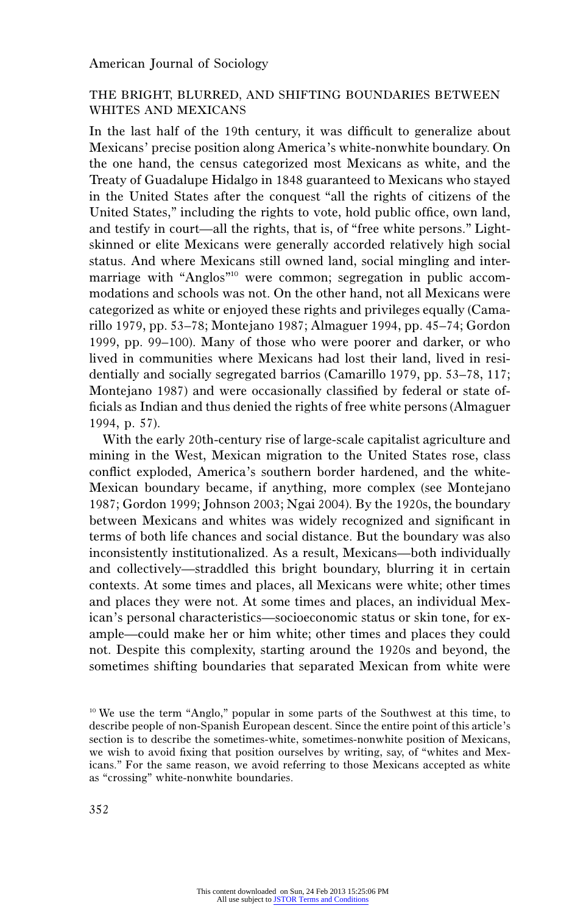## THE BRIGHT, BLURRED, AND SHIFTING BOUNDARIES BETWEEN WHITES AND MEXICANS

In the last half of the 19th century, it was difficult to generalize about Mexicans' precise position along America's white-nonwhite boundary. On the one hand, the census categorized most Mexicans as white, and the Treaty of Guadalupe Hidalgo in 1848 guaranteed to Mexicans who stayed in the United States after the conquest "all the rights of citizens of the United States," including the rights to vote, hold public office, own land, and testify in court—all the rights, that is, of "free white persons." Light-skinned or elite Mexicans were generally accorded relatively high social status. And where Mexicans still owned land, social mingling and intermarriage with "Anglos"[10] were common; segregation in public accommodations and schools was not. On the other hand, not all Mexicans were categorized as white or enjoyed these rights and privileges equally (Camarillo 1979, pp. 53–78; Montejano 1987; Almaguer 1994, pp. 45–74; Gordon 1999, pp. 99–100). Many of those who were poorer and darker, or who lived in communities where Mexicans had lost their land, lived in residentially and socially segregated barrios (Camarillo 1979, pp. 53–78, 117; Montejano 1987) and were occasionally classified by federal or state officials as Indian and thus denied the rights of free white persons (Almaguer 1994, p. 57).

With the early 20th-century rise of large-scale capitalist agriculture and mining in the West, Mexican migration to the United States rose, class conflict exploded, America's southern border hardened, and the white-Mexican boundary became, if anything, more complex (see Montejano 1987; Gordon 1999; Johnson 2003; Ngai 2004). By the 1920s, the boundary between Mexicans and whites was widely recognized and significant in terms of both life chances and social distance. But the boundary was also inconsistently institutionalized. As a result, Mexicans—both individually and collectively—straddled this bright boundary, blurring it in certain contexts. At some times and places, all Mexicans were white; other times and places they were not. At some times and places, an individual Mexican's personal characteristics—socioeconomic status or skin tone, for example—could make her or him white; other times and places they could not. Despite this complexity, starting around the 1920s and beyond, the sometimes shifting boundaries that separated Mexican from white were

[10] We use the term "Anglo," popular in some parts of the Southwest at this time, to describe people of non-Spanish European descent. Since the entire point of this article's section is to describe the sometimes-white, sometimes-nonwhite position of Mexicans, we wish to avoid fixing that position ourselves by writing, say, of "whites and Mexicans." For the same reason, we avoid referring to those Mexicans accepted as white as "crossing" white-nonwhite boundaries.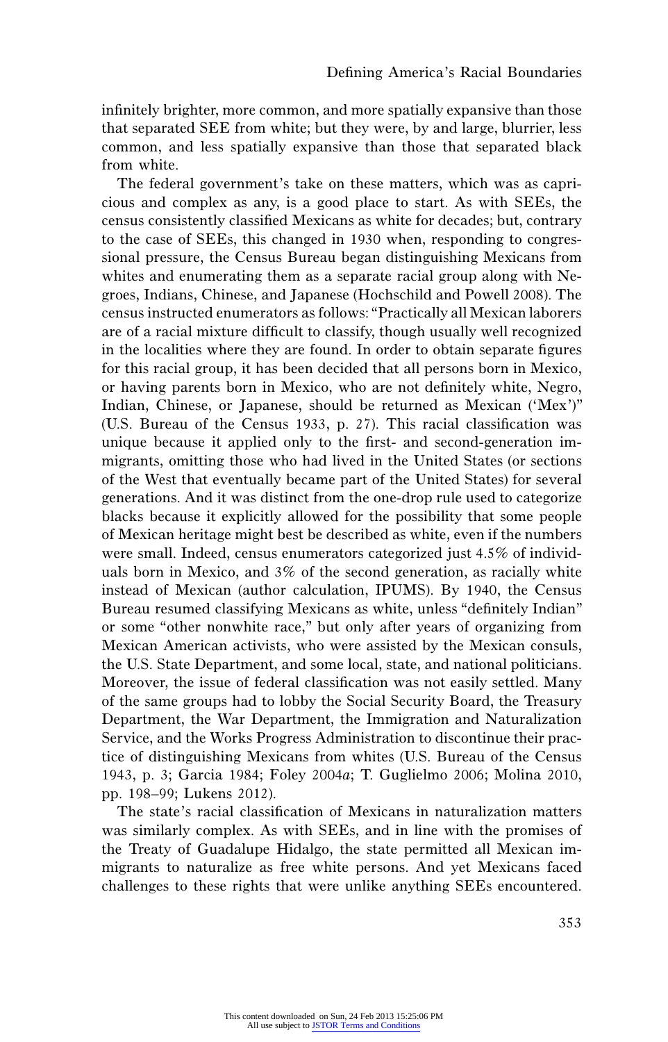infinitely brighter, more common, and more spatially expansive than those that separated SEE from white; but they were, by and large, blurrier, less common, and less spatially expansive than those that separated black from white.

The federal government's take on these matters, which was as capricious and complex as any, is a good place to start. As with SEEs, the census consistently classified Mexicans as white for decades; but, contrary to the case of SEEs, this changed in 1930 when, responding to congressional pressure, the Census Bureau began distinguishing Mexicans from whites and enumerating them as a separate racial group along with Negroes, Indians, Chinese, and Japanese (Hochschild and Powell 2008). The census instructed enumerators as follows: "Practically all Mexican laborers are of a racial mixture difficult to classify, though usually well recognized in the localities where they are found. In order to obtain separate figures for this racial group, it has been decided that all persons born in Mexico, or having parents born in Mexico, who are not definitely white, Negro, Indian, Chinese, or Japanese, should be returned as Mexican ('Mex')" (U.S. Bureau of the Census 1933, p. 27). This racial classification was unique because it applied only to the first- and second-generation immigrants, omitting those who had lived in the United States (or sections of the West that eventually became part of the United States) for several generations. And it was distinct from the one-drop rule used to categorize blacks because it explicitly allowed for the possibility that some people of Mexican heritage might best be described as white, even if the numbers were small. Indeed, census enumerators categorized just 4.5% of individuals born in Mexico, and 3% of the second generation, as racially white instead of Mexican (author calculation, IPUMS). By 1940, the Census Bureau resumed classifying Mexicans as white, unless "definitely Indian" or some "other nonwhite race," but only after years of organizing from Mexican American activists, who were assisted by the Mexican consuls, the U.S. State Department, and some local, state, and national politicians. Moreover, the issue of federal classification was not easily settled. Many of the same groups had to lobby the Social Security Board, the Treasury Department, the War Department, the Immigration and Naturalization Service, and the Works Progress Administration to discontinue their practice of distinguishing Mexicans from whites (U.S. Bureau of the Census 1943, p. 3; Garcia 1984; Foley 2004*a*; T. Guglielmo 2006; Molina 2010, pp. 198–99; Lukens 2012).

The state's racial classification of Mexicans in naturalization matters was similarly complex. As with SEEs, and in line with the promises of the Treaty of Guadalupe Hidalgo, the state permitted all Mexican immigrants to naturalize as free white persons. And yet Mexicans faced challenges to these rights that were unlike anything SEEs encountered.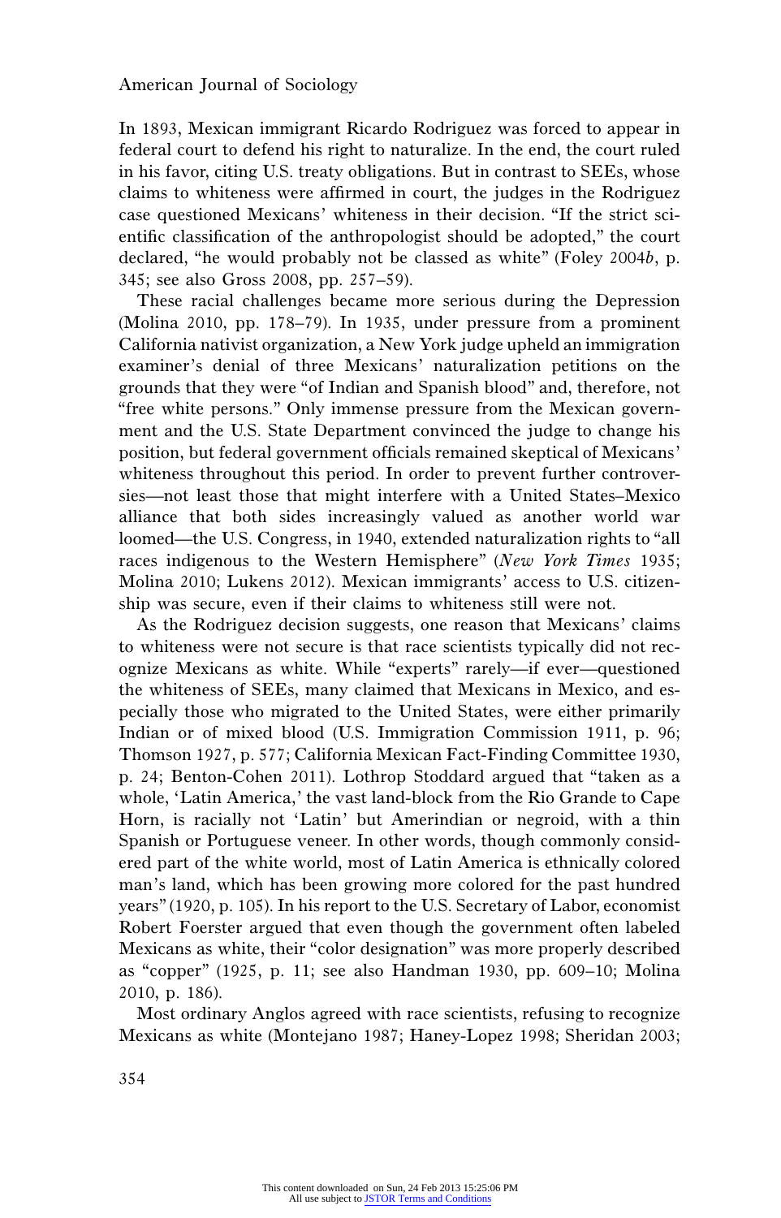In 1893, Mexican immigrant Ricardo Rodriguez was forced to appear in federal court to defend his right to naturalize. In the end, the court ruled in his favor, citing U.S. treaty obligations. But in contrast to SEEs, whose claims to whiteness were affirmed in court, the judges in the Rodriguez case questioned Mexicans' whiteness in their decision. "If the strict scientific classification of the anthropologist should be adopted," the court declared, "he would probably not be classed as white" (Foley 2004*b*, p. 345; see also Gross 2008, pp. 257–59).

These racial challenges became more serious during the Depression (Molina 2010, pp. 178–79). In 1935, under pressure from a prominent California nativist organization, a New York judge upheld an immigration examiner's denial of three Mexicans' naturalization petitions on the grounds that they were "of Indian and Spanish blood" and, therefore, not "free white persons." Only immense pressure from the Mexican government and the U.S. State Department convinced the judge to change his position, but federal government officials remained skeptical of Mexicans' whiteness throughout this period. In order to prevent further controversies—not least those that might interfere with a United States–Mexico alliance that both sides increasingly valued as another world war loomed—the U.S. Congress, in 1940, extended naturalization rights to "all races indigenous to the Western Hemisphere" (*New York Times* 1935; Molina 2010; Lukens 2012). Mexican immigrants' access to U.S. citizenship was secure, even if their claims to whiteness still were not.

As the Rodriguez decision suggests, one reason that Mexicans' claims to whiteness were not secure is that race scientists typically did not recognize Mexicans as white. While "experts" rarely—if ever—questioned the whiteness of SEEs, many claimed that Mexicans in Mexico, and especially those who migrated to the United States, were either primarily Indian or of mixed blood (U.S. Immigration Commission 1911, p. 96; Thomson 1927, p. 577; California Mexican Fact-Finding Committee 1930, p. 24; Benton-Cohen 2011). Lothrop Stoddard argued that "taken as a whole, 'Latin America,' the vast land-block from the Rio Grande to Cape Horn, is racially not 'Latin' but Amerindian or negroid, with a thin Spanish or Portuguese veneer. In other words, though commonly considered part of the white world, most of Latin America is ethnically colored man's land, which has been growing more colored for the past hundred years" (1920, p. 105). In his report to the U.S. Secretary of Labor, economist Robert Foerster argued that even though the government often labeled Mexicans as white, their "color designation" was more properly described as "copper" (1925, p. 11; see also Handman 1930, pp. 609–10; Molina 2010, p. 186).

Most ordinary Anglos agreed with race scientists, refusing to recognize Mexicans as white (Montejano 1987; Haney-Lopez 1998; Sheridan 2003;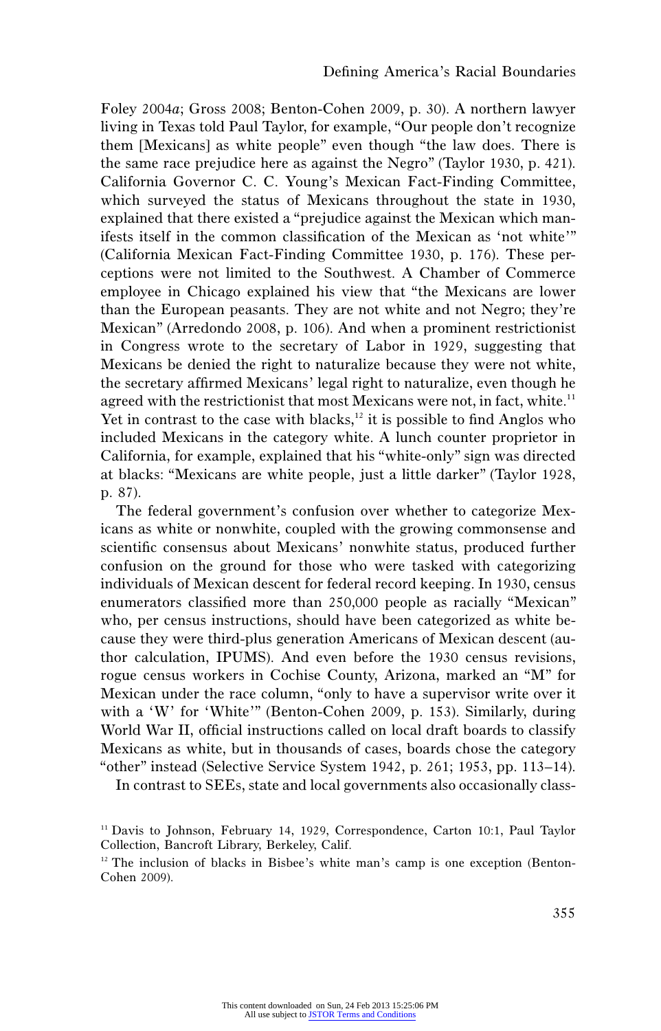Foley 2004*a*; Gross 2008; Benton-Cohen 2009, p. 30). A northern lawyer living in Texas told Paul Taylor, for example, "Our people don't recognize them [Mexicans] as white people" even though "the law does. There is the same race prejudice here as against the Negro" (Taylor 1930, p. 421). California Governor C. C. Young's Mexican Fact-Finding Committee, which surveyed the status of Mexicans throughout the state in 1930, explained that there existed a "prejudice against the Mexican which manifests itself in the common classification of the Mexican as 'not white'" (California Mexican Fact-Finding Committee 1930, p. 176). These perceptions were not limited to the Southwest. A Chamber of Commerce employee in Chicago explained his view that "the Mexicans are lower than the European peasants. They are not white and not Negro; they're Mexican" (Arredondo 2008, p. 106). And when a prominent restrictionist in Congress wrote to the secretary of Labor in 1929, suggesting that Mexicans be denied the right to naturalize because they were not white, the secretary affirmed Mexicans' legal right to naturalize, even though he agreed with the restrictionist that most Mexicans were not, in fact, white.[11] Yet in contrast to the case with blacks,[12] it is possible to find Anglos who included Mexicans in the category white. A lunch counter proprietor in California, for example, explained that his "white-only" sign was directed at blacks: "Mexicans are white people, just a little darker" (Taylor 1928, p. 87).

The federal government's confusion over whether to categorize Mexicans as white or nonwhite, coupled with the growing commonsense and scientific consensus about Mexicans' nonwhite status, produced further confusion on the ground for those who were tasked with categorizing individuals of Mexican descent for federal record keeping. In 1930, census enumerators classified more than 250,000 people as racially "Mexican" who, per census instructions, should have been categorized as white because they were third-plus generation Americans of Mexican descent (author calculation, IPUMS). And even before the 1930 census revisions, rogue census workers in Cochise County, Arizona, marked an "M" for Mexican under the race column, "only to have a supervisor write over it with a 'W' for 'White'" (Benton-Cohen 2009, p. 153). Similarly, during World War II, official instructions called on local draft boards to classify Mexicans as white, but in thousands of cases, boards chose the category "other" instead (Selective Service System 1942, p. 261; 1953, pp. 113–14).

In contrast to SEEs, state and local governments also occasionally class-

[11] Davis to Johnson, February 14, 1929, Correspondence, Carton 10:1, Paul Taylor Collection, Bancroft Library, Berkeley, Calif.

[12] The inclusion of blacks in Bisbee's white man's camp is one exception (Benton-Cohen 2009).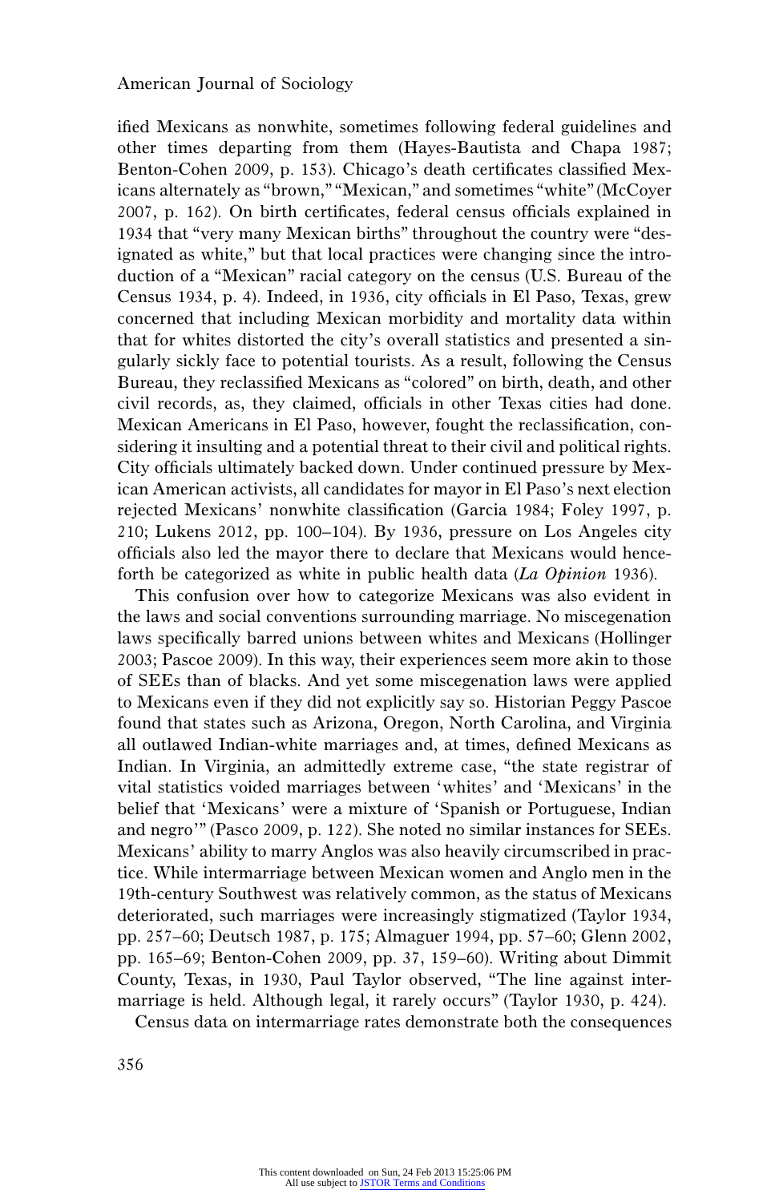ified Mexicans as nonwhite, sometimes following federal guidelines and other times departing from them (Hayes-Bautista and Chapa 1987; Benton-Cohen 2009, p. 153). Chicago's death certificates classified Mexicans alternately as "brown," "Mexican," and sometimes "white" (McCoyer 2007, p. 162). On birth certificates, federal census officials explained in 1934 that "very many Mexican births" throughout the country were "designated as white," but that local practices were changing since the introduction of a "Mexican" racial category on the census (U.S. Bureau of the Census 1934, p. 4). Indeed, in 1936, city officials in El Paso, Texas, grew concerned that including Mexican morbidity and mortality data within that for whites distorted the city's overall statistics and presented a singularly sickly face to potential tourists. As a result, following the Census Bureau, they reclassified Mexicans as "colored" on birth, death, and other civil records, as, they claimed, officials in other Texas cities had done. Mexican Americans in El Paso, however, fought the reclassification, considering it insulting and a potential threat to their civil and political rights. City officials ultimately backed down. Under continued pressure by Mexican American activists, all candidates for mayor in El Paso's next election rejected Mexicans' nonwhite classification (Garcia 1984; Foley 1997, p. 210; Lukens 2012, pp. 100–104). By 1936, pressure on Los Angeles city officials also led the mayor there to declare that Mexicans would henceforth be categorized as white in public health data (*La Opinion* 1936).

This confusion over how to categorize Mexicans was also evident in the laws and social conventions surrounding marriage. No miscegenation laws specifically barred unions between whites and Mexicans (Hollinger 2003; Pascoe 2009). In this way, their experiences seem more akin to those of SEEs than of blacks. And yet some miscegenation laws were applied to Mexicans even if they did not explicitly say so. Historian Peggy Pascoe found that states such as Arizona, Oregon, North Carolina, and Virginia all outlawed Indian-white marriages and, at times, defined Mexicans as Indian. In Virginia, an admittedly extreme case, "the state registrar of vital statistics voided marriages between 'whites' and 'Mexicans' in the belief that 'Mexicans' were a mixture of 'Spanish or Portuguese, Indian and negro'" (Pasco 2009, p. 122). She noted no similar instances for SEEs. Mexicans' ability to marry Anglos was also heavily circumscribed in practice. While intermarriage between Mexican women and Anglo men in the 19th-century Southwest was relatively common, as the status of Mexicans deteriorated, such marriages were increasingly stigmatized (Taylor 1934, pp. 257–60; Deutsch 1987, p. 175; Almaguer 1994, pp. 57–60; Glenn 2002, pp. 165–69; Benton-Cohen 2009, pp. 37, 159–60). Writing about Dimmit County, Texas, in 1930, Paul Taylor observed, "The line against intermarriage is held. Although legal, it rarely occurs" (Taylor 1930, p. 424).

Census data on intermarriage rates demonstrate both the consequences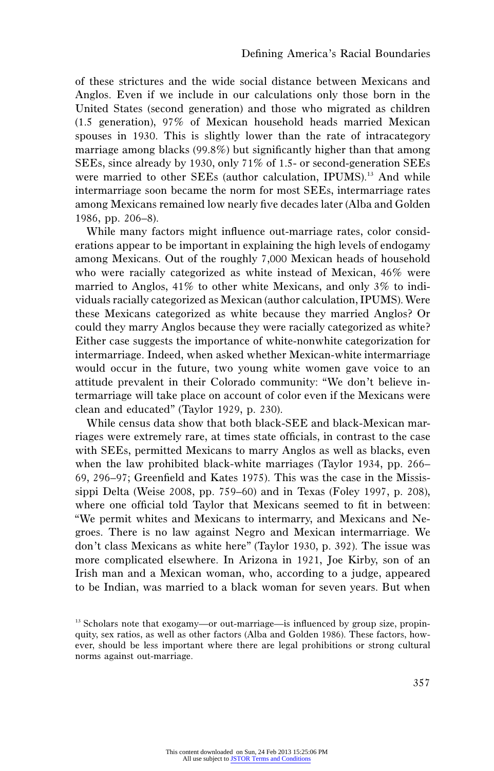of these strictures and the wide social distance between Mexicans and Anglos. Even if we include in our calculations only those born in the United States (second generation) and those who migrated as children (1.5 generation), 97% of Mexican household heads married Mexican spouses in 1930. This is slightly lower than the rate of intracategory marriage among blacks (99.8%) but significantly higher than that among SEEs, since already by 1930, only 71% of 1.5- or second-generation SEEs were married to other SEEs (author calculation, IPUMS).[13] And while intermarriage soon became the norm for most SEEs, intermarriage rates among Mexicans remained low nearly five decades later (Alba and Golden 1986, pp. 206–8).

While many factors might influence out-marriage rates, color considerations appear to be important in explaining the high levels of endogamy among Mexicans. Out of the roughly 7,000 Mexican heads of household who were racially categorized as white instead of Mexican, 46% were married to Anglos, 41% to other white Mexicans, and only 3% to individuals racially categorized as Mexican (author calculation, IPUMS). Were these Mexicans categorized as white because they married Anglos? Or could they marry Anglos because they were racially categorized as white? Either case suggests the importance of white-nonwhite categorization for intermarriage. Indeed, when asked whether Mexican-white intermarriage would occur in the future, two young white women gave voice to an attitude prevalent in their Colorado community: "We don't believe intermarriage will take place on account of color even if the Mexicans were clean and educated" (Taylor 1929, p. 230).

While census data show that both black-SEE and black-Mexican marriages were extremely rare, at times state officials, in contrast to the case with SEEs, permitted Mexicans to marry Anglos as well as blacks, even when the law prohibited black-white marriages (Taylor 1934, pp. 266–69, 296–97; Greenfield and Kates 1975). This was the case in the Mississippi Delta (Weise 2008, pp. 759–60) and in Texas (Foley 1997, p. 208), where one official told Taylor that Mexicans seemed to fit in between: "We permit whites and Mexicans to intermarry, and Mexicans and Negroes. There is no law against Negro and Mexican intermarriage. We don't class Mexicans as white here" (Taylor 1930, p. 392). The issue was more complicated elsewhere. In Arizona in 1921, Joe Kirby, son of an Irish man and a Mexican woman, who, according to a judge, appeared to be Indian, was married to a black woman for seven years. But when

[13] Scholars note that exogamy—or out-marriage—is influenced by group size, propinquity, sex ratios, as well as other factors (Alba and Golden 1986). These factors, however, should be less important where there are legal prohibitions or strong cultural norms against out-marriage.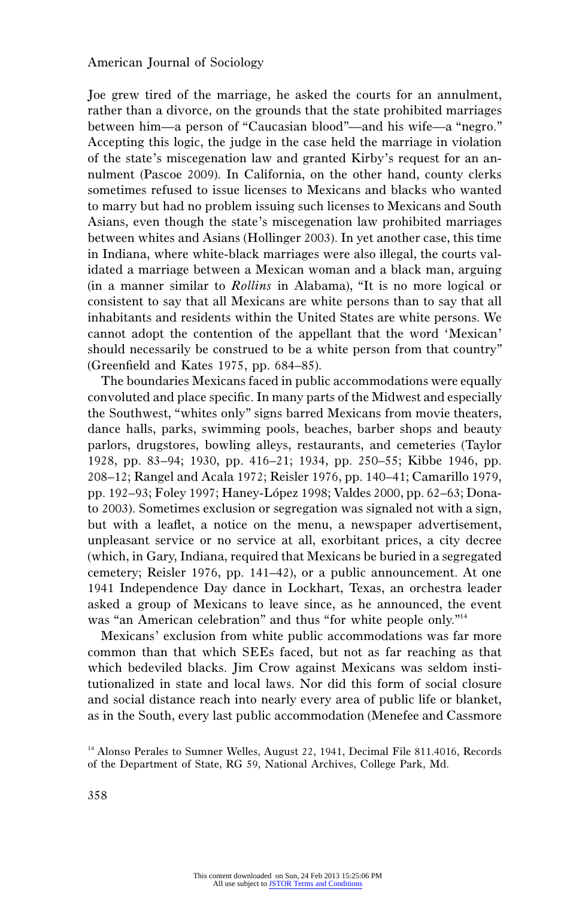Joe grew tired of the marriage, he asked the courts for an annulment, rather than a divorce, on the grounds that the state prohibited marriages between him—a person of "Caucasian blood"—and his wife—a "negro." Accepting this logic, the judge in the case held the marriage in violation of the state's miscegenation law and granted Kirby's request for an annulment (Pascoe 2009). In California, on the other hand, county clerks sometimes refused to issue licenses to Mexicans and blacks who wanted to marry but had no problem issuing such licenses to Mexicans and South Asians, even though the state's miscegenation law prohibited marriages between whites and Asians (Hollinger 2003). In yet another case, this time in Indiana, where white-black marriages were also illegal, the courts validated a marriage between a Mexican woman and a black man, arguing (in a manner similar to *Rollins* in Alabama), "It is no more logical or consistent to say that all Mexicans are white persons than to say that all inhabitants and residents within the United States are white persons. We cannot adopt the contention of the appellant that the word 'Mexican' should necessarily be construed to be a white person from that country" (Greenfield and Kates 1975, pp. 684–85).

The boundaries Mexicans faced in public accommodations were equally convoluted and place specific. In many parts of the Midwest and especially the Southwest, "whites only" signs barred Mexicans from movie theaters, dance halls, parks, swimming pools, beaches, barber shops and beauty parlors, drugstores, bowling alleys, restaurants, and cemeteries (Taylor 1928, pp. 83–94; 1930, pp. 416–21; 1934, pp. 250–55; Kibbe 1946, pp. 208–12; Rangel and Acala 1972; Reisler 1976, pp. 140–41; Camarillo 1979, pp. 192–93; Foley 1997; Haney-López 1998; Valdes 2000, pp. 62–63; Donato 2003). Sometimes exclusion or segregation was signaled not with a sign, but with a leaflet, a notice on the menu, a newspaper advertisement, unpleasant service or no service at all, exorbitant prices, a city decree (which, in Gary, Indiana, required that Mexicans be buried in a segregated cemetery; Reisler 1976, pp. 141–42), or a public announcement. At one 1941 Independence Day dance in Lockhart, Texas, an orchestra leader asked a group of Mexicans to leave since, as he announced, the event was "an American celebration" and thus "for white people only."[14]

Mexicans' exclusion from white public accommodations was far more common than that which SEEs faced, but not as far reaching as that which bedeviled blacks. Jim Crow against Mexicans was seldom institutionalized in state and local laws. Nor did this form of social closure and social distance reach into nearly every area of public life or blanket, as in the South, every last public accommodation (Menefee and Cassmore

[14] Alonso Perales to Sumner Welles, August 22, 1941, Decimal File 811.4016, Records of the Department of State, RG 59, National Archives, College Park, Md.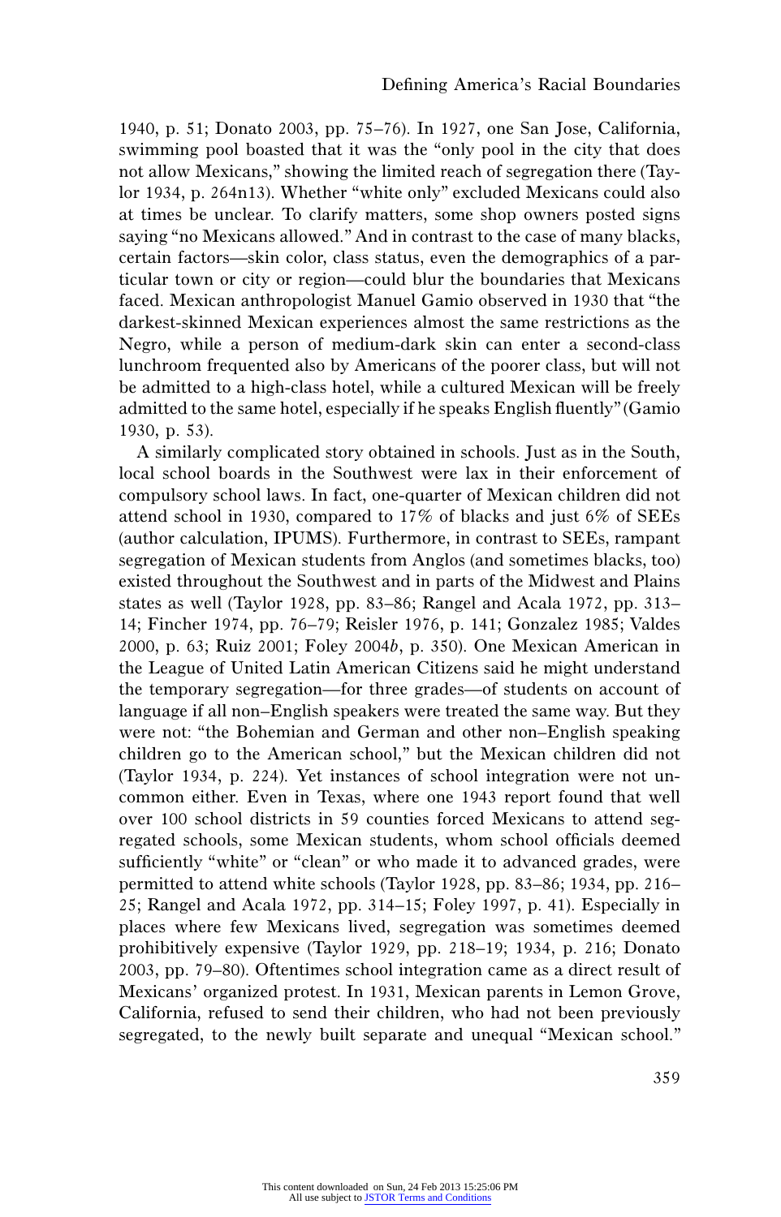1940, p. 51; Donato 2003, pp. 75–76). In 1927, one San Jose, California, swimming pool boasted that it was the "only pool in the city that does not allow Mexicans," showing the limited reach of segregation there (Taylor 1934, p. 264n13). Whether "white only" excluded Mexicans could also at times be unclear. To clarify matters, some shop owners posted signs saying "no Mexicans allowed." And in contrast to the case of many blacks, certain factors—skin color, class status, even the demographics of a particular town or city or region—could blur the boundaries that Mexicans faced. Mexican anthropologist Manuel Gamio observed in 1930 that "the darkest-skinned Mexican experiences almost the same restrictions as the Negro, while a person of medium-dark skin can enter a second-class lunchroom frequented also by Americans of the poorer class, but will not be admitted to a high-class hotel, while a cultured Mexican will be freely admitted to the same hotel, especially if he speaks English fluently" (Gamio 1930, p. 53).

A similarly complicated story obtained in schools. Just as in the South, local school boards in the Southwest were lax in their enforcement of compulsory school laws. In fact, one-quarter of Mexican children did not attend school in 1930, compared to 17% of blacks and just 6% of SEEs (author calculation, IPUMS). Furthermore, in contrast to SEEs, rampant segregation of Mexican students from Anglos (and sometimes blacks, too) existed throughout the Southwest and in parts of the Midwest and Plains states as well (Taylor 1928, pp. 83–86; Rangel and Acala 1972, pp. 313–14; Fincher 1974, pp. 76–79; Reisler 1976, p. 141; Gonzalez 1985; Valdes 2000, p. 63; Ruiz 2001; Foley 2004*b*, p. 350). One Mexican American in the League of United Latin American Citizens said he might understand the temporary segregation—for three grades—of students on account of language if all non–English speakers were treated the same way. But they were not: "the Bohemian and German and other non–English speaking children go to the American school," but the Mexican children did not (Taylor 1934, p. 224). Yet instances of school integration were not uncommon either. Even in Texas, where one 1943 report found that well over 100 school districts in 59 counties forced Mexicans to attend segregated schools, some Mexican students, whom school officials deemed sufficiently "white" or "clean" or who made it to advanced grades, were permitted to attend white schools (Taylor 1928, pp. 83–86; 1934, pp. 216–25; Rangel and Acala 1972, pp. 314–15; Foley 1997, p. 41). Especially in places where few Mexicans lived, segregation was sometimes deemed prohibitively expensive (Taylor 1929, pp. 218–19; 1934, p. 216; Donato 2003, pp. 79–80). Oftentimes school integration came as a direct result of Mexicans' organized protest. In 1931, Mexican parents in Lemon Grove, California, refused to send their children, who had not been previously segregated, to the newly built separate and unequal "Mexican school."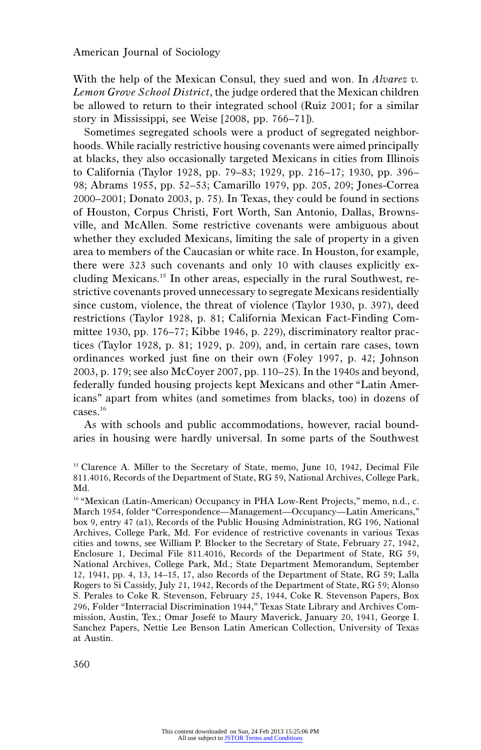With the help of the Mexican Consul, they sued and won. In *Alvarez v. Lemon Grove School District*, the judge ordered that the Mexican children be allowed to return to their integrated school (Ruiz 2001; for a similar story in Mississippi, see Weise [2008, pp. 766–71]).

Sometimes segregated schools were a product of segregated neighborhoods. While racially restrictive housing covenants were aimed principally at blacks, they also occasionally targeted Mexicans in cities from Illinois to California (Taylor 1928, pp. 79–83; 1929, pp. 216–17; 1930, pp. 396–98; Abrams 1955, pp. 52–53; Camarillo 1979, pp. 205, 209; Jones-Correa 2000–2001; Donato 2003, p. 75). In Texas, they could be found in sections of Houston, Corpus Christi, Fort Worth, San Antonio, Dallas, Brownsville, and McAllen. Some restrictive covenants were ambiguous about whether they excluded Mexicans, limiting the sale of property in a given area to members of the Caucasian or white race. In Houston, for example, there were 323 such covenants and only 10 with clauses explicitly excluding Mexicans.[15] In other areas, especially in the rural Southwest, restrictive covenants proved unnecessary to segregate Mexicans residentially since custom, violence, the threat of violence (Taylor 1930, p. 397), deed restrictions (Taylor 1928, p. 81; California Mexican Fact-Finding Committee 1930, pp. 176–77; Kibbe 1946, p. 229), discriminatory realtor practices (Taylor 1928, p. 81; 1929, p. 209), and, in certain rare cases, town ordinances worked just fine on their own (Foley 1997, p. 42; Johnson 2003, p. 179; see also McCoyer 2007, pp. 110–25). In the 1940s and beyond, federally funded housing projects kept Mexicans and other "Latin Americans" apart from whites (and sometimes from blacks, too) in dozens of cases.[16]

As with schools and public accommodations, however, racial boundaries in housing were hardly universal. In some parts of the Southwest

[15] Clarence A. Miller to the Secretary of State, memo, June 10, 1942, Decimal File 811.4016, Records of the Department of State, RG 59, National Archives, College Park, Md.

[16] "Mexican (Latin-American) Occupancy in PHA Low-Rent Projects," memo, n.d., c. March 1954, folder "Correspondence—Management—Occupancy—Latin Americans," box 9, entry 47 (a1), Records of the Public Housing Administration, RG 196, National Archives, College Park, Md. For evidence of restrictive covenants in various Texas cities and towns, see William P. Blocker to the Secretary of State, February 27, 1942, Enclosure 1, Decimal File 811.4016, Records of the Department of State, RG 59, National Archives, College Park, Md.; State Department Memorandum, September 12, 1941, pp. 4, 13, 14–15, 17, also Records of the Department of State, RG 59; Lalla Rogers to Si Cassidy, July 21, 1942, Records of the Department of State, RG 59; Alonso S. Perales to Coke R. Stevenson, February 25, 1944, Coke R. Stevenson Papers, Box 296, Folder "Interracial Discrimination 1944," Texas State Library and Archives Commission, Austin, Tex.; Omar Josefé to Maury Maverick, January 20, 1941, George I. Sanchez Papers, Nettie Lee Benson Latin American Collection, University of Texas at Austin.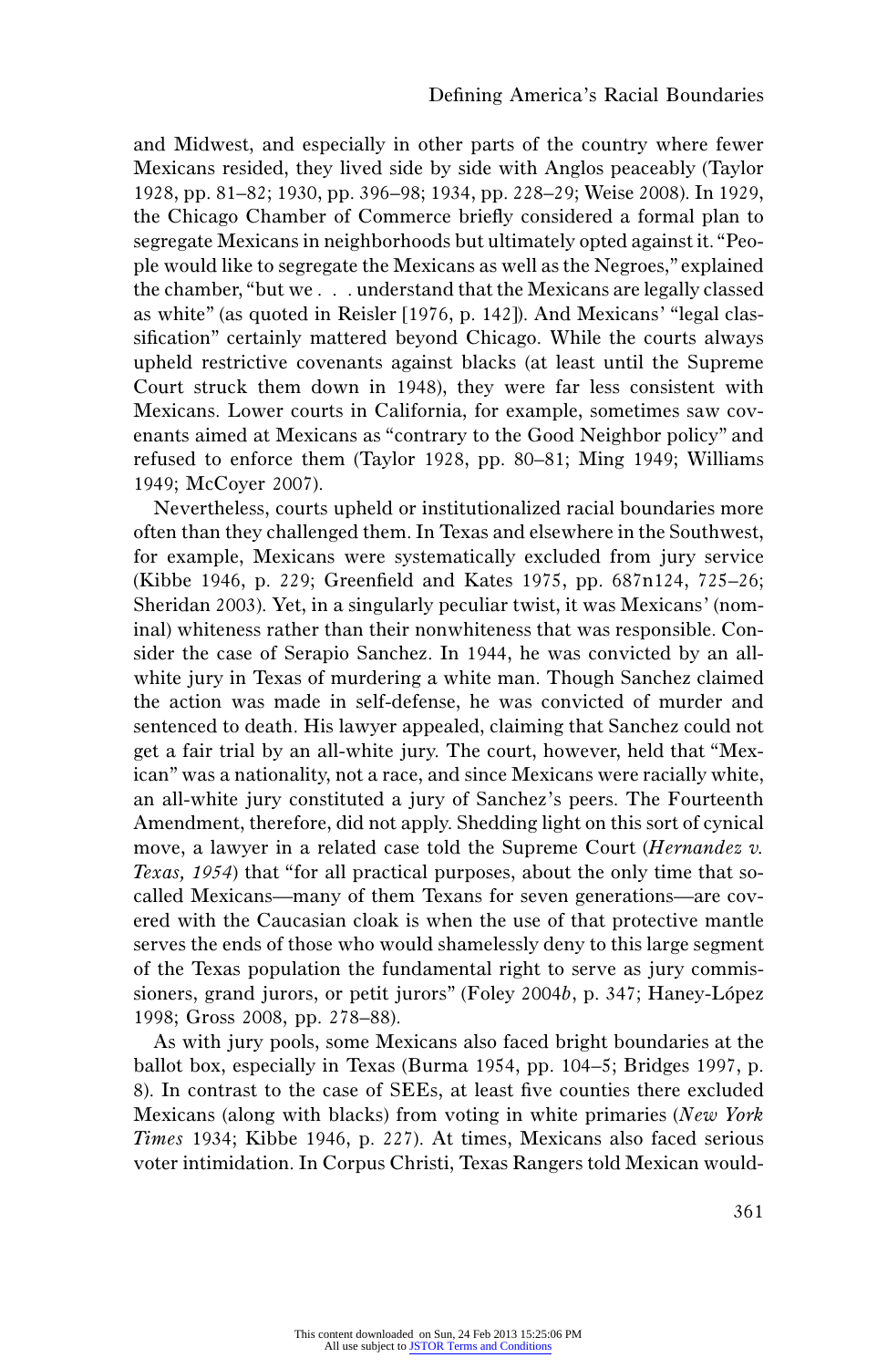and Midwest, and especially in other parts of the country where fewer Mexicans resided, they lived side by side with Anglos peaceably (Taylor 1928, pp. 81–82; 1930, pp. 396–98; 1934, pp. 228–29; Weise 2008). In 1929, the Chicago Chamber of Commerce briefly considered a formal plan to segregate Mexicans in neighborhoods but ultimately opted against it. "People would like to segregate the Mexicans as well as the Negroes," explained the chamber, "but we . . . understand that the Mexicans are legally classed as white" (as quoted in Reisler [1976, p. 142]). And Mexicans' "legal classification" certainly mattered beyond Chicago. While the courts always upheld restrictive covenants against blacks (at least until the Supreme Court struck them down in 1948), they were far less consistent with Mexicans. Lower courts in California, for example, sometimes saw covenants aimed at Mexicans as "contrary to the Good Neighbor policy" and refused to enforce them (Taylor 1928, pp. 80–81; Ming 1949; Williams 1949; McCoyer 2007).

Nevertheless, courts upheld or institutionalized racial boundaries more often than they challenged them. In Texas and elsewhere in the Southwest, for example, Mexicans were systematically excluded from jury service (Kibbe 1946, p. 229; Greenfield and Kates 1975, pp. 687n124, 725–26; Sheridan 2003). Yet, in a singularly peculiar twist, it was Mexicans' (nominal) whiteness rather than their nonwhiteness that was responsible. Consider the case of Serapio Sanchez. In 1944, he was convicted by an all-white jury in Texas of murdering a white man. Though Sanchez claimed the action was made in self-defense, he was convicted of murder and sentenced to death. His lawyer appealed, claiming that Sanchez could not get a fair trial by an all-white jury. The court, however, held that "Mexican" was a nationality, not a race, and since Mexicans were racially white, an all-white jury constituted a jury of Sanchez's peers. The Fourteenth Amendment, therefore, did not apply. Shedding light on this sort of cynical move, a lawyer in a related case told the Supreme Court (*Hernandez v. Texas, 1954*) that "for all practical purposes, about the only time that so-called Mexicans—many of them Texans for seven generations—are covered with the Caucasian cloak is when the use of that protective mantle serves the ends of those who would shamelessly deny to this large segment of the Texas population the fundamental right to serve as jury commissioners, grand jurors, or petit jurors" (Foley 2004*b*, p. 347; Haney-López 1998; Gross 2008, pp. 278–88).

As with jury pools, some Mexicans also faced bright boundaries at the ballot box, especially in Texas (Burma 1954, pp. 104–5; Bridges 1997, p. 8). In contrast to the case of SEEs, at least five counties there excluded Mexicans (along with blacks) from voting in white primaries (*New York Times* 1934; Kibbe 1946, p. 227). At times, Mexicans also faced serious voter intimidation. In Corpus Christi, Texas Rangers told Mexican would-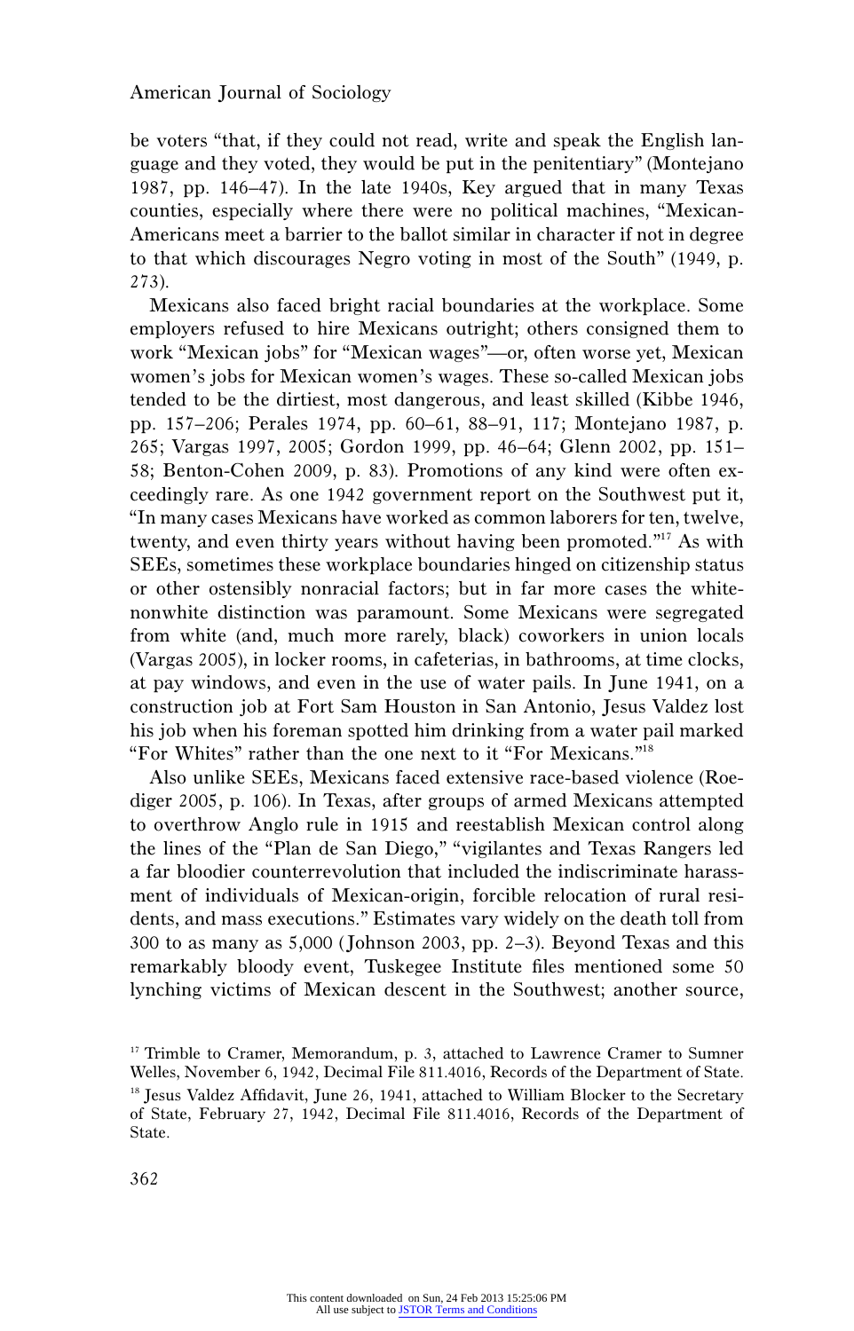be voters "that, if they could not read, write and speak the English language and they voted, they would be put in the penitentiary" (Montejano 1987, pp. 146–47). In the late 1940s, Key argued that in many Texas counties, especially where there were no political machines, "Mexican-Americans meet a barrier to the ballot similar in character if not in degree to that which discourages Negro voting in most of the South" (1949, p. 273).

Mexicans also faced bright racial boundaries at the workplace. Some employers refused to hire Mexicans outright; others consigned them to work "Mexican jobs" for "Mexican wages"—or, often worse yet, Mexican women's jobs for Mexican women's wages. These so-called Mexican jobs tended to be the dirtiest, most dangerous, and least skilled (Kibbe 1946, pp. 157–206; Perales 1974, pp. 60–61, 88–91, 117; Montejano 1987, p. 265; Vargas 1997, 2005; Gordon 1999, pp. 46–64; Glenn 2002, pp. 151–58; Benton-Cohen 2009, p. 83). Promotions of any kind were often exceedingly rare. As one 1942 government report on the Southwest put it, "In many cases Mexicans have worked as common laborers for ten, twelve, twenty, and even thirty years without having been promoted."[17] As with SEEs, sometimes these workplace boundaries hinged on citizenship status or other ostensibly nonracial factors; but in far more cases the white-nonwhite distinction was paramount. Some Mexicans were segregated from white (and, much more rarely, black) coworkers in union locals (Vargas 2005), in locker rooms, in cafeterias, in bathrooms, at time clocks, at pay windows, and even in the use of water pails. In June 1941, on a construction job at Fort Sam Houston in San Antonio, Jesus Valdez lost his job when his foreman spotted him drinking from a water pail marked "For Whites" rather than the one next to it "For Mexicans."[18]

Also unlike SEEs, Mexicans faced extensive race-based violence (Roediger 2005, p. 106). In Texas, after groups of armed Mexicans attempted to overthrow Anglo rule in 1915 and reestablish Mexican control along the lines of the "Plan de San Diego," "vigilantes and Texas Rangers led a far bloodier counterrevolution that included the indiscriminate harassment of individuals of Mexican-origin, forcible relocation of rural residents, and mass executions." Estimates vary widely on the death toll from 300 to as many as 5,000 (Johnson 2003, pp. 2–3). Beyond Texas and this remarkably bloody event, Tuskegee Institute files mentioned some 50 lynching victims of Mexican descent in the Southwest; another source,

[17] Trimble to Cramer, Memorandum, p. 3, attached to Lawrence Cramer to Sumner Welles, November 6, 1942, Decimal File 811.4016, Records of the Department of State.

[18] Jesus Valdez Affidavit, June 26, 1941, attached to William Blocker to the Secretary of State, February 27, 1942, Decimal File 811.4016, Records of the Department of State.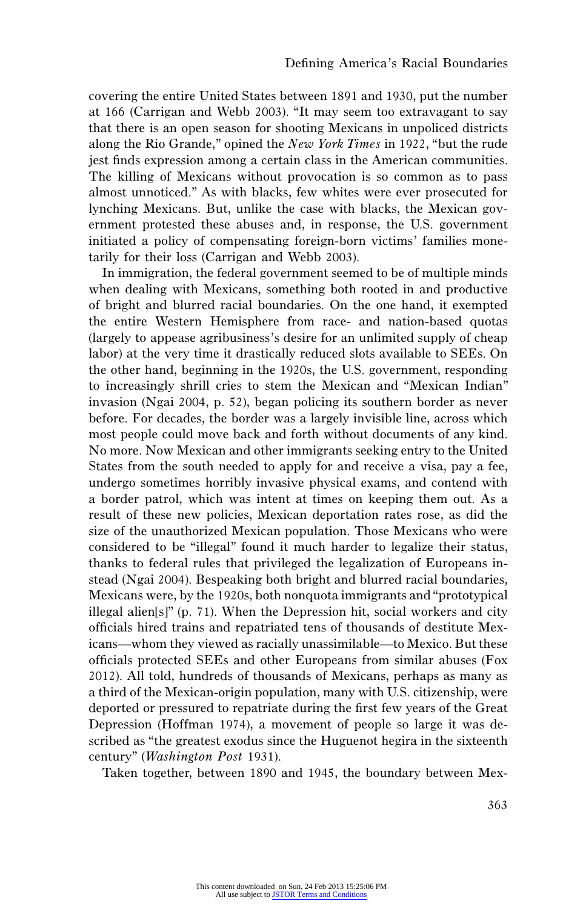covering the entire United States between 1891 and 1930, put the number at 166 (Carrigan and Webb 2003). "It may seem too extravagant to say that there is an open season for shooting Mexicans in unpoliced districts along the Rio Grande," opined the *New York Times* in 1922, "but the rude jest finds expression among a certain class in the American communities. The killing of Mexicans without provocation is so common as to pass almost unnoticed." As with blacks, few whites were ever prosecuted for lynching Mexicans. But, unlike the case with blacks, the Mexican government protested these abuses and, in response, the U.S. government initiated a policy of compensating foreign-born victims' families monetarily for their loss (Carrigan and Webb 2003).

In immigration, the federal government seemed to be of multiple minds when dealing with Mexicans, something both rooted in and productive of bright and blurred racial boundaries. On the one hand, it exempted the entire Western Hemisphere from race- and nation-based quotas (largely to appease agribusiness's desire for an unlimited supply of cheap labor) at the very time it drastically reduced slots available to SEEs. On the other hand, beginning in the 1920s, the U.S. government, responding to increasingly shrill cries to stem the Mexican and "Mexican Indian" invasion (Ngai 2004, p. 52), began policing its southern border as never before. For decades, the border was a largely invisible line, across which most people could move back and forth without documents of any kind. No more. Now Mexican and other immigrants seeking entry to the United States from the south needed to apply for and receive a visa, pay a fee, undergo sometimes horribly invasive physical exams, and contend with a border patrol, which was intent at times on keeping them out. As a result of these new policies, Mexican deportation rates rose, as did the size of the unauthorized Mexican population. Those Mexicans who were considered to be "illegal" found it much harder to legalize their status, thanks to federal rules that privileged the legalization of Europeans instead (Ngai 2004). Bespeaking both bright and blurred racial boundaries, Mexicans were, by the 1920s, both nonquota immigrants and "prototypical illegal alien[s]" (p. 71). When the Depression hit, social workers and city officials hired trains and repatriated tens of thousands of destitute Mexicans—whom they viewed as racially unassimilable—to Mexico. But these officials protected SEEs and other Europeans from similar abuses (Fox 2012). All told, hundreds of thousands of Mexicans, perhaps as many as a third of the Mexican-origin population, many with U.S. citizenship, were deported or pressured to repatriate during the first few years of the Great Depression (Hoffman 1974), a movement of people so large it was described as "the greatest exodus since the Huguenot hegira in the sixteenth century" (*Washington Post* 1931).

Taken together, between 1890 and 1945, the boundary between Mex-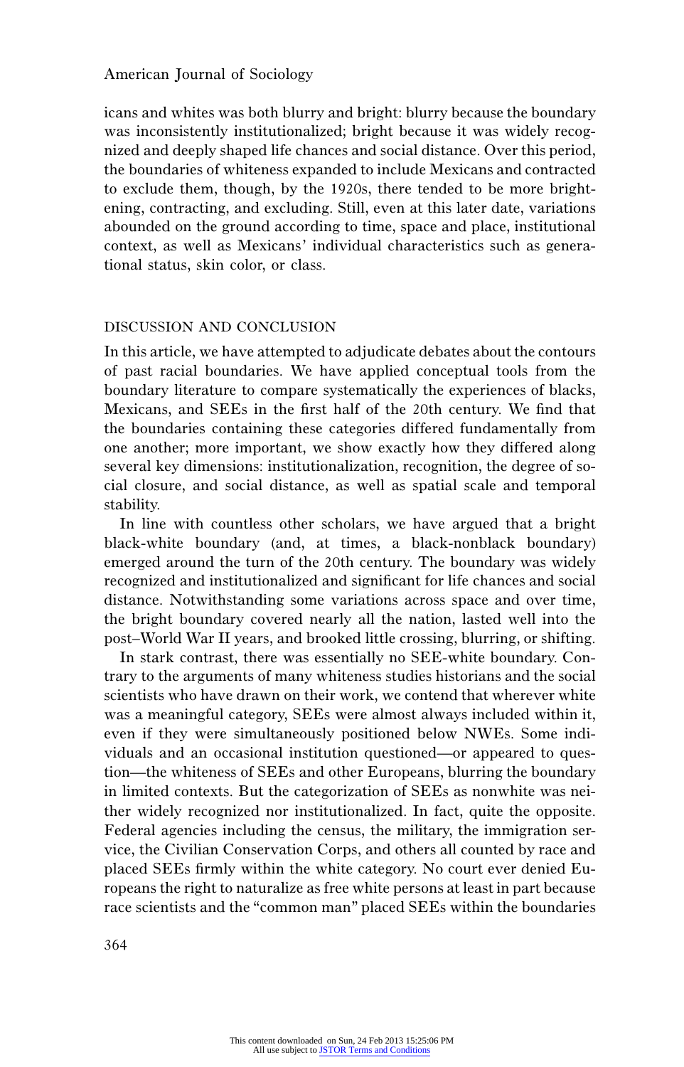icans and whites was both blurry and bright: blurry because the boundary was inconsistently institutionalized; bright because it was widely recognized and deeply shaped life chances and social distance. Over this period, the boundaries of whiteness expanded to include Mexicans and contracted to exclude them, though, by the 1920s, there tended to be more brightening, contracting, and excluding. Still, even at this later date, variations abounded on the ground according to time, space and place, institutional context, as well as Mexicans' individual characteristics such as generational status, skin color, or class.

## DISCUSSION AND CONCLUSION

In this article, we have attempted to adjudicate debates about the contours of past racial boundaries. We have applied conceptual tools from the boundary literature to compare systematically the experiences of blacks, Mexicans, and SEEs in the first half of the 20th century. We find that the boundaries containing these categories differed fundamentally from one another; more important, we show exactly how they differed along several key dimensions: institutionalization, recognition, the degree of social closure, and social distance, as well as spatial scale and temporal stability.

In line with countless other scholars, we have argued that a bright black-white boundary (and, at times, a black-nonblack boundary) emerged around the turn of the 20th century. The boundary was widely recognized and institutionalized and significant for life chances and social distance. Notwithstanding some variations across space and over time, the bright boundary covered nearly all the nation, lasted well into the post–World War II years, and brooked little crossing, blurring, or shifting.

In stark contrast, there was essentially no SEE-white boundary. Contrary to the arguments of many whiteness studies historians and the social scientists who have drawn on their work, we contend that wherever white was a meaningful category, SEEs were almost always included within it, even if they were simultaneously positioned below NWEs. Some individuals and an occasional institution questioned—or appeared to question—the whiteness of SEEs and other Europeans, blurring the boundary in limited contexts. But the categorization of SEEs as nonwhite was neither widely recognized nor institutionalized. In fact, quite the opposite. Federal agencies including the census, the military, the immigration service, the Civilian Conservation Corps, and others all counted by race and placed SEEs firmly within the white category. No court ever denied Europeans the right to naturalize as free white persons at least in part because race scientists and the "common man" placed SEEs within the boundaries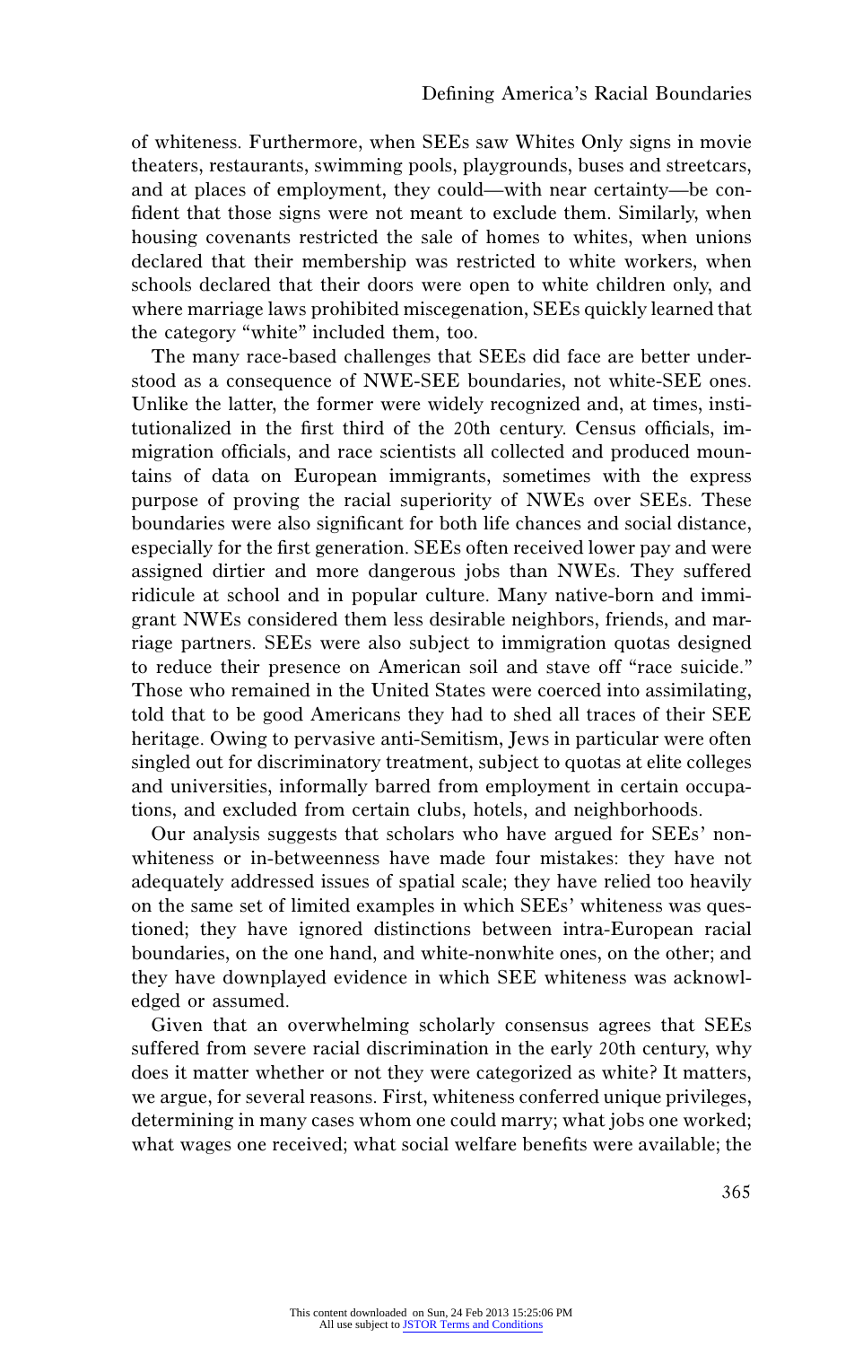of whiteness. Furthermore, when SEEs saw Whites Only signs in movie theaters, restaurants, swimming pools, playgrounds, buses and streetcars, and at places of employment, they could—with near certainty—be confident that those signs were not meant to exclude them. Similarly, when housing covenants restricted the sale of homes to whites, when unions declared that their membership was restricted to white workers, when schools declared that their doors were open to white children only, and where marriage laws prohibited miscegenation, SEEs quickly learned that the category "white" included them, too.

The many race-based challenges that SEEs did face are better understood as a consequence of NWE-SEE boundaries, not white-SEE ones. Unlike the latter, the former were widely recognized and, at times, institutionalized in the first third of the 20th century. Census officials, immigration officials, and race scientists all collected and produced mountains of data on European immigrants, sometimes with the express purpose of proving the racial superiority of NWEs over SEEs. These boundaries were also significant for both life chances and social distance, especially for the first generation. SEEs often received lower pay and were assigned dirtier and more dangerous jobs than NWEs. They suffered ridicule at school and in popular culture. Many native-born and immigrant NWEs considered them less desirable neighbors, friends, and marriage partners. SEEs were also subject to immigration quotas designed to reduce their presence on American soil and stave off "race suicide." Those who remained in the United States were coerced into assimilating, told that to be good Americans they had to shed all traces of their SEE heritage. Owing to pervasive anti-Semitism, Jews in particular were often singled out for discriminatory treatment, subject to quotas at elite colleges and universities, informally barred from employment in certain occupations, and excluded from certain clubs, hotels, and neighborhoods.

Our analysis suggests that scholars who have argued for SEEs' nonwhiteness or in-betweenness have made four mistakes: they have not adequately addressed issues of spatial scale; they have relied too heavily on the same set of limited examples in which SEEs' whiteness was questioned; they have ignored distinctions between intra-European racial boundaries, on the one hand, and white-nonwhite ones, on the other; and they have downplayed evidence in which SEE whiteness was acknowledged or assumed.

Given that an overwhelming scholarly consensus agrees that SEEs suffered from severe racial discrimination in the early 20th century, why does it matter whether or not they were categorized as white? It matters, we argue, for several reasons. First, whiteness conferred unique privileges, determining in many cases whom one could marry; what jobs one worked; what wages one received; what social welfare benefits were available; the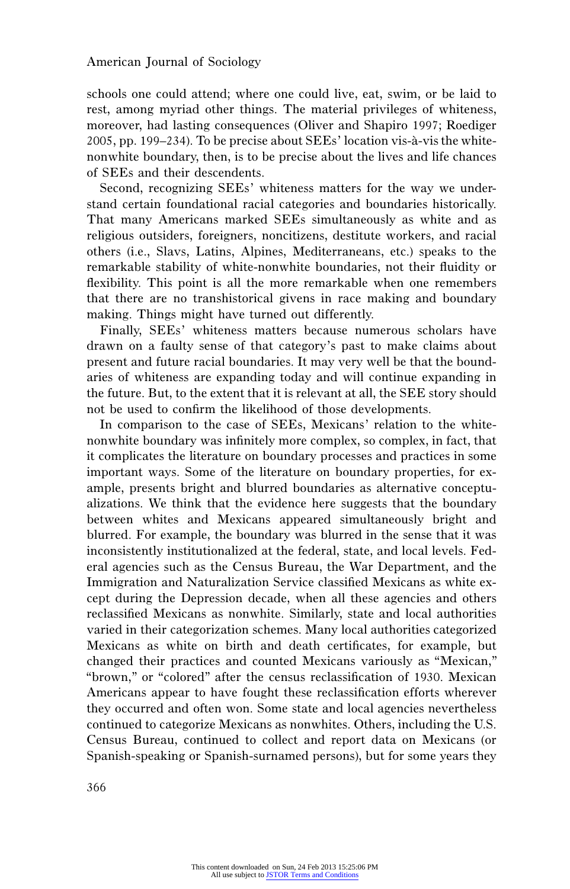schools one could attend; where one could live, eat, swim, or be laid to rest, among myriad other things. The material privileges of whiteness, moreover, had lasting consequences (Oliver and Shapiro 1997; Roediger 2005, pp. 199–234). To be precise about SEEs' location vis-à-vis the white-nonwhite boundary, then, is to be precise about the lives and life chances of SEEs and their descendents.

Second, recognizing SEEs' whiteness matters for the way we understand certain foundational racial categories and boundaries historically. That many Americans marked SEEs simultaneously as white and as religious outsiders, foreigners, noncitizens, destitute workers, and racial others (i.e., Slavs, Latins, Alpines, Mediterraneans, etc.) speaks to the remarkable stability of white-nonwhite boundaries, not their fluidity or flexibility. This point is all the more remarkable when one remembers that there are no transhistorical givens in race making and boundary making. Things might have turned out differently.

Finally, SEEs' whiteness matters because numerous scholars have drawn on a faulty sense of that category's past to make claims about present and future racial boundaries. It may very well be that the boundaries of whiteness are expanding today and will continue expanding in the future. But, to the extent that it is relevant at all, the SEE story should not be used to confirm the likelihood of those developments.

In comparison to the case of SEEs, Mexicans' relation to the white-nonwhite boundary was infinitely more complex, so complex, in fact, that it complicates the literature on boundary processes and practices in some important ways. Some of the literature on boundary properties, for example, presents bright and blurred boundaries as alternative conceptualizations. We think that the evidence here suggests that the boundary between whites and Mexicans appeared simultaneously bright and blurred. For example, the boundary was blurred in the sense that it was inconsistently institutionalized at the federal, state, and local levels. Federal agencies such as the Census Bureau, the War Department, and the Immigration and Naturalization Service classified Mexicans as white except during the Depression decade, when all these agencies and others reclassified Mexicans as nonwhite. Similarly, state and local authorities varied in their categorization schemes. Many local authorities categorized Mexicans as white on birth and death certificates, for example, but changed their practices and counted Mexicans variously as "Mexican," "brown," or "colored" after the census reclassification of 1930. Mexican Americans appear to have fought these reclassification efforts wherever they occurred and often won. Some state and local agencies nevertheless continued to categorize Mexicans as nonwhites. Others, including the U.S. Census Bureau, continued to collect and report data on Mexicans (or Spanish-speaking or Spanish-surnamed persons), but for some years they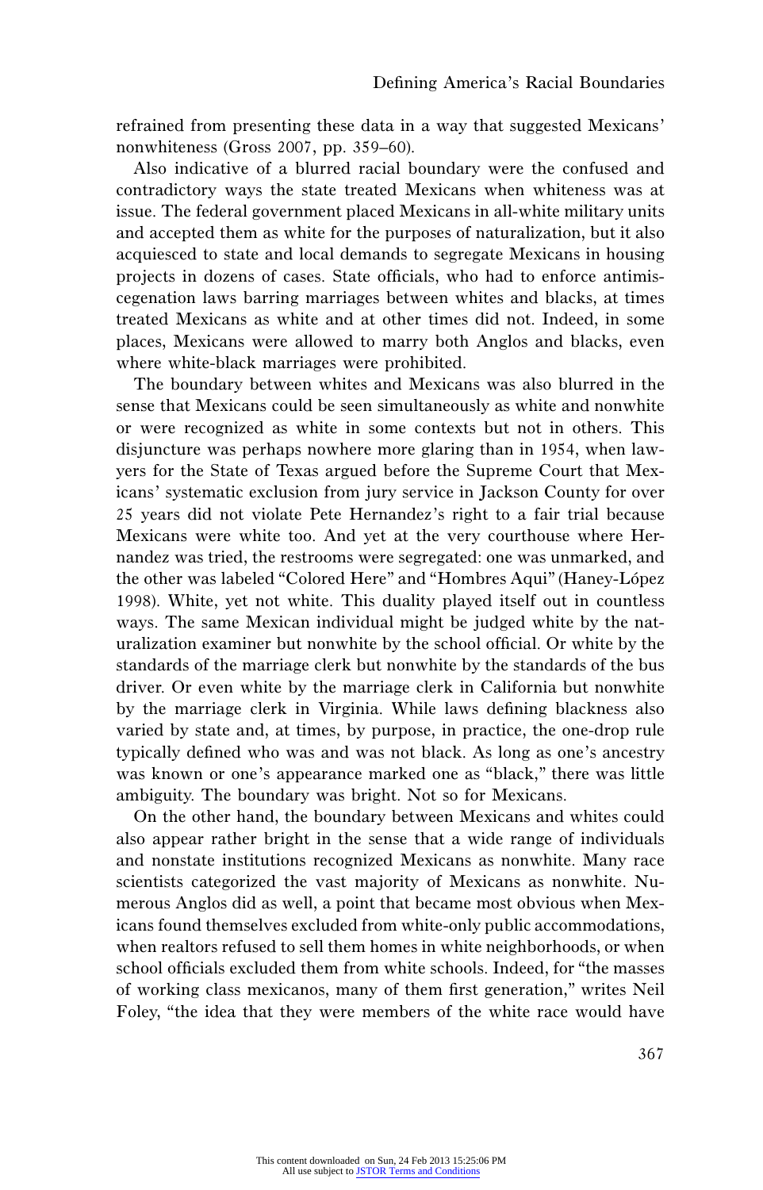refrained from presenting these data in a way that suggested Mexicans' nonwhiteness (Gross 2007, pp. 359–60).

Also indicative of a blurred racial boundary were the confused and contradictory ways the state treated Mexicans when whiteness was at issue. The federal government placed Mexicans in all-white military units and accepted them as white for the purposes of naturalization, but it also acquiesced to state and local demands to segregate Mexicans in housing projects in dozens of cases. State officials, who had to enforce antimiscegenation laws barring marriages between whites and blacks, at times treated Mexicans as white and at other times did not. Indeed, in some places, Mexicans were allowed to marry both Anglos and blacks, even where white-black marriages were prohibited.

The boundary between whites and Mexicans was also blurred in the sense that Mexicans could be seen simultaneously as white and nonwhite or were recognized as white in some contexts but not in others. This disjuncture was perhaps nowhere more glaring than in 1954, when lawyers for the State of Texas argued before the Supreme Court that Mexicans' systematic exclusion from jury service in Jackson County for over 25 years did not violate Pete Hernandez's right to a fair trial because Mexicans were white too. And yet at the very courthouse where Hernandez was tried, the restrooms were segregated: one was unmarked, and the other was labeled "Colored Here" and "Hombres Aqui" (Haney-López 1998). White, yet not white. This duality played itself out in countless ways. The same Mexican individual might be judged white by the naturalization examiner but nonwhite by the school official. Or white by the standards of the marriage clerk but nonwhite by the standards of the bus driver. Or even white by the marriage clerk in California but nonwhite by the marriage clerk in Virginia. While laws defining blackness also varied by state and, at times, by purpose, in practice, the one-drop rule typically defined who was and was not black. As long as one's ancestry was known or one's appearance marked one as "black," there was little ambiguity. The boundary was bright. Not so for Mexicans.

On the other hand, the boundary between Mexicans and whites could also appear rather bright in the sense that a wide range of individuals and nonstate institutions recognized Mexicans as nonwhite. Many race scientists categorized the vast majority of Mexicans as nonwhite. Numerous Anglos did as well, a point that became most obvious when Mexicans found themselves excluded from white-only public accommodations, when realtors refused to sell them homes in white neighborhoods, or when school officials excluded them from white schools. Indeed, for "the masses of working class mexicanos, many of them first generation," writes Neil Foley, "the idea that they were members of the white race would have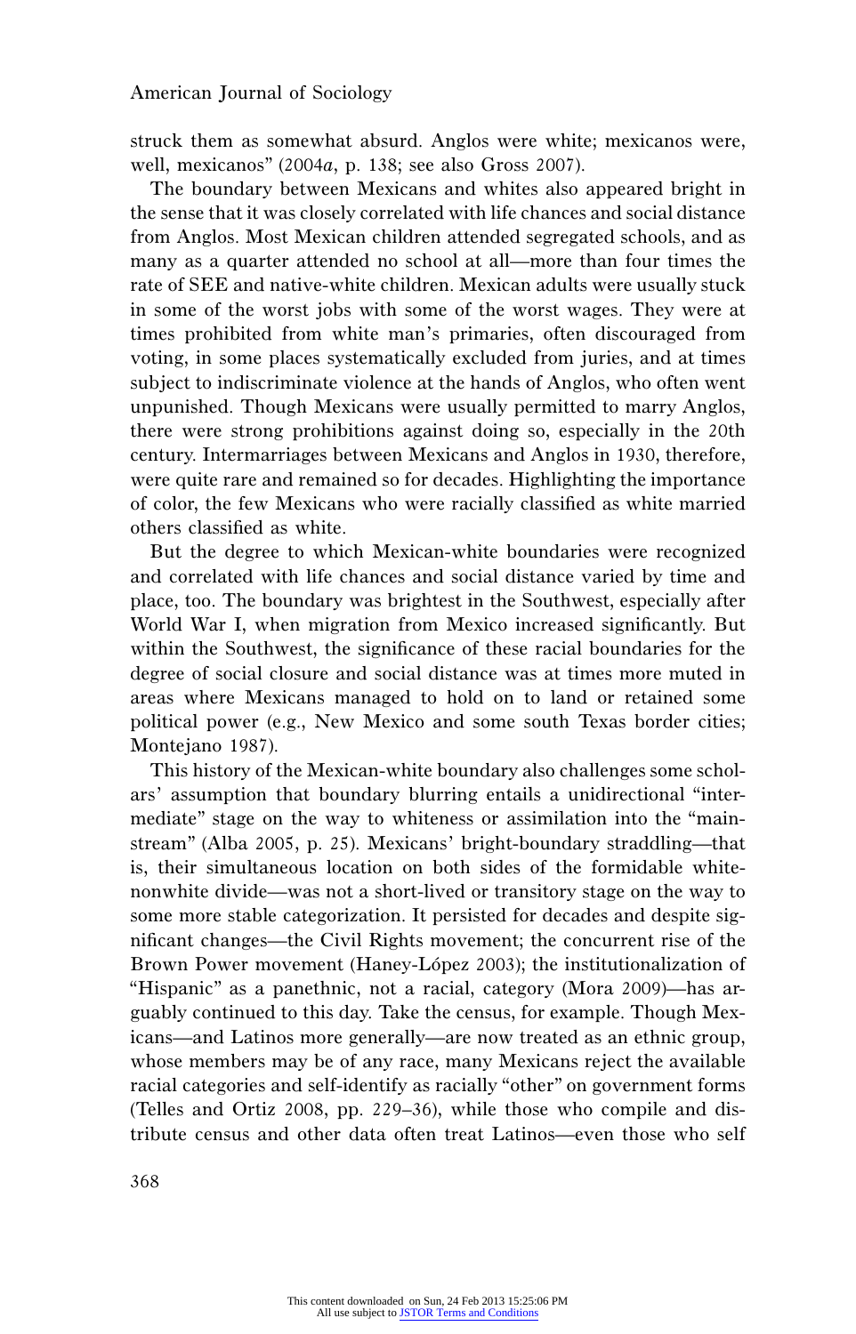struck them as somewhat absurd. Anglos were white; mexicanos were, well, mexicanos" (2004*a*, p. 138; see also Gross 2007).

The boundary between Mexicans and whites also appeared bright in the sense that it was closely correlated with life chances and social distance from Anglos. Most Mexican children attended segregated schools, and as many as a quarter attended no school at all—more than four times the rate of SEE and native-white children. Mexican adults were usually stuck in some of the worst jobs with some of the worst wages. They were at times prohibited from white man's primaries, often discouraged from voting, in some places systematically excluded from juries, and at times subject to indiscriminate violence at the hands of Anglos, who often went unpunished. Though Mexicans were usually permitted to marry Anglos, there were strong prohibitions against doing so, especially in the 20th century. Intermarriages between Mexicans and Anglos in 1930, therefore, were quite rare and remained so for decades. Highlighting the importance of color, the few Mexicans who were racially classified as white married others classified as white.

But the degree to which Mexican-white boundaries were recognized and correlated with life chances and social distance varied by time and place, too. The boundary was brightest in the Southwest, especially after World War I, when migration from Mexico increased significantly. But within the Southwest, the significance of these racial boundaries for the degree of social closure and social distance was at times more muted in areas where Mexicans managed to hold on to land or retained some political power (e.g., New Mexico and some south Texas border cities; Montejano 1987).

This history of the Mexican-white boundary also challenges some scholars' assumption that boundary blurring entails a unidirectional "intermediate" stage on the way to whiteness or assimilation into the "mainstream" (Alba 2005, p. 25). Mexicans' bright-boundary straddling—that is, their simultaneous location on both sides of the formidable white-nonwhite divide—was not a short-lived or transitory stage on the way to some more stable categorization. It persisted for decades and despite significant changes—the Civil Rights movement; the concurrent rise of the Brown Power movement (Haney-López 2003); the institutionalization of "Hispanic" as a panethnic, not a racial, category (Mora 2009)—has arguably continued to this day. Take the census, for example. Though Mexicans—and Latinos more generally—are now treated as an ethnic group, whose members may be of any race, many Mexicans reject the available racial categories and self-identify as racially "other" on government forms (Telles and Ortiz 2008, pp. 229–36), while those who compile and distribute census and other data often treat Latinos—even those who self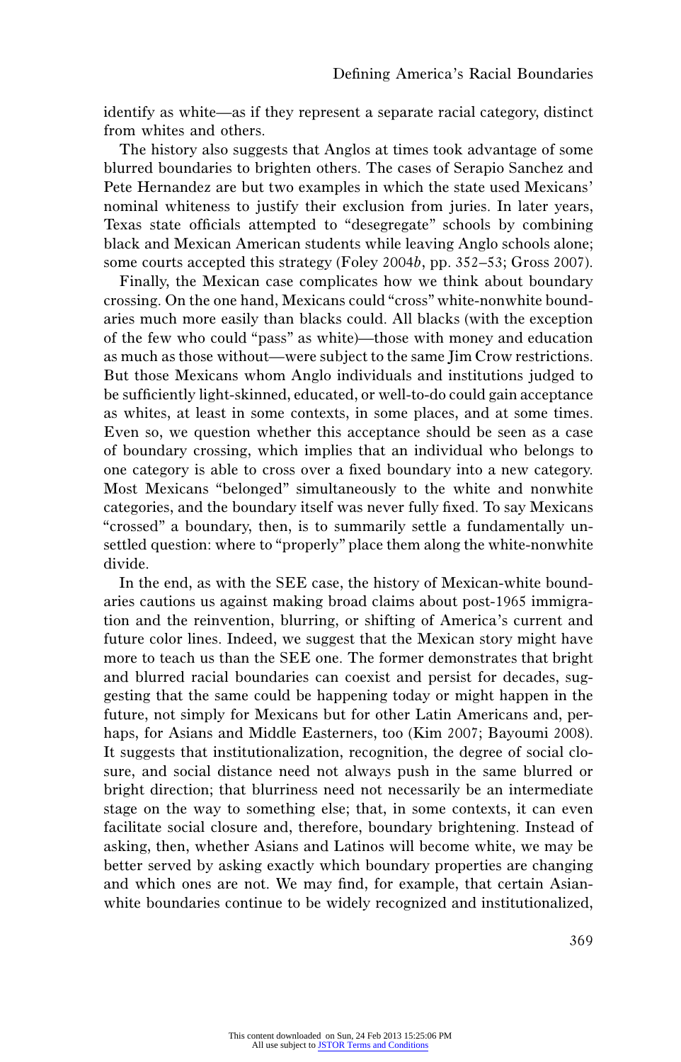identify as white—as if they represent a separate racial category, distinct from whites and others.

The history also suggests that Anglos at times took advantage of some blurred boundaries to brighten others. The cases of Serapio Sanchez and Pete Hernandez are but two examples in which the state used Mexicans' nominal whiteness to justify their exclusion from juries. In later years, Texas state officials attempted to "desegregate" schools by combining black and Mexican American students while leaving Anglo schools alone; some courts accepted this strategy (Foley 2004*b*, pp. 352–53; Gross 2007).

Finally, the Mexican case complicates how we think about boundary crossing. On the one hand, Mexicans could "cross" white-nonwhite boundaries much more easily than blacks could. All blacks (with the exception of the few who could "pass" as white)—those with money and education as much as those without—were subject to the same Jim Crow restrictions. But those Mexicans whom Anglo individuals and institutions judged to be sufficiently light-skinned, educated, or well-to-do could gain acceptance as whites, at least in some contexts, in some places, and at some times. Even so, we question whether this acceptance should be seen as a case of boundary crossing, which implies that an individual who belongs to one category is able to cross over a fixed boundary into a new category. Most Mexicans "belonged" simultaneously to the white and nonwhite categories, and the boundary itself was never fully fixed. To say Mexicans "crossed" a boundary, then, is to summarily settle a fundamentally unsettled question: where to "properly" place them along the white-nonwhite divide.

In the end, as with the SEE case, the history of Mexican-white boundaries cautions us against making broad claims about post-1965 immigration and the reinvention, blurring, or shifting of America's current and future color lines. Indeed, we suggest that the Mexican story might have more to teach us than the SEE one. The former demonstrates that bright and blurred racial boundaries can coexist and persist for decades, suggesting that the same could be happening today or might happen in the future, not simply for Mexicans but for other Latin Americans and, perhaps, for Asians and Middle Easterners, too (Kim 2007; Bayoumi 2008). It suggests that institutionalization, recognition, the degree of social closure, and social distance need not always push in the same blurred or bright direction; that blurriness need not necessarily be an intermediate stage on the way to something else; that, in some contexts, it can even facilitate social closure and, therefore, boundary brightening. Instead of asking, then, whether Asians and Latinos will become white, we may be better served by asking exactly which boundary properties are changing and which ones are not. We may find, for example, that certain Asian-white boundaries continue to be widely recognized and institutionalized,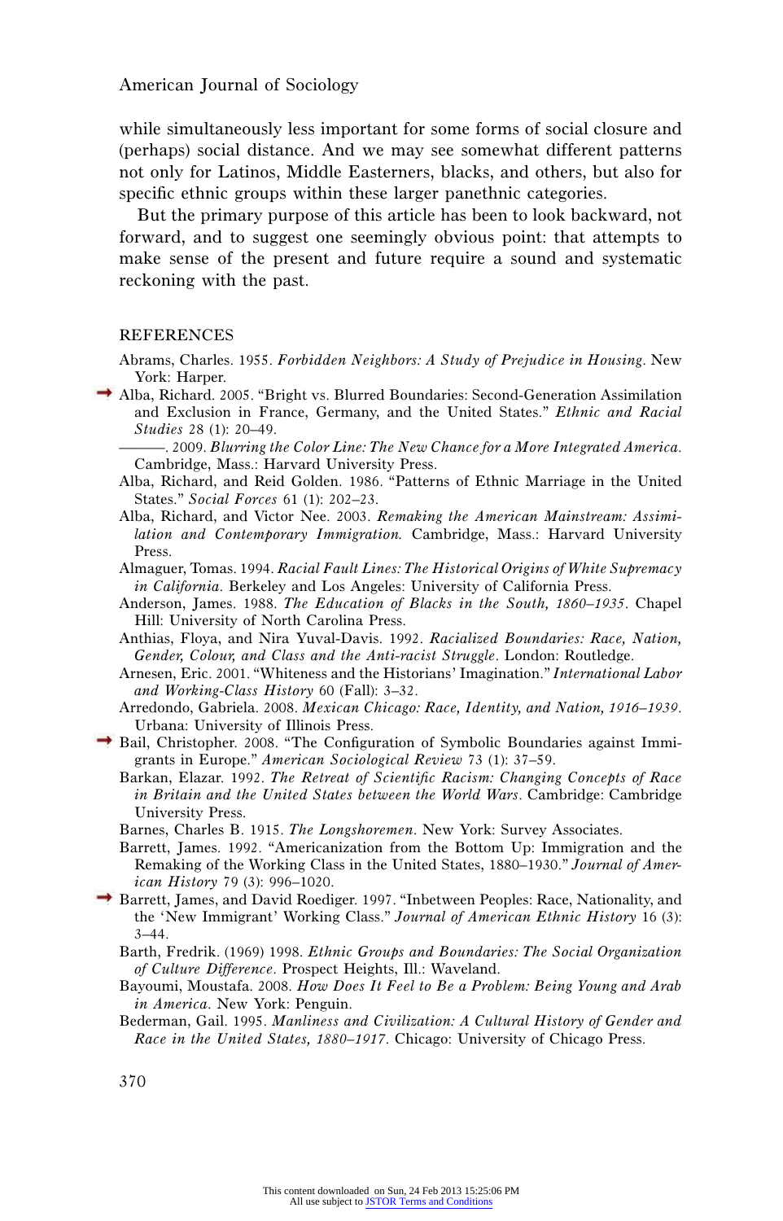while simultaneously less important for some forms of social closure and (perhaps) social distance. And we may see somewhat different patterns not only for Latinos, Middle Easterners, blacks, and others, but also for specific ethnic groups within these larger panethnic categories.

But the primary purpose of this article has been to look backward, not forward, and to suggest one seemingly obvious point: that attempts to make sense of the present and future require a sound and systematic reckoning with the past.

## REFERENCES

Abrams, Charles. 1955. *Forbidden Neighbors: A Study of Prejudice in Housing*. New York: Harper.

Alba, Richard. 2005. "Bright vs. Blurred Boundaries: Second-Generation Assimilation and Exclusion in France, Germany, and the United States." *Ethnic and Racial Studies* 28 (1): 20–49.

———. 2009. *Blurring the Color Line: The New Chance for a More Integrated America*. Cambridge, Mass.: Harvard University Press.

Alba, Richard, and Reid Golden. 1986. "Patterns of Ethnic Marriage in the United States." *Social Forces* 61 (1): 202–23.

Alba, Richard, and Victor Nee. 2003. *Remaking the American Mainstream: Assimilation and Contemporary Immigration*. Cambridge, Mass.: Harvard University Press.

Almaguer, Tomas. 1994. *Racial Fault Lines: The Historical Origins of White Supremacy in California*. Berkeley and Los Angeles: University of California Press.

Anderson, James. 1988. *The Education of Blacks in the South, 1860–1935*. Chapel Hill: University of North Carolina Press.

Anthias, Floya, and Nira Yuval-Davis. 1992. *Racialized Boundaries: Race, Nation, Gender, Colour, and Class and the Anti-racist Struggle*. London: Routledge.

Arnesen, Eric. 2001. "Whiteness and the Historians' Imagination." *International Labor and Working-Class History* 60 (Fall): 3–32.

Arredondo, Gabriela. 2008. *Mexican Chicago: Race, Identity, and Nation, 1916–1939*. Urbana: University of Illinois Press.

Bail, Christopher. 2008. "The Configuration of Symbolic Boundaries against Immigrants in Europe." *American Sociological Review* 73 (1): 37–59.

Barkan, Elazar. 1992. *The Retreat of Scientific Racism: Changing Concepts of Race in Britain and the United States between the World Wars*. Cambridge: Cambridge University Press.

Barnes, Charles B. 1915. *The Longshoremen*. New York: Survey Associates.

Barrett, James. 1992. "Americanization from the Bottom Up: Immigration and the Remaking of the Working Class in the United States, 1880–1930." *Journal of American History* 79 (3): 996–1020.

Barrett, James, and David Roediger. 1997. "Inbetween Peoples: Race, Nationality, and the 'New Immigrant' Working Class." *Journal of American Ethnic History* 16 (3): 3–44.

Barth, Fredrik. (1969) 1998. *Ethnic Groups and Boundaries: The Social Organization of Culture Difference*. Prospect Heights, Ill.: Waveland.

Bayoumi, Moustafa. 2008. *How Does It Feel to Be a Problem: Being Young and Arab in America*. New York: Penguin.

Bederman, Gail. 1995. *Manliness and Civilization: A Cultural History of Gender and Race in the United States, 1880–1917*. Chicago: University of Chicago Press.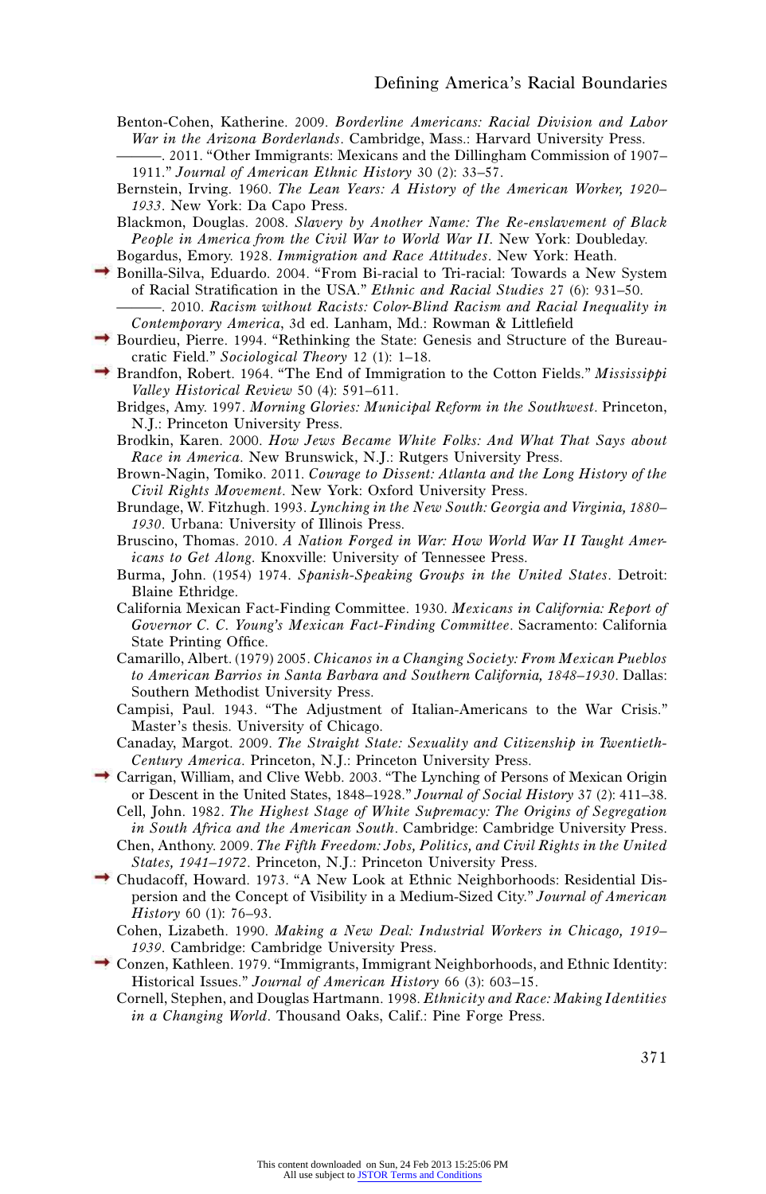Benton-Cohen, Katherine. 2009. *Borderline Americans: Racial Division and Labor War in the Arizona Borderlands*. Cambridge, Mass.: Harvard University Press.

———. 2011. "Other Immigrants: Mexicans and the Dillingham Commission of 1907–1911." *Journal of American Ethnic History* 30 (2): 33–57.

Bernstein, Irving. 1960. *The Lean Years: A History of the American Worker, 1920–1933*. New York: Da Capo Press.

Blackmon, Douglas. 2008. *Slavery by Another Name: The Re-enslavement of Black People in America from the Civil War to World War II*. New York: Doubleday.

Bogardus, Emory. 1928. *Immigration and Race Attitudes*. New York: Heath.

Bonilla-Silva, Eduardo. 2004. "From Bi-racial to Tri-racial: Towards a New System of Racial Stratification in the USA." *Ethnic and Racial Studies* 27 (6): 931–50.

———. 2010. *Racism without Racists: Color-Blind Racism and Racial Inequality in Contemporary America*, 3d ed. Lanham, Md.: Rowman & Littlefield

Bourdieu, Pierre. 1994. "Rethinking the State: Genesis and Structure of the Bureaucratic Field." *Sociological Theory* 12 (1): 1–18.

Brandfon, Robert. 1964. "The End of Immigration to the Cotton Fields." *Mississippi Valley Historical Review* 50 (4): 591–611.

Bridges, Amy. 1997. *Morning Glories: Municipal Reform in the Southwest*. Princeton, N.J.: Princeton University Press.

Brodkin, Karen. 2000. *How Jews Became White Folks: And What That Says about Race in America*. New Brunswick, N.J.: Rutgers University Press.

Brown-Nagin, Tomiko. 2011. *Courage to Dissent: Atlanta and the Long History of the Civil Rights Movement*. New York: Oxford University Press.

Brundage, W. Fitzhugh. 1993. *Lynching in the New South: Georgia and Virginia, 1880–1930*. Urbana: University of Illinois Press.

Bruscino, Thomas. 2010. *A Nation Forged in War: How World War II Taught Americans to Get Along*. Knoxville: University of Tennessee Press.

Burma, John. (1954) 1974. *Spanish-Speaking Groups in the United States*. Detroit: Blaine Ethridge.

California Mexican Fact-Finding Committee. 1930. *Mexicans in California: Report of Governor C. C. Young's Mexican Fact-Finding Committee*. Sacramento: California State Printing Office.

Camarillo, Albert. (1979) 2005. *Chicanos in a Changing Society: From Mexican Pueblos to American Barrios in Santa Barbara and Southern California, 1848–1930*. Dallas: Southern Methodist University Press.

Campisi, Paul. 1943. "The Adjustment of Italian-Americans to the War Crisis." Master's thesis. University of Chicago.

Canaday, Margot. 2009. *The Straight State: Sexuality and Citizenship in Twentieth-Century America*. Princeton, N.J.: Princeton University Press.

Carrigan, William, and Clive Webb. 2003. "The Lynching of Persons of Mexican Origin or Descent in the United States, 1848–1928." *Journal of Social History* 37 (2): 411–38.

Cell, John. 1982. *The Highest Stage of White Supremacy: The Origins of Segregation in South Africa and the American South*. Cambridge: Cambridge University Press.

Chen, Anthony. 2009. *The Fifth Freedom: Jobs, Politics, and Civil Rights in the United States, 1941–1972*. Princeton, N.J.: Princeton University Press.

Chudacoff, Howard. 1973. "A New Look at Ethnic Neighborhoods: Residential Dispersion and the Concept of Visibility in a Medium-Sized City." *Journal of American History* 60 (1): 76–93.

Cohen, Lizabeth. 1990. *Making a New Deal: Industrial Workers in Chicago, 1919–1939*. Cambridge: Cambridge University Press.

Conzen, Kathleen. 1979. "Immigrants, Immigrant Neighborhoods, and Ethnic Identity: Historical Issues." *Journal of American History* 66 (3): 603–15.

Cornell, Stephen, and Douglas Hartmann. 1998. *Ethnicity and Race: Making Identities in a Changing World*. Thousand Oaks, Calif.: Pine Forge Press.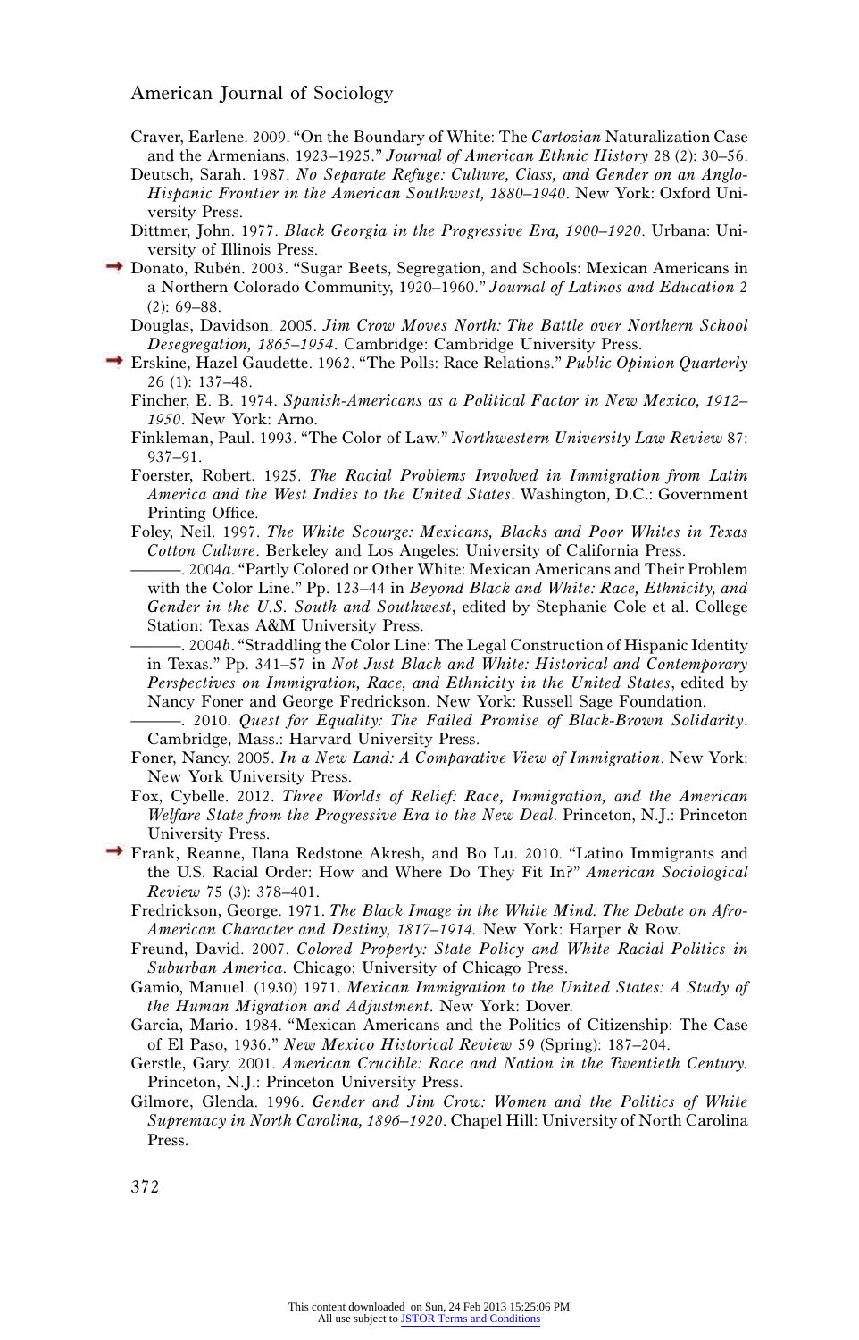Craver, Earlene. 2009. "On the Boundary of White: The *Cartozian* Naturalization Case and the Armenians, 1923–1925." *Journal of American Ethnic History* 28 (2): 30–56.

Deutsch, Sarah. 1987. *No Separate Refuge: Culture, Class, and Gender on an Anglo-Hispanic Frontier in the American Southwest, 1880–1940*. New York: Oxford University Press.

Dittmer, John. 1977. *Black Georgia in the Progressive Era, 1900–1920*. Urbana: University of Illinois Press.

Donato, Rubén. 2003. "Sugar Beets, Segregation, and Schools: Mexican Americans in a Northern Colorado Community, 1920–1960." *Journal of Latinos and Education* 2 (2): 69–88.

Douglas, Davidson. 2005. *Jim Crow Moves North: The Battle over Northern School Desegregation, 1865–1954*. Cambridge: Cambridge University Press.

Erskine, Hazel Gaudette. 1962. "The Polls: Race Relations." *Public Opinion Quarterly* 26 (1): 137–48.

Fincher, E. B. 1974. *Spanish-Americans as a Political Factor in New Mexico, 1912–1950*. New York: Arno.

Finkleman, Paul. 1993. "The Color of Law." *Northwestern University Law Review* 87: 937–91.

Foerster, Robert. 1925. *The Racial Problems Involved in Immigration from Latin America and the West Indies to the United States*. Washington, D.C.: Government Printing Office.

Foley, Neil. 1997. *The White Scourge: Mexicans, Blacks and Poor Whites in Texas Cotton Culture*. Berkeley and Los Angeles: University of California Press.

———. 2004*a*. "Partly Colored or Other White: Mexican Americans and Their Problem with the Color Line." Pp. 123–44 in *Beyond Black and White: Race, Ethnicity, and Gender in the U.S. South and Southwest*, edited by Stephanie Cole et al. College Station: Texas A&M University Press.

———. 2004*b*. "Straddling the Color Line: The Legal Construction of Hispanic Identity in Texas." Pp. 341–57 in *Not Just Black and White: Historical and Contemporary Perspectives on Immigration, Race, and Ethnicity in the United States*, edited by Nancy Foner and George Fredrickson. New York: Russell Sage Foundation.

———. 2010. *Quest for Equality: The Failed Promise of Black-Brown Solidarity*. Cambridge, Mass.: Harvard University Press.

Foner, Nancy. 2005. *In a New Land: A Comparative View of Immigration*. New York: New York University Press.

Fox, Cybelle. 2012. *Three Worlds of Relief: Race, Immigration, and the American Welfare State from the Progressive Era to the New Deal*. Princeton, N.J.: Princeton University Press.

Frank, Reanne, Ilana Redstone Akresh, and Bo Lu. 2010. "Latino Immigrants and the U.S. Racial Order: How and Where Do They Fit In?" *American Sociological Review* 75 (3): 378–401.

Fredrickson, George. 1971. *The Black Image in the White Mind: The Debate on Afro-American Character and Destiny, 1817–1914*. New York: Harper & Row.

Freund, David. 2007. *Colored Property: State Policy and White Racial Politics in Suburban America*. Chicago: University of Chicago Press.

Gamio, Manuel. (1930) 1971. *Mexican Immigration to the United States: A Study of the Human Migration and Adjustment*. New York: Dover.

Garcia, Mario. 1984. "Mexican Americans and the Politics of Citizenship: The Case of El Paso, 1936." *New Mexico Historical Review* 59 (Spring): 187–204.

Gerstle, Gary. 2001. *American Crucible: Race and Nation in the Twentieth Century*. Princeton, N.J.: Princeton University Press.

Gilmore, Glenda. 1996. *Gender and Jim Crow: Women and the Politics of White Supremacy in North Carolina, 1896–1920*. Chapel Hill: University of North Carolina Press.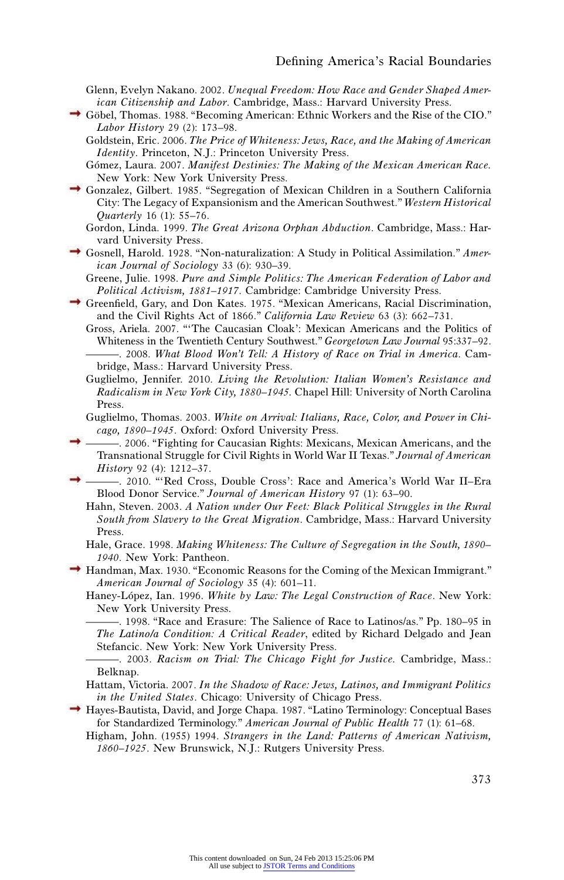Glenn, Evelyn Nakano. 2002. *Unequal Freedom: How Race and Gender Shaped American Citizenship and Labor*. Cambridge, Mass.: Harvard University Press.

Göbel, Thomas. 1988. "Becoming American: Ethnic Workers and the Rise of the CIO." *Labor History* 29 (2): 173–98.

Goldstein, Eric. 2006. *The Price of Whiteness: Jews, Race, and the Making of American Identity*. Princeton, N.J.: Princeton University Press.

Gómez, Laura. 2007. *Manifest Destinies: The Making of the Mexican American Race.* New York: New York University Press.

Gonzalez, Gilbert. 1985. "Segregation of Mexican Children in a Southern California City: The Legacy of Expansionism and the American Southwest." *Western Historical Quarterly* 16 (1): 55–76.

Gordon, Linda. 1999. *The Great Arizona Orphan Abduction*. Cambridge, Mass.: Harvard University Press.

Gosnell, Harold. 1928. "Non-naturalization: A Study in Political Assimilation." *American Journal of Sociology* 33 (6): 930–39.

Greene, Julie. 1998. *Pure and Simple Politics: The American Federation of Labor and Political Activism, 1881–1917*. Cambridge: Cambridge University Press.

Greenfield, Gary, and Don Kates. 1975. "Mexican Americans, Racial Discrimination, and the Civil Rights Act of 1866." *California Law Review* 63 (3): 662–731.

Gross, Ariela. 2007. "'The Caucasian Cloak': Mexican Americans and the Politics of Whiteness in the Twentieth Century Southwest." *Georgetown Law Journal* 95:337–92.

———. 2008. *What Blood Won't Tell: A History of Race on Trial in America*. Cambridge, Mass.: Harvard University Press.

Guglielmo, Jennifer. 2010. *Living the Revolution: Italian Women's Resistance and Radicalism in New York City, 1880–1945*. Chapel Hill: University of North Carolina Press.

Guglielmo, Thomas. 2003. *White on Arrival: Italians, Race, Color, and Power in Chicago, 1890–1945*. Oxford: Oxford University Press.

———. 2006. "Fighting for Caucasian Rights: Mexicans, Mexican Americans, and the Transnational Struggle for Civil Rights in World War II Texas." *Journal of American History* 92 (4): 1212–37.

———. 2010. "'Red Cross, Double Cross': Race and America's World War II–Era Blood Donor Service." *Journal of American History* 97 (1): 63–90.

Hahn, Steven. 2003. *A Nation under Our Feet: Black Political Struggles in the Rural South from Slavery to the Great Migration*. Cambridge, Mass.: Harvard University Press.

Hale, Grace. 1998. *Making Whiteness: The Culture of Segregation in the South, 1890–1940*. New York: Pantheon.

Handman, Max. 1930. "Economic Reasons for the Coming of the Mexican Immigrant." *American Journal of Sociology* 35 (4): 601–11.

Haney-López, Ian. 1996. *White by Law: The Legal Construction of Race*. New York: New York University Press.

———. 1998. "Race and Erasure: The Salience of Race to Latinos/as." Pp. 180–95 in *The Latino/a Condition: A Critical Reader*, edited by Richard Delgado and Jean Stefancic. New York: New York University Press.

———. 2003. *Racism on Trial: The Chicago Fight for Justice*. Cambridge, Mass.: Belknap.

Hattam, Victoria. 2007. *In the Shadow of Race: Jews, Latinos, and Immigrant Politics in the United States*. Chicago: University of Chicago Press.

Hayes-Bautista, David, and Jorge Chapa. 1987. "Latino Terminology: Conceptual Bases for Standardized Terminology." *American Journal of Public Health* 77 (1): 61–68.

Higham, John. (1955) 1994. *Strangers in the Land: Patterns of American Nativism, 1860–1925*. New Brunswick, N.J.: Rutgers University Press.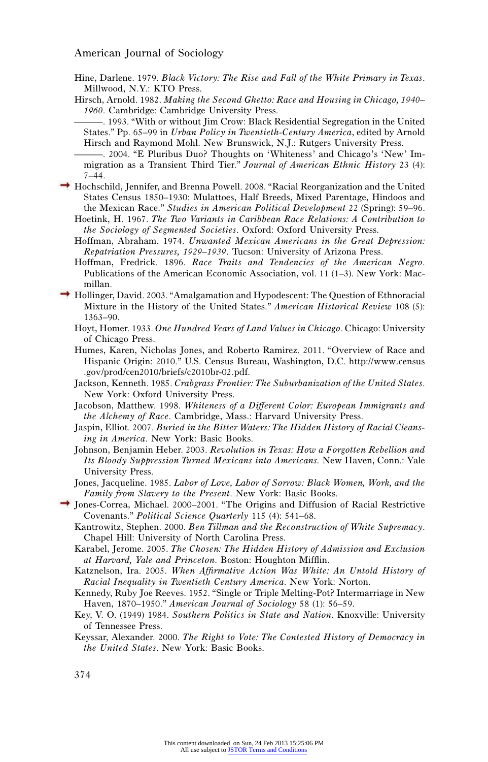Hine, Darlene. 1979. *Black Victory: The Rise and Fall of the White Primary in Texas*. Millwood, N.Y.: KTO Press.

Hirsch, Arnold. 1982. *Making the Second Ghetto: Race and Housing in Chicago, 1940–1960*. Cambridge: Cambridge University Press.

———. 1993. "With or without Jim Crow: Black Residential Segregation in the United States." Pp. 65–99 in *Urban Policy in Twentieth-Century America*, edited by Arnold Hirsch and Raymond Mohl. New Brunswick, N.J.: Rutgers University Press.

———. 2004. "E Pluribus Duo? Thoughts on 'Whiteness' and Chicago's 'New' Immigration as a Transient Third Tier." *Journal of American Ethnic History* 23 (4): 7–44.

Hochschild, Jennifer, and Brenna Powell. 2008. "Racial Reorganization and the United States Census 1850–1930: Mulattoes, Half Breeds, Mixed Parentage, Hindoos and the Mexican Race." *Studies in American Political Development* 22 (Spring): 59–96.

Hoetink, H. 1967. *The Two Variants in Caribbean Race Relations: A Contribution to the Sociology of Segmented Societies*. Oxford: Oxford University Press.

Hoffman, Abraham. 1974. *Unwanted Mexican Americans in the Great Depression: Repatriation Pressures, 1929–1939*. Tucson: University of Arizona Press.

Hoffman, Fredrick. 1896. *Race Traits and Tendencies of the American Negro*. Publications of the American Economic Association, vol. 11 (1–3). New York: Macmillan.

Hollinger, David. 2003. "Amalgamation and Hypodescent: The Question of Ethnoracial Mixture in the History of the United States." *American Historical Review* 108 (5): 1363–90.

Hoyt, Homer. 1933. *One Hundred Years of Land Values in Chicago*. Chicago: University of Chicago Press.

Humes, Karen, Nicholas Jones, and Roberto Ramirez. 2011. "Overview of Race and Hispanic Origin: 2010." U.S. Census Bureau, Washington, D.C. http://www.census.gov/prod/cen2010/briefs/c2010br-02.pdf.

Jackson, Kenneth. 1985. *Crabgrass Frontier: The Suburbanization of the United States*. New York: Oxford University Press.

Jacobson, Matthew. 1998. *Whiteness of a Different Color: European Immigrants and the Alchemy of Race*. Cambridge, Mass.: Harvard University Press.

Jaspin, Elliot. 2007. *Buried in the Bitter Waters: The Hidden History of Racial Cleansing in America*. New York: Basic Books.

Johnson, Benjamin Heber. 2003. *Revolution in Texas: How a Forgotten Rebellion and Its Bloody Suppression Turned Mexicans into Americans*. New Haven, Conn.: Yale University Press.

Jones, Jacqueline. 1985. *Labor of Love, Labor of Sorrow: Black Women, Work, and the Family from Slavery to the Present*. New York: Basic Books.

Jones-Correa, Michael. 2000–2001. "The Origins and Diffusion of Racial Restrictive Covenants." *Political Science Quarterly* 115 (4): 541–68.

Kantrowitz, Stephen. 2000. *Ben Tillman and the Reconstruction of White Supremacy*. Chapel Hill: University of North Carolina Press.

Karabel, Jerome. 2005. *The Chosen: The Hidden History of Admission and Exclusion at Harvard, Yale and Princeton*. Boston: Houghton Mifflin.

Katznelson, Ira. 2005. *When Affirmative Action Was White: An Untold History of Racial Inequality in Twentieth Century America*. New York: Norton.

Kennedy, Ruby Joe Reeves. 1952. "Single or Triple Melting-Pot? Intermarriage in New Haven, 1870–1950." *American Journal of Sociology* 58 (1): 56–59.

Key, V. O. (1949) 1984. *Southern Politics in State and Nation*. Knoxville: University of Tennessee Press.

Keyssar, Alexander. 2000. *The Right to Vote: The Contested History of Democracy in the United States*. New York: Basic Books.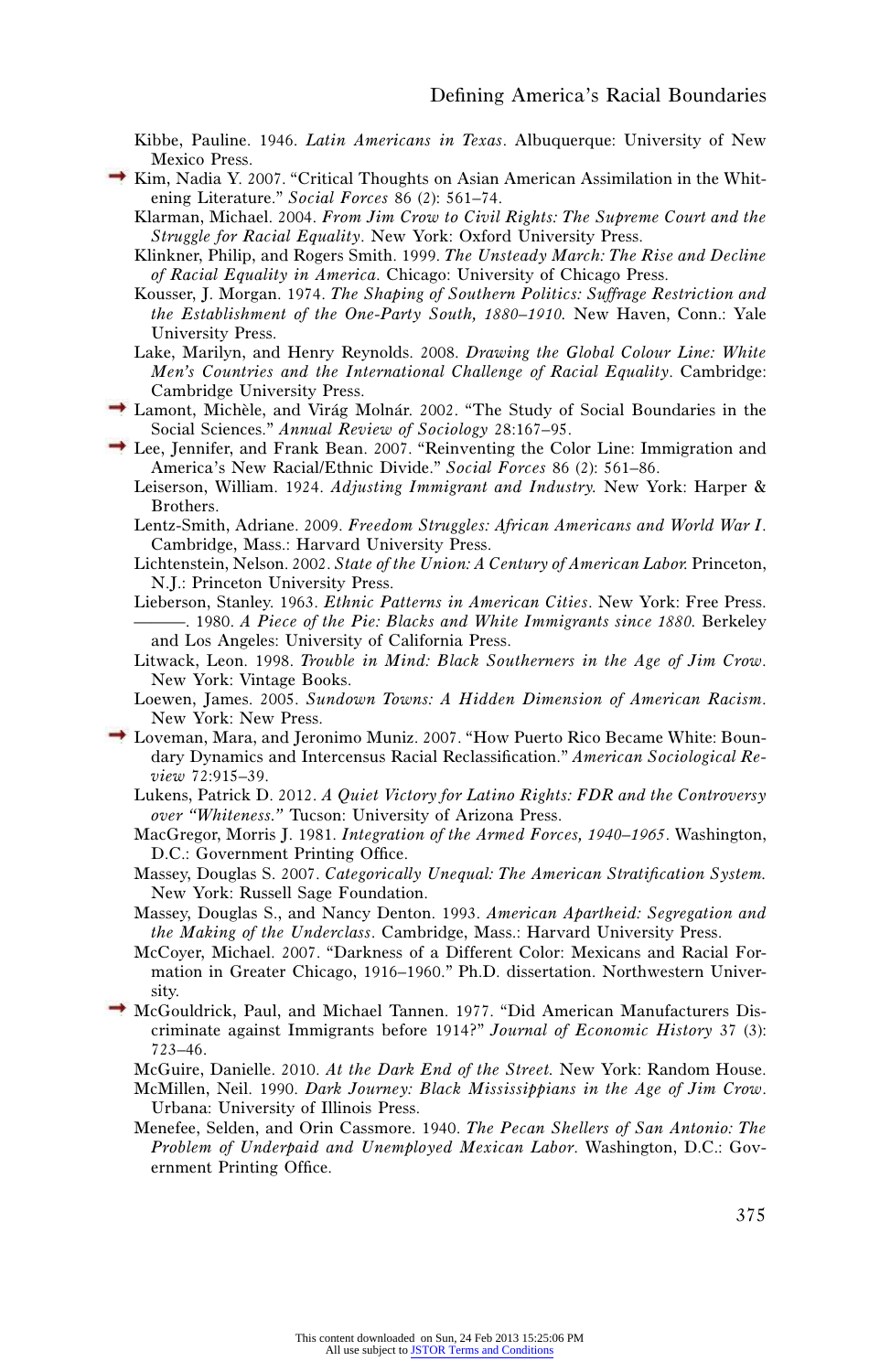Kibbe, Pauline. 1946. *Latin Americans in Texas*. Albuquerque: University of New Mexico Press.

Kim, Nadia Y. 2007. "Critical Thoughts on Asian American Assimilation in the Whitening Literature." *Social Forces* 86 (2): 561–74.

Klarman, Michael. 2004. *From Jim Crow to Civil Rights: The Supreme Court and the Struggle for Racial Equality*. New York: Oxford University Press.

Klinkner, Philip, and Rogers Smith. 1999. *The Unsteady March: The Rise and Decline of Racial Equality in America*. Chicago: University of Chicago Press.

Kousser, J. Morgan. 1974. *The Shaping of Southern Politics: Suffrage Restriction and the Establishment of the One-Party South, 1880–1910*. New Haven, Conn.: Yale University Press.

Lake, Marilyn, and Henry Reynolds. 2008. *Drawing the Global Colour Line: White Men's Countries and the International Challenge of Racial Equality*. Cambridge: Cambridge University Press.

Lamont, Michèle, and Virág Molnár. 2002. "The Study of Social Boundaries in the Social Sciences." *Annual Review of Sociology* 28:167–95.

Lee, Jennifer, and Frank Bean. 2007. "Reinventing the Color Line: Immigration and America's New Racial/Ethnic Divide." *Social Forces* 86 (2): 561–86.

Leiserson, William. 1924. *Adjusting Immigrant and Industry*. New York: Harper & Brothers.

Lentz-Smith, Adriane. 2009. *Freedom Struggles: African Americans and World War I*. Cambridge, Mass.: Harvard University Press.

Lichtenstein, Nelson. 2002. *State of the Union: A Century of American Labor*. Princeton, N.J.: Princeton University Press.

Lieberson, Stanley. 1963. *Ethnic Patterns in American Cities*. New York: Free Press.

———. 1980. *A Piece of the Pie: Blacks and White Immigrants since 1880*. Berkeley and Los Angeles: University of California Press.

Litwack, Leon. 1998. *Trouble in Mind: Black Southerners in the Age of Jim Crow*. New York: Vintage Books.

Loewen, James. 2005. *Sundown Towns: A Hidden Dimension of American Racism*. New York: New Press.

Loveman, Mara, and Jeronimo Muniz. 2007. "How Puerto Rico Became White: Boundary Dynamics and Intercensus Racial Reclassification." *American Sociological Review* 72:915–39.

Lukens, Patrick D. 2012. *A Quiet Victory for Latino Rights: FDR and the Controversy over "Whiteness."* Tucson: University of Arizona Press.

MacGregor, Morris J. 1981. *Integration of the Armed Forces, 1940–1965*. Washington, D.C.: Government Printing Office.

Massey, Douglas S. 2007. *Categorically Unequal: The American Stratification System*. New York: Russell Sage Foundation.

Massey, Douglas S., and Nancy Denton. 1993. *American Apartheid: Segregation and the Making of the Underclass*. Cambridge, Mass.: Harvard University Press.

McCoyer, Michael. 2007. "Darkness of a Different Color: Mexicans and Racial Formation in Greater Chicago, 1916–1960." Ph.D. dissertation. Northwestern University.

McGouldrick, Paul, and Michael Tannen. 1977. "Did American Manufacturers Discriminate against Immigrants before 1914?" *Journal of Economic History* 37 (3): 723–46.

McGuire, Danielle. 2010. *At the Dark End of the Street*. New York: Random House.

McMillen, Neil. 1990. *Dark Journey: Black Mississippians in the Age of Jim Crow*. Urbana: University of Illinois Press.

Menefee, Selden, and Orin Cassmore. 1940. *The Pecan Shellers of San Antonio: The Problem of Underpaid and Unemployed Mexican Labor*. Washington, D.C.: Government Printing Office.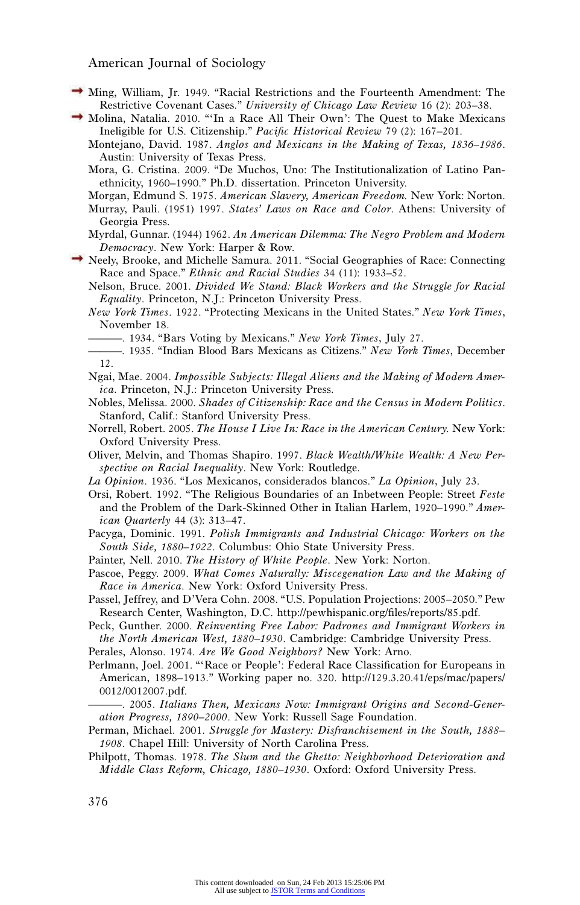Ming, William, Jr. 1949. "Racial Restrictions and the Fourteenth Amendment: The Restrictive Covenant Cases." *University of Chicago Law Review* 16 (2): 203–38.

Molina, Natalia. 2010. "'In a Race All Their Own': The Quest to Make Mexicans Ineligible for U.S. Citizenship." *Pacific Historical Review* 79 (2): 167–201.

Montejano, David. 1987. *Anglos and Mexicans in the Making of Texas, 1836–1986*. Austin: University of Texas Press.

Mora, G. Cristina. 2009. "De Muchos, Uno: The Institutionalization of Latino Panethnicity, 1960–1990." Ph.D. dissertation. Princeton University.

Morgan, Edmund S. 1975. *American Slavery, American Freedom*. New York: Norton.

Murray, Pauli. (1951) 1997. *States' Laws on Race and Color*. Athens: University of Georgia Press.

Myrdal, Gunnar. (1944) 1962. *An American Dilemma: The Negro Problem and Modern Democracy*. New York: Harper & Row.

Neely, Brooke, and Michelle Samura. 2011. "Social Geographies of Race: Connecting Race and Space." *Ethnic and Racial Studies* 34 (11): 1933–52.

Nelson, Bruce. 2001. *Divided We Stand: Black Workers and the Struggle for Racial Equality*. Princeton, N.J.: Princeton University Press.

*New York Times*. 1922. "Protecting Mexicans in the United States." *New York Times*, November 18.

———. 1934. "Bars Voting by Mexicans." *New York Times*, July 27.

———. 1935. "Indian Blood Bars Mexicans as Citizens." *New York Times*, December 12.

Ngai, Mae. 2004. *Impossible Subjects: Illegal Aliens and the Making of Modern America*. Princeton, N.J.: Princeton University Press.

Nobles, Melissa. 2000. *Shades of Citizenship: Race and the Census in Modern Politics*. Stanford, Calif.: Stanford University Press.

Norrell, Robert. 2005. *The House I Live In: Race in the American Century*. New York: Oxford University Press.

Oliver, Melvin, and Thomas Shapiro. 1997. *Black Wealth/White Wealth: A New Perspective on Racial Inequality*. New York: Routledge.

*La Opinion*. 1936. "Los Mexicanos, considerados blancos." *La Opinion*, July 23.

Orsi, Robert. 1992. "The Religious Boundaries of an Inbetween People: Street *Feste* and the Problem of the Dark-Skinned Other in Italian Harlem, 1920–1990." *American Quarterly* 44 (3): 313–47.

Pacyga, Dominic. 1991. *Polish Immigrants and Industrial Chicago: Workers on the South Side, 1880–1922*. Columbus: Ohio State University Press.

Painter, Nell. 2010. *The History of White People*. New York: Norton.

Pascoe, Peggy. 2009. *What Comes Naturally: Miscegenation Law and the Making of Race in America*. New York: Oxford University Press.

Passel, Jeffrey, and D'Vera Cohn. 2008. "U.S. Population Projections: 2005–2050." Pew Research Center, Washington, D.C. http://pewhispanic.org/files/reports/85.pdf.

Peck, Gunther. 2000. *Reinventing Free Labor: Padrones and Immigrant Workers in the North American West, 1880–1930*. Cambridge: Cambridge University Press.

Perales, Alonso. 1974. *Are We Good Neighbors?* New York: Arno.

Perlmann, Joel. 2001. "'Race or People': Federal Race Classification for Europeans in American, 1898–1913." Working paper no. 320. http://129.3.20.41/eps/mac/papers/0012/0012007.pdf.

———. 2005. *Italians Then, Mexicans Now: Immigrant Origins and Second-Generation Progress, 1890–2000*. New York: Russell Sage Foundation.

Perman, Michael. 2001. *Struggle for Mastery: Disfranchisement in the South, 1888–1908*. Chapel Hill: University of North Carolina Press.

Philpott, Thomas. 1978. *The Slum and the Ghetto: Neighborhood Deterioration and Middle Class Reform, Chicago, 1880–1930*. Oxford: Oxford University Press.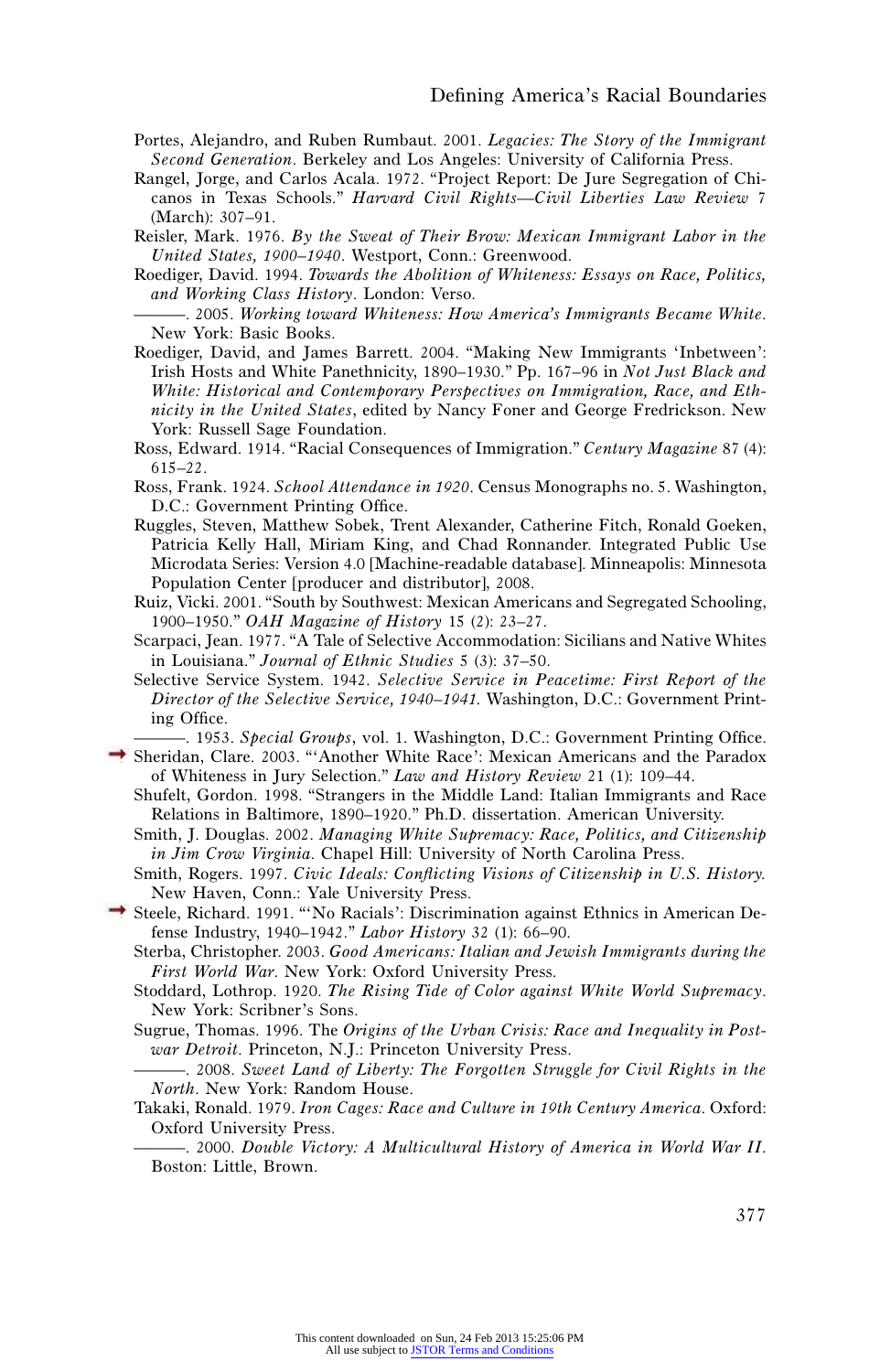Portes, Alejandro, and Ruben Rumbaut. 2001. *Legacies: The Story of the Immigrant Second Generation*. Berkeley and Los Angeles: University of California Press.

Rangel, Jorge, and Carlos Acala. 1972. "Project Report: De Jure Segregation of Chicanos in Texas Schools." *Harvard Civil Rights—Civil Liberties Law Review* 7 (March): 307–91.

Reisler, Mark. 1976. *By the Sweat of Their Brow: Mexican Immigrant Labor in the United States, 1900–1940*. Westport, Conn.: Greenwood.

Roediger, David. 1994. *Towards the Abolition of Whiteness: Essays on Race, Politics, and Working Class History*. London: Verso.

———. 2005. *Working toward Whiteness: How America's Immigrants Became White*. New York: Basic Books.

Roediger, David, and James Barrett. 2004. "Making New Immigrants 'Inbetween': Irish Hosts and White Panethnicity, 1890–1930." Pp. 167–96 in *Not Just Black and White: Historical and Contemporary Perspectives on Immigration, Race, and Ethnicity in the United States*, edited by Nancy Foner and George Fredrickson. New York: Russell Sage Foundation.

Ross, Edward. 1914. "Racial Consequences of Immigration." *Century Magazine* 87 (4): 615–22.

Ross, Frank. 1924. *School Attendance in 1920*. Census Monographs no. 5. Washington, D.C.: Government Printing Office.

Ruggles, Steven, Matthew Sobek, Trent Alexander, Catherine Fitch, Ronald Goeken, Patricia Kelly Hall, Miriam King, and Chad Ronnander. Integrated Public Use Microdata Series: Version 4.0 [Machine-readable database]. Minneapolis: Minnesota Population Center [producer and distributor], 2008.

Ruiz, Vicki. 2001. "South by Southwest: Mexican Americans and Segregated Schooling, 1900–1950." *OAH Magazine of History* 15 (2): 23–27.

Scarpaci, Jean. 1977. "A Tale of Selective Accommodation: Sicilians and Native Whites in Louisiana." *Journal of Ethnic Studies* 5 (3): 37–50.

Selective Service System. 1942. *Selective Service in Peacetime: First Report of the Director of the Selective Service, 1940–1941.* Washington, D.C.: Government Printing Office.

———. 1953. *Special Groups*, vol. 1. Washington, D.C.: Government Printing Office.

Sheridan, Clare. 2003. "'Another White Race': Mexican Americans and the Paradox of Whiteness in Jury Selection." *Law and History Review* 21 (1): 109–44.

Shufelt, Gordon. 1998. "Strangers in the Middle Land: Italian Immigrants and Race Relations in Baltimore, 1890–1920." Ph.D. dissertation. American University.

Smith, J. Douglas. 2002. *Managing White Supremacy: Race, Politics, and Citizenship in Jim Crow Virginia*. Chapel Hill: University of North Carolina Press.

Smith, Rogers. 1997. *Civic Ideals: Conflicting Visions of Citizenship in U.S. History.* New Haven, Conn.: Yale University Press.

Steele, Richard. 1991. "'No Racials': Discrimination against Ethnics in American Defense Industry, 1940–1942." *Labor History* 32 (1): 66–90.

Sterba, Christopher. 2003. *Good Americans: Italian and Jewish Immigrants during the First World War*. New York: Oxford University Press.

Stoddard, Lothrop. 1920. *The Rising Tide of Color against White World Supremacy*. New York: Scribner's Sons.

Sugrue, Thomas. 1996. The *Origins of the Urban Crisis: Race and Inequality in Postwar Detroit*. Princeton, N.J.: Princeton University Press.

———. 2008. *Sweet Land of Liberty: The Forgotten Struggle for Civil Rights in the North*. New York: Random House.

Takaki, Ronald. 1979. *Iron Cages: Race and Culture in 19th Century America*. Oxford: Oxford University Press.

———. 2000. *Double Victory: A Multicultural History of America in World War II*. Boston: Little, Brown.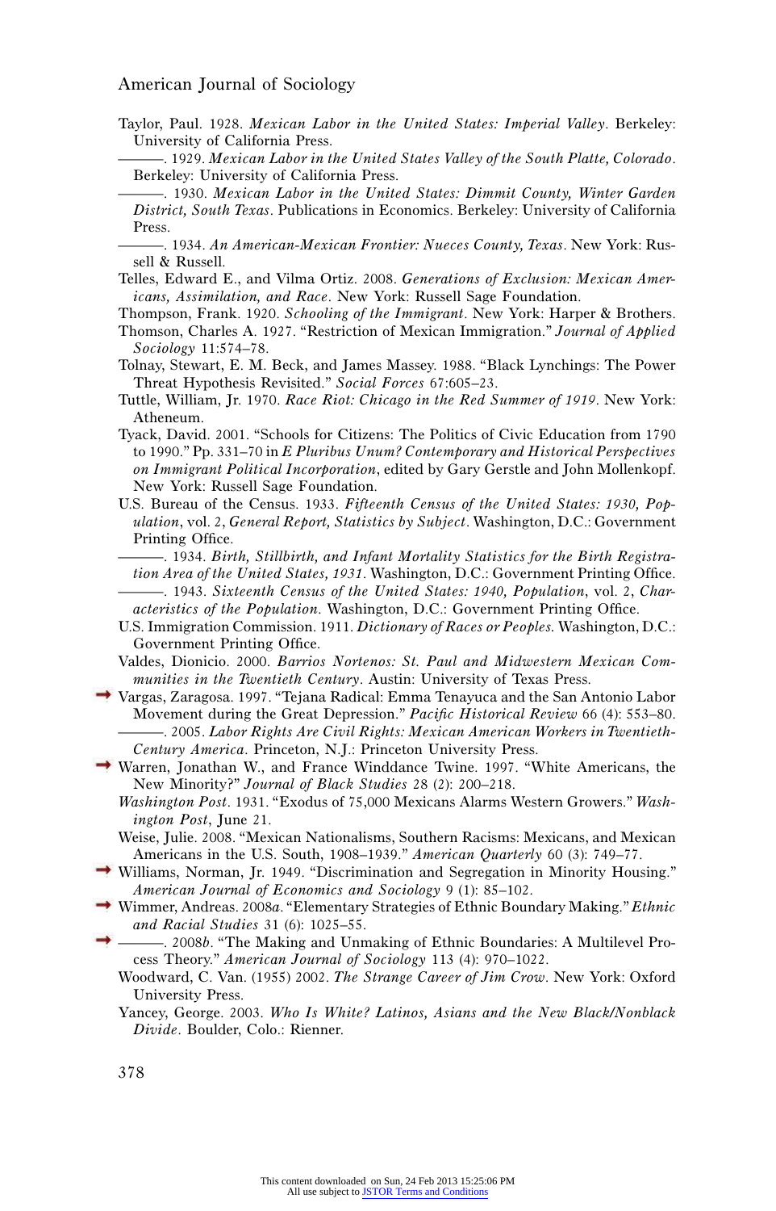Taylor, Paul. 1928. *Mexican Labor in the United States: Imperial Valley*. Berkeley: University of California Press.

———. 1929. *Mexican Labor in the United States Valley of the South Platte, Colorado*. Berkeley: University of California Press.

———. 1930. *Mexican Labor in the United States: Dimmit County, Winter Garden District, South Texas*. Publications in Economics. Berkeley: University of California Press.

———. 1934. *An American-Mexican Frontier: Nueces County, Texas*. New York: Russell & Russell.

Telles, Edward E., and Vilma Ortiz. 2008. *Generations of Exclusion: Mexican Americans, Assimilation, and Race*. New York: Russell Sage Foundation.

Thompson, Frank. 1920. *Schooling of the Immigrant*. New York: Harper & Brothers.

Thomson, Charles A. 1927. "Restriction of Mexican Immigration." *Journal of Applied Sociology* 11:574–78.

Tolnay, Stewart, E. M. Beck, and James Massey. 1988. "Black Lynchings: The Power Threat Hypothesis Revisited." *Social Forces* 67:605–23.

Tuttle, William, Jr. 1970. *Race Riot: Chicago in the Red Summer of 1919*. New York: Atheneum.

Tyack, David. 2001. "Schools for Citizens: The Politics of Civic Education from 1790 to 1990." Pp. 331–70 in *E Pluribus Unum? Contemporary and Historical Perspectives on Immigrant Political Incorporation*, edited by Gary Gerstle and John Mollenkopf. New York: Russell Sage Foundation.

U.S. Bureau of the Census. 1933. *Fifteenth Census of the United States: 1930, Population*, vol. 2, *General Report, Statistics by Subject*. Washington, D.C.: Government Printing Office.

———. 1934. *Birth, Stillbirth, and Infant Mortality Statistics for the Birth Registration Area of the United States, 1931*. Washington, D.C.: Government Printing Office.

———. 1943. *Sixteenth Census of the United States: 1940, Population*, vol. 2, *Characteristics of the Population*. Washington, D.C.: Government Printing Office.

U.S. Immigration Commission. 1911. *Dictionary of Races or Peoples*. Washington, D.C.: Government Printing Office.

Valdes, Dionicio. 2000. *Barrios Nortenos: St. Paul and Midwestern Mexican Communities in the Twentieth Century*. Austin: University of Texas Press.

Vargas, Zaragosa. 1997. "Tejana Radical: Emma Tenayuca and the San Antonio Labor Movement during the Great Depression." *Pacific Historical Review* 66 (4): 553–80.

———. 2005. *Labor Rights Are Civil Rights: Mexican American Workers in Twentieth-Century America*. Princeton, N.J.: Princeton University Press.

Warren, Jonathan W., and France Winddance Twine. 1997. "White Americans, the New Minority?" *Journal of Black Studies* 28 (2): 200–218.

*Washington Post*. 1931. "Exodus of 75,000 Mexicans Alarms Western Growers." *Washington Post*, June 21.

Weise, Julie. 2008. "Mexican Nationalisms, Southern Racisms: Mexicans, and Mexican Americans in the U.S. South, 1908–1939." *American Quarterly* 60 (3): 749–77.

Williams, Norman, Jr. 1949. "Discrimination and Segregation in Minority Housing." *American Journal of Economics and Sociology* 9 (1): 85–102.

Wimmer, Andreas. 2008*a*. "Elementary Strategies of Ethnic Boundary Making." *Ethnic and Racial Studies* 31 (6): 1025–55.

———. 2008*b*. "The Making and Unmaking of Ethnic Boundaries: A Multilevel Process Theory." *American Journal of Sociology* 113 (4): 970–1022.

Woodward, C. Van. (1955) 2002. *The Strange Career of Jim Crow*. New York: Oxford University Press.

Yancey, George. 2003. *Who Is White? Latinos, Asians and the New Black/Nonblack Divide*. Boulder, Colo.: Rienner.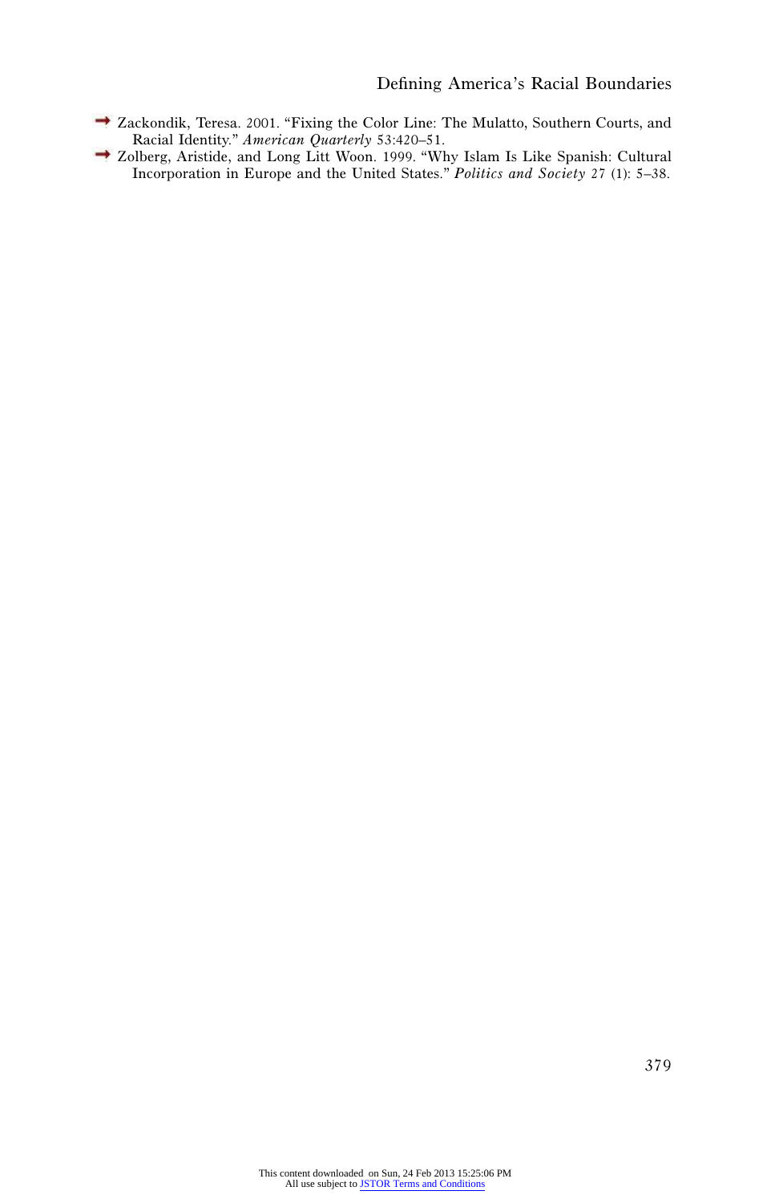Zackondik, Teresa. 2001. "Fixing the Color Line: The Mulatto, Southern Courts, and Racial Identity." *American Quarterly* 53:420–51.

Zolberg, Aristide, and Long Litt Woon. 1999. "Why Islam Is Like Spanish: Cultural Incorporation in Europe and the United States." *Politics and Society* 27 (1): 5–38.